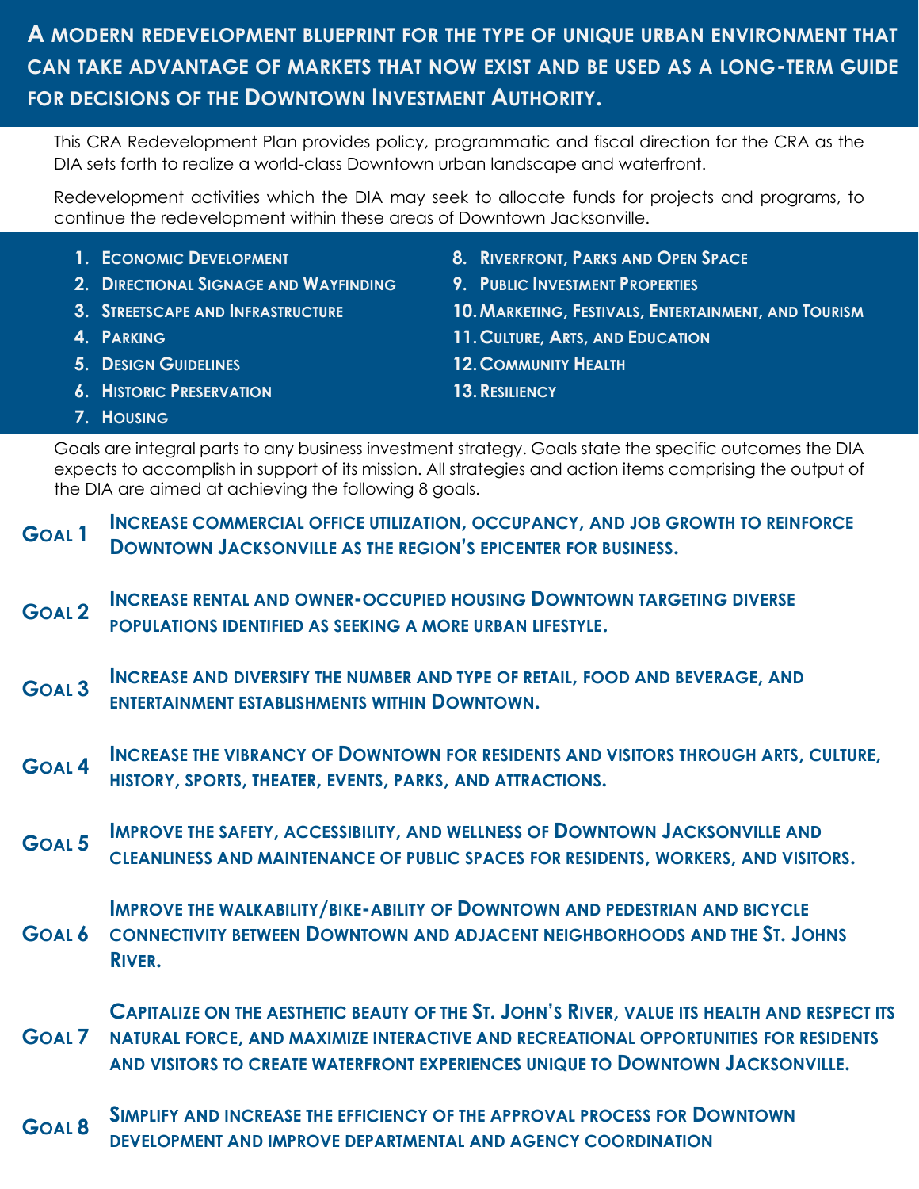# A modern redevelopment blueprint for the type of unique urban environment that can take advantage of markets that now exist and be used as a long-term guide for decisions of the Downtown Investment Authority.

This CRA Redevelopment Plan provides policy, programmatic and fiscal direction for the CRA as the DIA sets forth to realize a world-class Downtown urban landscape and waterfront.

Redevelopment activities which the DIA may seek to allocate funds for projects and programs, to continue the redevelopment within these areas of Downtown Jacksonville.

1. **Economic Development**
2. **Directional Signage and Wayfinding**
3. **Streetscape and Infrastructure**
4. **Parking**
5. **Design Guidelines**
6. **Historic Preservation**
7. **Housing**
8. **Riverfront, Parks and Open Space**
9. **Public Investment Properties**
10. **Marketing, Festivals, Entertainment, and Tourism**
11. **Culture, Arts, and Education**
12. **Community Health**
13. **Resiliency**

Goals are integral parts to any business investment strategy. Goals state the specific outcomes the DIA expects to accomplish in support of its mission. All strategies and action items comprising the output of the DIA are aimed at achieving the following 8 goals.

**Goal 1** — **Increase commercial office utilization, occupancy, and job growth to reinforce Downtown Jacksonville as the region's epicenter for business.**

**Goal 2** — **Increase rental and owner-occupied housing Downtown targeting diverse populations identified as seeking a more urban lifestyle.**

**Goal 3** — **Increase and diversify the number and type of retail, food and beverage, and entertainment establishments within Downtown.**

**Goal 4** — **Increase the vibrancy of Downtown for residents and visitors through arts, culture, history, sports, theater, events, parks, and attractions.**

**Goal 5** — **Improve the safety, accessibility, and wellness of Downtown Jacksonville and cleanliness and maintenance of public spaces for residents, workers, and visitors.**

**Goal 6** — **Improve the walkability/bike-ability of Downtown and pedestrian and bicycle connectivity between Downtown and adjacent neighborhoods and the St. Johns River.**

**Goal 7** — **Capitalize on the aesthetic beauty of the St. John's River, value its health and respect its natural force, and maximize interactive and recreational opportunities for residents and visitors to create waterfront experiences unique to Downtown Jacksonville.**

**Goal 8** — **Simplify and increase the efficiency of the approval process for Downtown development and improve departmental and agency coordination**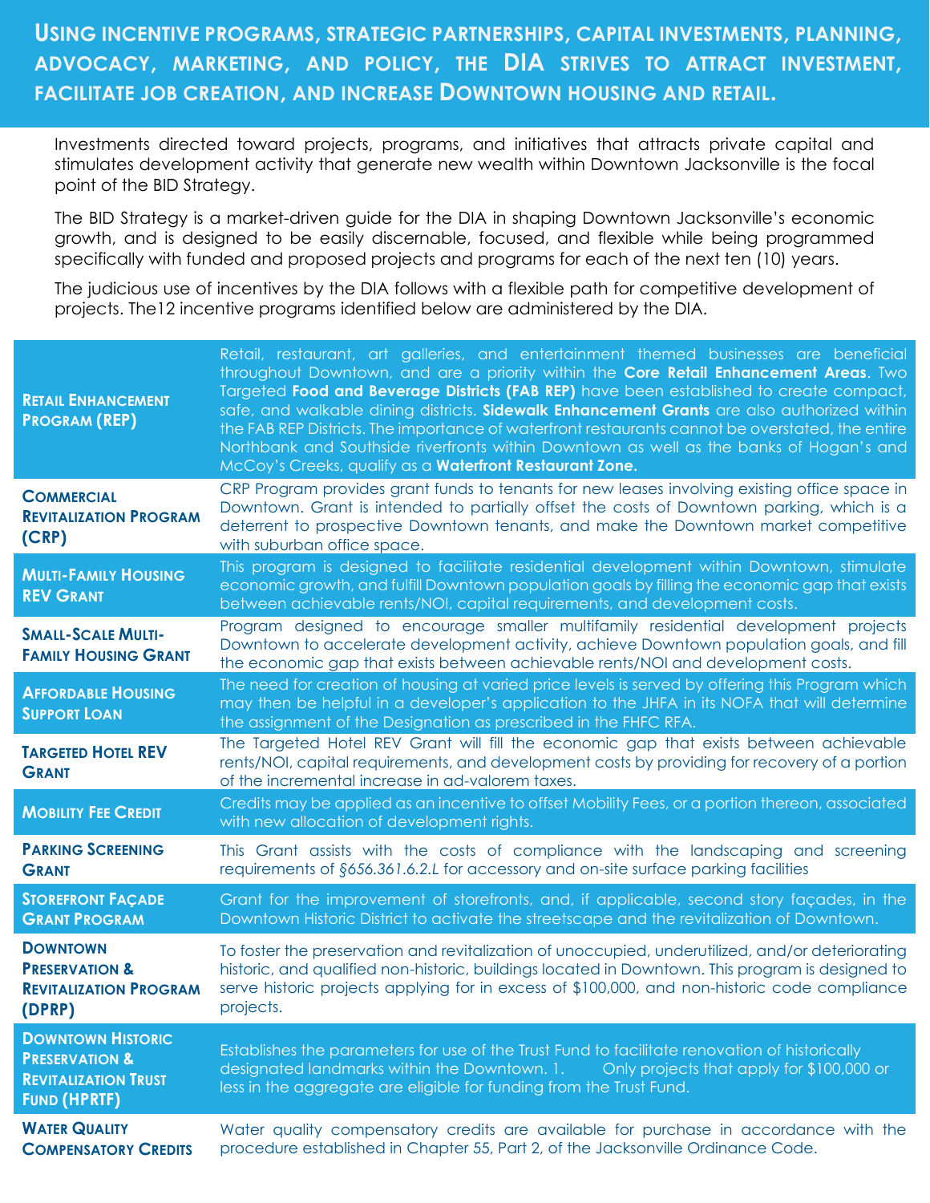# Using incentive programs, strategic partnerships, capital investments, planning, advocacy, marketing, and policy, the DIA strives to attract investment, facilitate job creation, and increase Downtown housing and retail.

Investments directed toward projects, programs, and initiatives that attracts private capital and stimulates development activity that generate new wealth within Downtown Jacksonville is the focal point of the BID Strategy.

The BID Strategy is a market-driven guide for the DIA in shaping Downtown Jacksonville's economic growth, and is designed to be easily discernable, focused, and flexible while being programmed specifically with funded and proposed projects and programs for each of the next ten (10) years.

The judicious use of incentives by the DIA follows with a flexible path for competitive development of projects. The12 incentive programs identified below are administered by the DIA.

| Program | Description |
|---|---|
| **Retail Enhancement Program (REP)** | Retail, restaurant, art galleries, and entertainment themed businesses are beneficial throughout Downtown, and are a priority within the **Core Retail Enhancement Areas**. Two Targeted **Food and Beverage Districts (FAB REP)** have been established to create compact, safe, and walkable dining districts. **Sidewalk Enhancement Grants** are also authorized within the FAB REP Districts. The importance of waterfront restaurants cannot be overstated, the entire Northbank and Southside riverfronts within Downtown as well as the banks of Hogan's and McCoy's Creeks, qualify as a **Waterfront Restaurant Zone.** |
| **Commercial Revitalization Program (CRP)** | CRP Program provides grant funds to tenants for new leases involving existing office space in Downtown. Grant is intended to partially offset the costs of Downtown parking, which is a deterrent to prospective Downtown tenants, and make the Downtown market competitive with suburban office space. |
| **Multi-Family Housing REV Grant** | This program is designed to facilitate residential development within Downtown, stimulate economic growth, and fulfill Downtown population goals by filling the economic gap that exists between achievable rents/NOI, capital requirements, and development costs. |
| **Small-Scale Multi-Family Housing Grant** | Program designed to encourage smaller multifamily residential development projects Downtown to accelerate development activity, achieve Downtown population goals, and fill the economic gap that exists between achievable rents/NOI and development costs. |
| **Affordable Housing Support Loan** | The need for creation of housing at varied price levels is served by offering this Program which may then be helpful in a developer's application to the JHFA in its NOFA that will determine the assignment of the Designation as prescribed in the FHFC RFA. |
| **Targeted Hotel REV Grant** | The Targeted Hotel REV Grant will fill the economic gap that exists between achievable rents/NOI, capital requirements, and development costs by providing for recovery of a portion of the incremental increase in ad-valorem taxes. |
| **Mobility Fee Credit** | Credits may be applied as an incentive to offset Mobility Fees, or a portion thereon, associated with new allocation of development rights. |
| **Parking Screening Grant** | This Grant assists with the costs of compliance with the landscaping and screening requirements of *§656.361.6.2.L* for accessory and on-site surface parking facilities |
| **Storefront Façade Grant Program** | Grant for the improvement of storefronts, and, if applicable, second story façades, in the Downtown Historic District to activate the streetscape and the revitalization of Downtown. |
| **Downtown Preservation & Revitalization Program (DPRP)** | To foster the preservation and revitalization of unoccupied, underutilized, and/or deteriorating historic, and qualified non-historic, buildings located in Downtown. This program is designed to serve historic projects applying for in excess of $100,000, and non-historic code compliance projects. |
| **Downtown Historic Preservation & Revitalization Trust Fund (HPRTF)** | Establishes the parameters for use of the Trust Fund to facilitate renovation of historically designated landmarks within the Downtown. 1. Only projects that apply for $100,000 or less in the aggregate are eligible for funding from the Trust Fund. |
| **Water Quality Compensatory Credits** | Water quality compensatory credits are available for purchase in accordance with the procedure established in Chapter 55, Part 2, of the Jacksonville Ordinance Code. |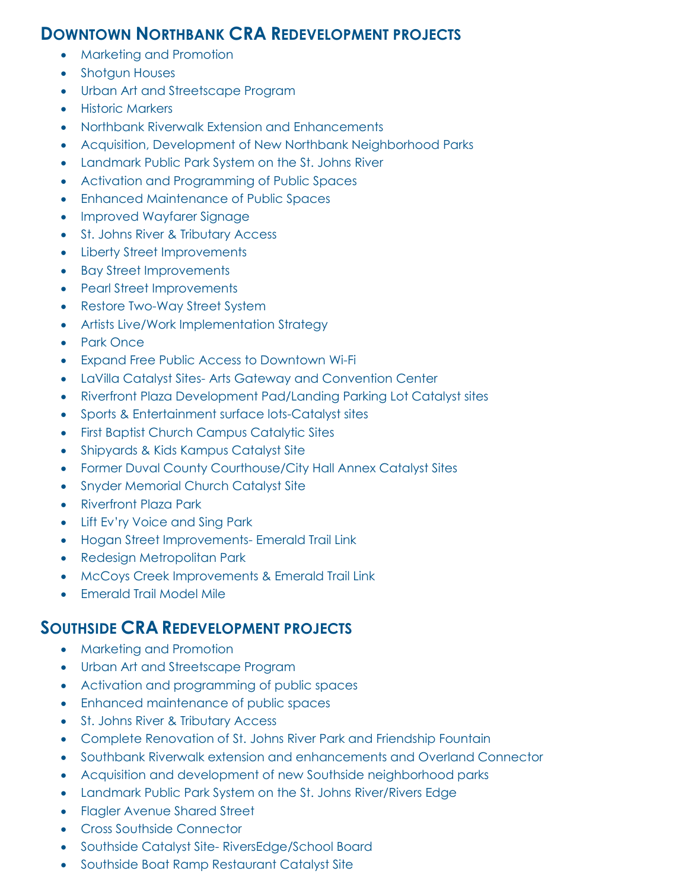## Downtown Northbank CRA Redevelopment projects

- Marketing and Promotion
- Shotgun Houses
- Urban Art and Streetscape Program
- Historic Markers
- Northbank Riverwalk Extension and Enhancements
- Acquisition, Development of New Northbank Neighborhood Parks
- Landmark Public Park System on the St. Johns River
- Activation and Programming of Public Spaces
- Enhanced Maintenance of Public Spaces
- Improved Wayfarer Signage
- St. Johns River & Tributary Access
- Liberty Street Improvements
- Bay Street Improvements
- Pearl Street Improvements
- Restore Two-Way Street System
- Artists Live/Work Implementation Strategy
- Park Once
- Expand Free Public Access to Downtown Wi-Fi
- LaVilla Catalyst Sites- Arts Gateway and Convention Center
- Riverfront Plaza Development Pad/Landing Parking Lot Catalyst sites
- Sports & Entertainment surface lots-Catalyst sites
- First Baptist Church Campus Catalytic Sites
- Shipyards & Kids Kampus Catalyst Site
- Former Duval County Courthouse/City Hall Annex Catalyst Sites
- Snyder Memorial Church Catalyst Site
- Riverfront Plaza Park
- Lift Ev'ry Voice and Sing Park
- Hogan Street Improvements- Emerald Trail Link
- Redesign Metropolitan Park
- McCoys Creek Improvements & Emerald Trail Link
- Emerald Trail Model Mile

## Southside CRA Redevelopment projects

- Marketing and Promotion
- Urban Art and Streetscape Program
- Activation and programming of public spaces
- Enhanced maintenance of public spaces
- St. Johns River & Tributary Access
- Complete Renovation of St. Johns River Park and Friendship Fountain
- Southbank Riverwalk extension and enhancements and Overland Connector
- Acquisition and development of new Southside neighborhood parks
- Landmark Public Park System on the St. Johns River/Rivers Edge
- Flagler Avenue Shared Street
- Cross Southside Connector
- Southside Catalyst Site- RiversEdge/School Board
- Southside Boat Ramp Restaurant Catalyst Site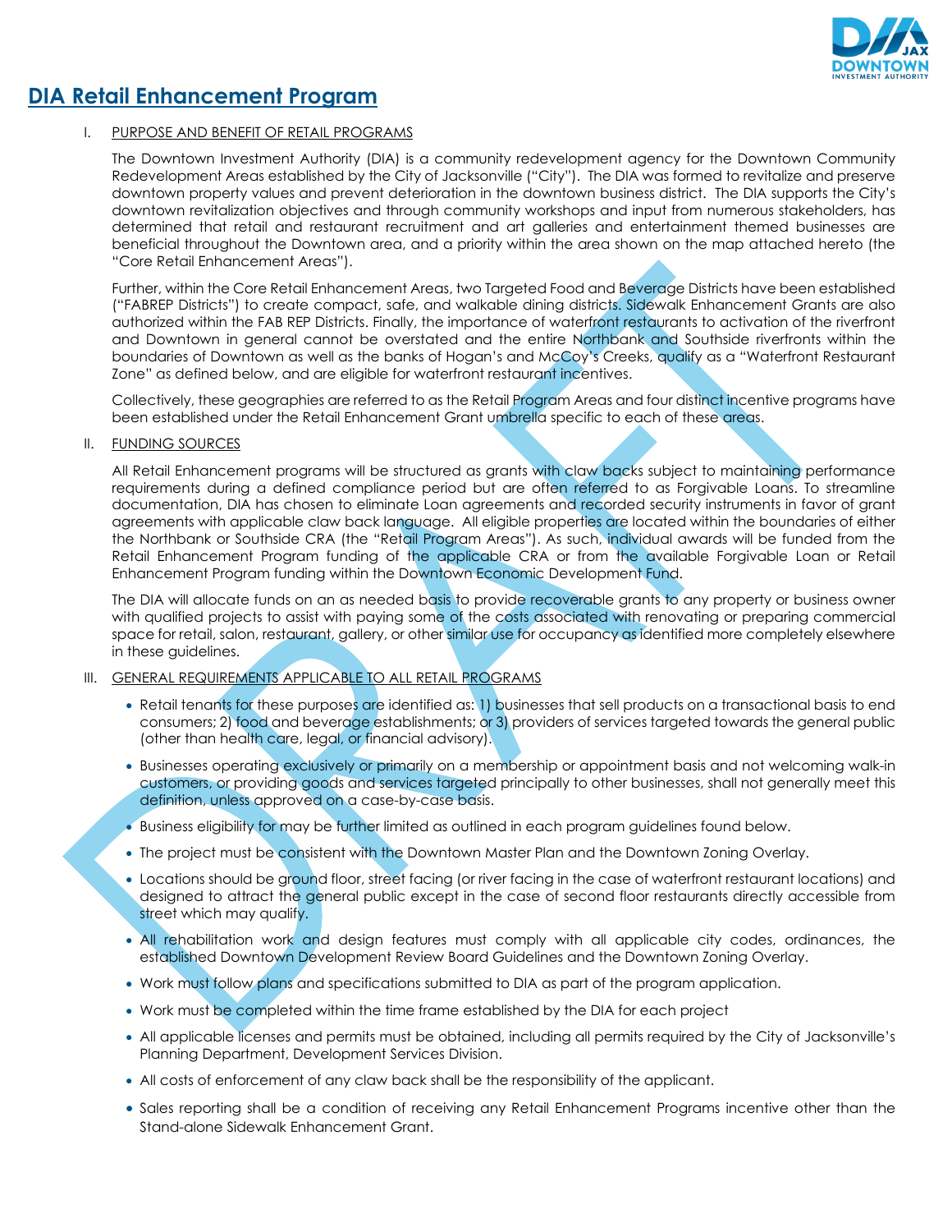# DIA Retail Enhancement Program

## I. PURPOSE AND BENEFIT OF RETAIL PROGRAMS

The Downtown Investment Authority (DIA) is a community redevelopment agency for the Downtown Community Redevelopment Areas established by the City of Jacksonville ("City"). The DIA was formed to revitalize and preserve downtown property values and prevent deterioration in the downtown business district. The DIA supports the City's downtown revitalization objectives and through community workshops and input from numerous stakeholders, has determined that retail and restaurant recruitment and art galleries and entertainment themed businesses are beneficial throughout the Downtown area, and a priority within the area shown on the map attached hereto (the "Core Retail Enhancement Areas").

Further, within the Core Retail Enhancement Areas, two Targeted Food and Beverage Districts have been established ("FABREP Districts") to create compact, safe, and walkable dining districts. Sidewalk Enhancement Grants are also authorized within the FAB REP Districts. Finally, the importance of waterfront restaurants to activation of the riverfront and Downtown in general cannot be overstated and the entire Northbank and Southside riverfronts within the boundaries of Downtown as well as the banks of Hogan's and McCoy's Creeks, qualify as a "Waterfront Restaurant Zone" as defined below, and are eligible for waterfront restaurant incentives.

Collectively, these geographies are referred to as the Retail Program Areas and four distinct incentive programs have been established under the Retail Enhancement Grant umbrella specific to each of these areas.

## II. FUNDING SOURCES

All Retail Enhancement programs will be structured as grants with claw backs subject to maintaining performance requirements during a defined compliance period but are often referred to as Forgivable Loans. To streamline documentation, DIA has chosen to eliminate Loan agreements and recorded security instruments in favor of grant agreements with applicable claw back language. All eligible properties are located within the boundaries of either the Northbank or Southside CRA (the "Retail Program Areas"). As such, individual awards will be funded from the Retail Enhancement Program funding of the applicable CRA or from the available Forgivable Loan or Retail Enhancement Program funding within the Downtown Economic Development Fund.

The DIA will allocate funds on an as needed basis to provide recoverable grants to any property or business owner with qualified projects to assist with paying some of the costs associated with renovating or preparing commercial space for retail, salon, restaurant, gallery, or other similar use for occupancy as identified more completely elsewhere in these guidelines.

## III. GENERAL REQUIREMENTS APPLICABLE TO ALL RETAIL PROGRAMS

- Retail tenants for these purposes are identified as: 1) businesses that sell products on a transactional basis to end consumers; 2) food and beverage establishments; or 3) providers of services targeted towards the general public (other than health care, legal, or financial advisory).
- Businesses operating exclusively or primarily on a membership or appointment basis and not welcoming walk-in customers, or providing goods and services targeted principally to other businesses, shall not generally meet this definition, unless approved on a case-by-case basis.
- Business eligibility for may be further limited as outlined in each program guidelines found below.
- The project must be consistent with the Downtown Master Plan and the Downtown Zoning Overlay.
- Locations should be ground floor, street facing (or river facing in the case of waterfront restaurant locations) and designed to attract the general public except in the case of second floor restaurants directly accessible from street which may qualify.
- All rehabilitation work and design features must comply with all applicable city codes, ordinances, the established Downtown Development Review Board Guidelines and the Downtown Zoning Overlay.
- Work must follow plans and specifications submitted to DIA as part of the program application.
- Work must be completed within the time frame established by the DIA for each project
- All applicable licenses and permits must be obtained, including all permits required by the City of Jacksonville's Planning Department, Development Services Division.
- All costs of enforcement of any claw back shall be the responsibility of the applicant.
- Sales reporting shall be a condition of receiving any Retail Enhancement Programs incentive other than the Stand-alone Sidewalk Enhancement Grant.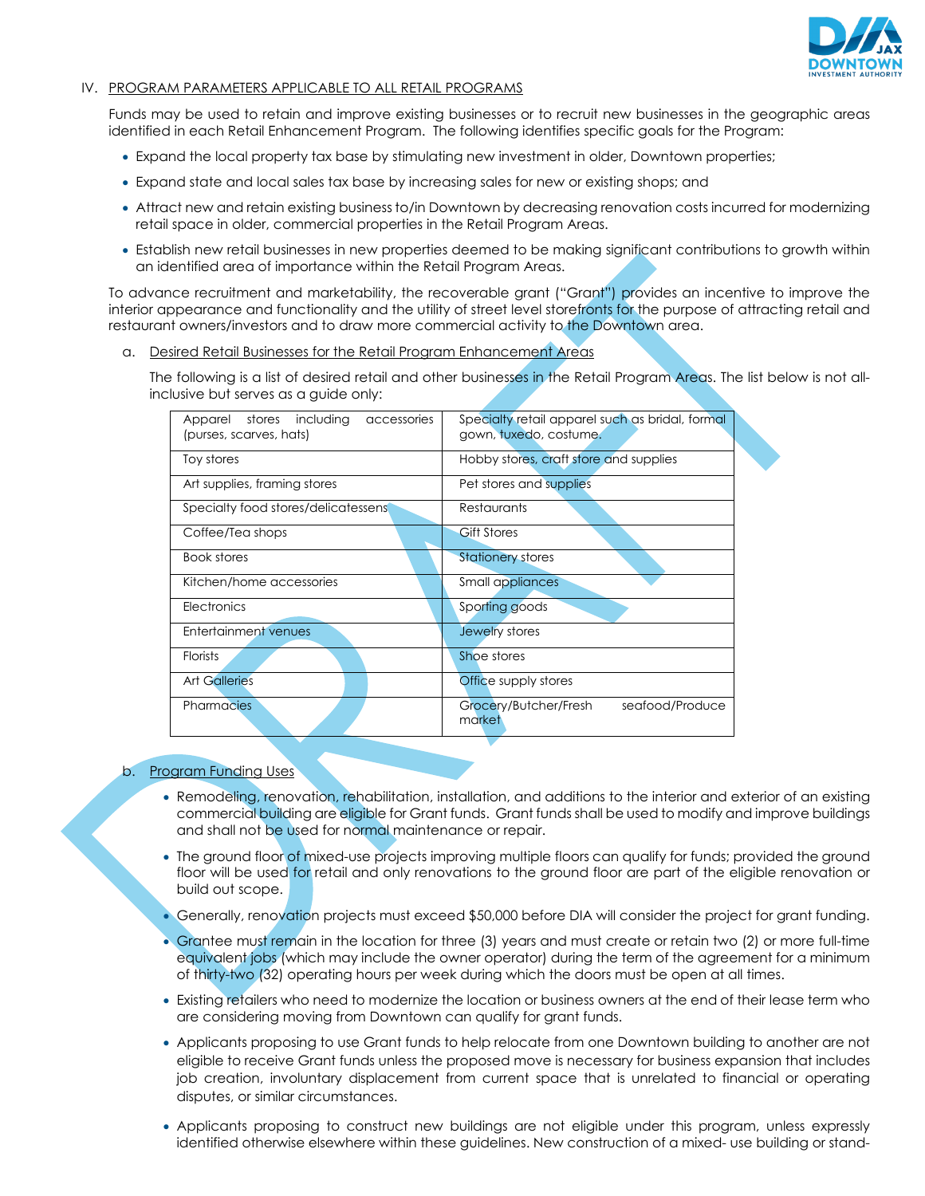## IV. PROGRAM PARAMETERS APPLICABLE TO ALL RETAIL PROGRAMS

Funds may be used to retain and improve existing businesses or to recruit new businesses in the geographic areas identified in each Retail Enhancement Program. The following identifies specific goals for the Program:

- Expand the local property tax base by stimulating new investment in older, Downtown properties;
- Expand state and local sales tax base by increasing sales for new or existing shops; and
- Attract new and retain existing business to/in Downtown by decreasing renovation costs incurred for modernizing retail space in older, commercial properties in the Retail Program Areas.
- Establish new retail businesses in new properties deemed to be making significant contributions to growth within an identified area of importance within the Retail Program Areas.

To advance recruitment and marketability, the recoverable grant ("Grant") provides an incentive to improve the interior appearance and functionality and the utility of street level storefronts for the purpose of attracting retail and restaurant owners/investors and to draw more commercial activity to the Downtown area.

### a. Desired Retail Businesses for the Retail Program Enhancement Areas

The following is a list of desired retail and other businesses in the Retail Program Areas. The list below is not all-inclusive but serves as a guide only:

| | |
|---|---|
| Apparel stores including accessories (purses, scarves, hats) | Specialty retail apparel such as bridal, formal gown, tuxedo, costume. |
| Toy stores | Hobby stores, craft store and supplies |
| Art supplies, framing stores | Pet stores and supplies |
| Specialty food stores/delicatessens | Restaurants |
| Coffee/Tea shops | Gift Stores |
| Book stores | Stationery stores |
| Kitchen/home accessories | Small appliances |
| Electronics | Sporting goods |
| Entertainment venues | Jewelry stores |
| Florists | Shoe stores |
| Art Galleries | Office supply stores |
| Pharmacies | Grocery/Butcher/Fresh seafood/Produce market |

### b. Program Funding Uses

- Remodeling, renovation, rehabilitation, installation, and additions to the interior and exterior of an existing commercial building are eligible for Grant funds. Grant funds shall be used to modify and improve buildings and shall not be used for normal maintenance or repair.
- The ground floor of mixed-use projects improving multiple floors can qualify for funds; provided the ground floor will be used for retail and only renovations to the ground floor are part of the eligible renovation or build out scope.
- Generally, renovation projects must exceed $50,000 before DIA will consider the project for grant funding.
- Grantee must remain in the location for three (3) years and must create or retain two (2) or more full-time equivalent jobs (which may include the owner operator) during the term of the agreement for a minimum of thirty-two (32) operating hours per week during which the doors must be open at all times.
- Existing retailers who need to modernize the location or business owners at the end of their lease term who are considering moving from Downtown can qualify for grant funds.
- Applicants proposing to use Grant funds to help relocate from one Downtown building to another are not eligible to receive Grant funds unless the proposed move is necessary for business expansion that includes job creation, involuntary displacement from current space that is unrelated to financial or operating disputes, or similar circumstances.
- Applicants proposing to construct new buildings are not eligible under this program, unless expressly identified otherwise elsewhere within these guidelines. New construction of a mixed- use building or stand-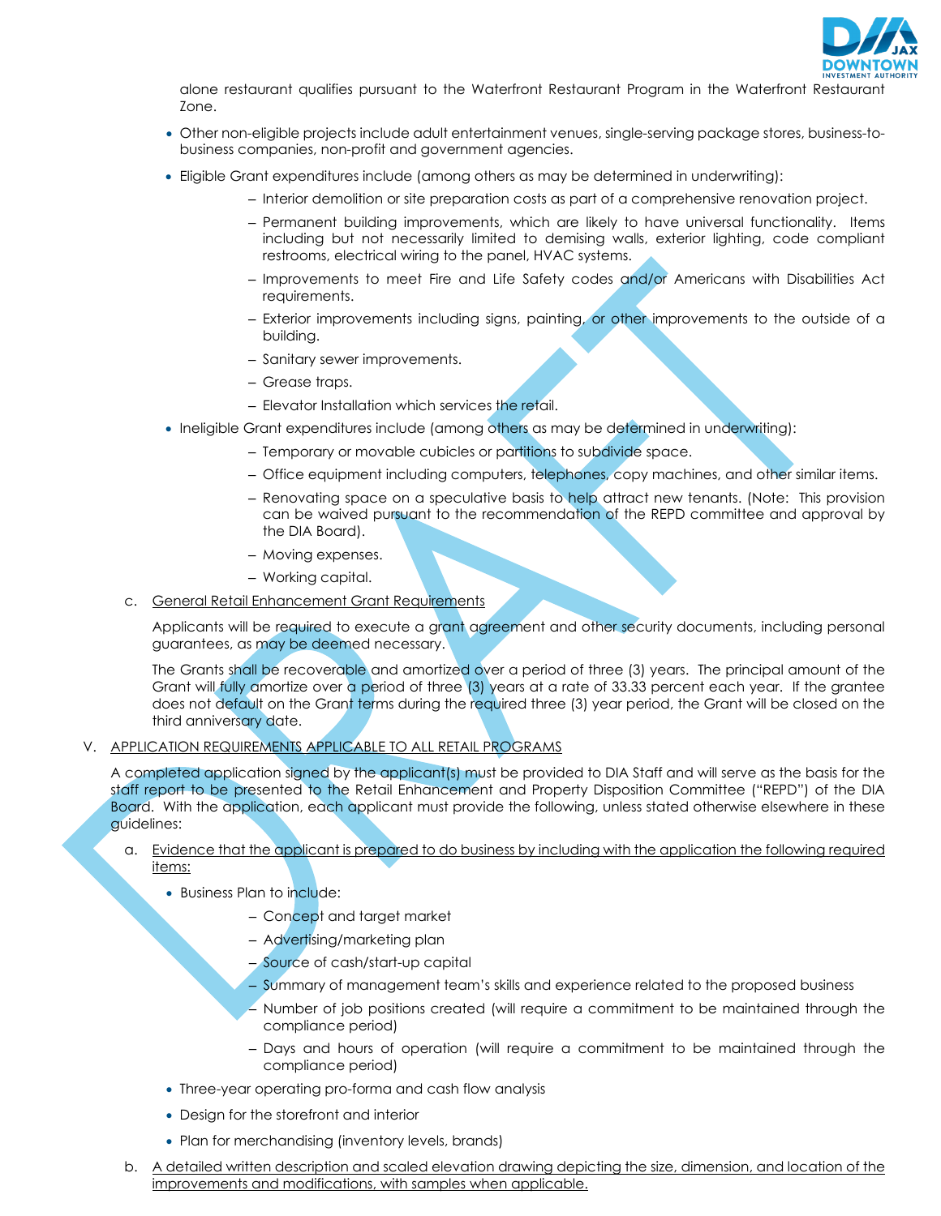alone restaurant qualifies pursuant to the Waterfront Restaurant Program in the Waterfront Restaurant Zone.

- Other non-eligible projects include adult entertainment venues, single-serving package stores, business-to-business companies, non-profit and government agencies.
- Eligible Grant expenditures include (among others as may be determined in underwriting):
  - Interior demolition or site preparation costs as part of a comprehensive renovation project.
  - Permanent building improvements, which are likely to have universal functionality. Items including but not necessarily limited to demising walls, exterior lighting, code compliant restrooms, electrical wiring to the panel, HVAC systems.
  - Improvements to meet Fire and Life Safety codes and/or Americans with Disabilities Act requirements.
  - Exterior improvements including signs, painting, or other improvements to the outside of a building.
  - Sanitary sewer improvements.
  - Grease traps.
  - Elevator Installation which services the retail.
- Ineligible Grant expenditures include (among others as may be determined in underwriting):
  - Temporary or movable cubicles or partitions to subdivide space.
  - Office equipment including computers, telephones, copy machines, and other similar items.
  - Renovating space on a speculative basis to help attract new tenants. (Note: This provision can be waived pursuant to the recommendation of the REPD committee and approval by the DIA Board).
  - Moving expenses.
  - Working capital.

c. General Retail Enhancement Grant Requirements

Applicants will be required to execute a grant agreement and other security documents, including personal guarantees, as may be deemed necessary.

The Grants shall be recoverable and amortized over a period of three (3) years. The principal amount of the Grant will fully amortize over a period of three (3) years at a rate of 33.33 percent each year. If the grantee does not default on the Grant terms during the required three (3) year period, the Grant will be closed on the third anniversary date.

## V. APPLICATION REQUIREMENTS APPLICABLE TO ALL RETAIL PROGRAMS

A completed application signed by the applicant(s) must be provided to DIA Staff and will serve as the basis for the staff report to be presented to the Retail Enhancement and Property Disposition Committee ("REPD") of the DIA Board. With the application, each applicant must provide the following, unless stated otherwise elsewhere in these guidelines:

a. Evidence that the applicant is prepared to do business by including with the application the following required items:

- Business Plan to include:
  - Concept and target market
  - Advertising/marketing plan
  - Source of cash/start-up capital
  - Summary of management team's skills and experience related to the proposed business
  - Number of job positions created (will require a commitment to be maintained through the compliance period)
  - Days and hours of operation (will require a commitment to be maintained through the compliance period)
- Three-year operating pro-forma and cash flow analysis
- Design for the storefront and interior
- Plan for merchandising (inventory levels, brands)

b. A detailed written description and scaled elevation drawing depicting the size, dimension, and location of the improvements and modifications, with samples when applicable.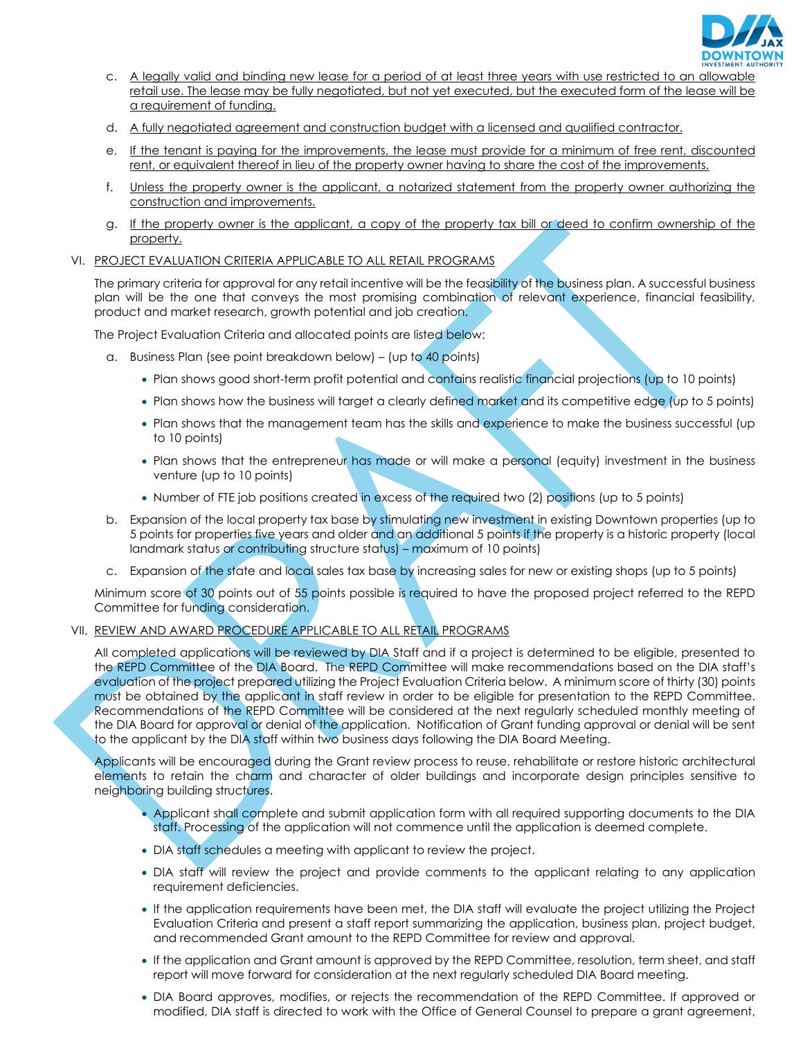c. A legally valid and binding new lease for a period of at least three years with use restricted to an allowable retail use. The lease may be fully negotiated, but not yet executed, but the executed form of the lease will be a requirement of funding.

d. A fully negotiated agreement and construction budget with a licensed and qualified contractor.

e. If the tenant is paying for the improvements, the lease must provide for a minimum of free rent, discounted rent, or equivalent thereof in lieu of the property owner having to share the cost of the improvements.

f. Unless the property owner is the applicant, a notarized statement from the property owner authorizing the construction and improvements.

g. If the property owner is the applicant, a copy of the property tax bill or deed to confirm ownership of the property.

VI. PROJECT EVALUATION CRITERIA APPLICABLE TO ALL RETAIL PROGRAMS

The primary criteria for approval for any retail incentive will be the feasibility of the business plan. A successful business plan will be the one that conveys the most promising combination of relevant experience, financial feasibility, product and market research, growth potential and job creation.

The Project Evaluation Criteria and allocated points are listed below:

a. Business Plan (see point breakdown below) – (up to 40 points)

- Plan shows good short-term profit potential and contains realistic financial projections (up to 10 points)
- Plan shows how the business will target a clearly defined market and its competitive edge (up to 5 points)
- Plan shows that the management team has the skills and experience to make the business successful (up to 10 points)
- Plan shows that the entrepreneur has made or will make a personal (equity) investment in the business venture (up to 10 points)
- Number of FTE job positions created in excess of the required two (2) positions (up to 5 points)

b. Expansion of the local property tax base by stimulating new investment in existing Downtown properties (up to 5 points for properties five years and older and an additional 5 points if the property is a historic property (local landmark status or contributing structure status) – maximum of 10 points)

c. Expansion of the state and local sales tax base by increasing sales for new or existing shops (up to 5 points)

Minimum score of 30 points out of 55 points possible is required to have the proposed project referred to the REPD Committee for funding consideration.

VII. REVIEW AND AWARD PROCEDURE APPLICABLE TO ALL RETAIL PROGRAMS

All completed applications will be reviewed by DIA Staff and if a project is determined to be eligible, presented to the REPD Committee of the DIA Board. The REPD Committee will make recommendations based on the DIA staff's evaluation of the project prepared utilizing the Project Evaluation Criteria below. A minimum score of thirty (30) points must be obtained by the applicant in staff review in order to be eligible for presentation to the REPD Committee. Recommendations of the REPD Committee will be considered at the next regularly scheduled monthly meeting of the DIA Board for approval or denial of the application. Notification of Grant funding approval or denial will be sent to the applicant by the DIA staff within two business days following the DIA Board Meeting.

Applicants will be encouraged during the Grant review process to reuse, rehabilitate or restore historic architectural elements to retain the charm and character of older buildings and incorporate design principles sensitive to neighboring building structures.

- Applicant shall complete and submit application form with all required supporting documents to the DIA staff. Processing of the application will not commence until the application is deemed complete.
- DIA staff schedules a meeting with applicant to review the project.
- DIA staff will review the project and provide comments to the applicant relating to any application requirement deficiencies.
- If the application requirements have been met, the DIA staff will evaluate the project utilizing the Project Evaluation Criteria and present a staff report summarizing the application, business plan, project budget, and recommended Grant amount to the REPD Committee for review and approval.
- If the application and Grant amount is approved by the REPD Committee, resolution, term sheet, and staff report will move forward for consideration at the next regularly scheduled DIA Board meeting.
- DIA Board approves, modifies, or rejects the recommendation of the REPD Committee. If approved or modified, DIA staff is directed to work with the Office of General Counsel to prepare a grant agreement,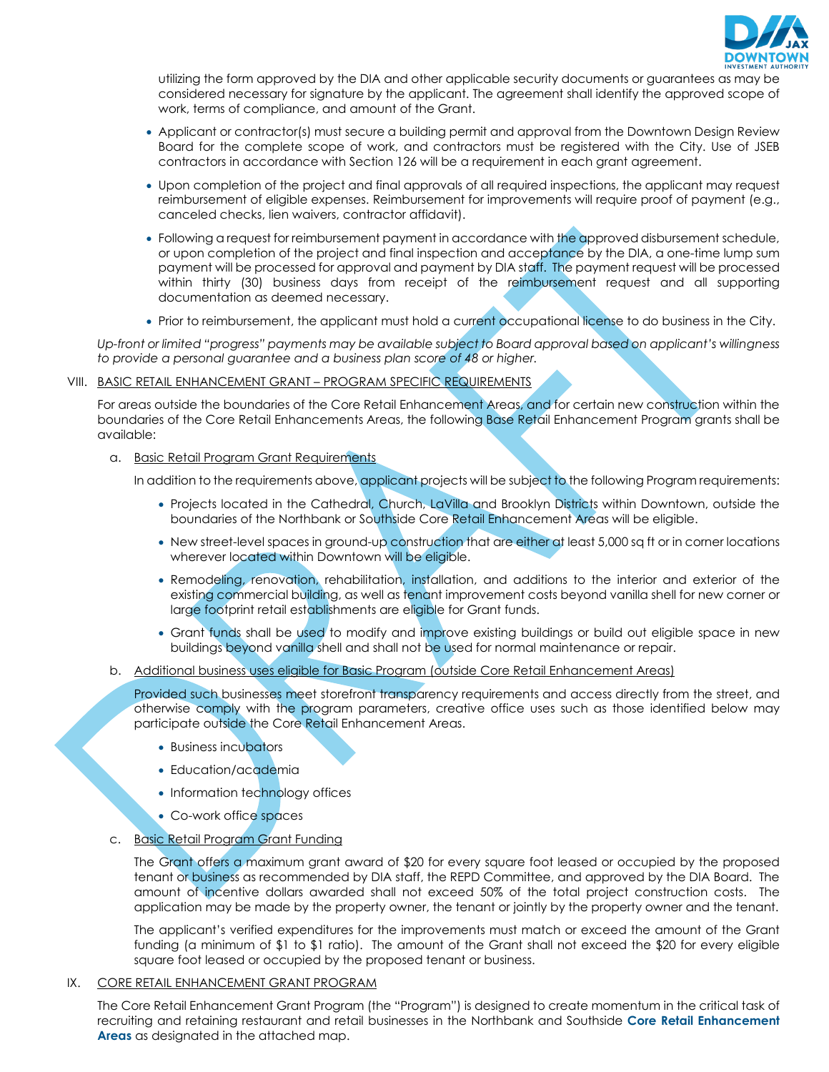utilizing the form approved by the DIA and other applicable security documents or guarantees as may be considered necessary for signature by the applicant. The agreement shall identify the approved scope of work, terms of compliance, and amount of the Grant.

- Applicant or contractor(s) must secure a building permit and approval from the Downtown Design Review Board for the complete scope of work, and contractors must be registered with the City. Use of JSEB contractors in accordance with Section 126 will be a requirement in each grant agreement.
- Upon completion of the project and final approvals of all required inspections, the applicant may request reimbursement of eligible expenses. Reimbursement for improvements will require proof of payment (e.g., canceled checks, lien waivers, contractor affidavit).
- Following a request for reimbursement payment in accordance with the approved disbursement schedule, or upon completion of the project and final inspection and acceptance by the DIA, a one-time lump sum payment will be processed for approval and payment by DIA staff. The payment request will be processed within thirty (30) business days from receipt of the reimbursement request and all supporting documentation as deemed necessary.
- Prior to reimbursement, the applicant must hold a current occupational license to do business in the City.

*Up-front or limited "progress" payments may be available subject to Board approval based on applicant's willingness to provide a personal guarantee and a business plan score of 48 or higher.*

## VIII. BASIC RETAIL ENHANCEMENT GRANT – PROGRAM SPECIFIC REQUIREMENTS

For areas outside the boundaries of the Core Retail Enhancement Areas, and for certain new construction within the boundaries of the Core Retail Enhancements Areas, the following Base Retail Enhancement Program grants shall be available:

a. Basic Retail Program Grant Requirements

In addition to the requirements above, applicant projects will be subject to the following Program requirements:

- Projects located in the Cathedral, Church, LaVilla and Brooklyn Districts within Downtown, outside the boundaries of the Northbank or Southside Core Retail Enhancement Areas will be eligible.
- New street-level spaces in ground-up construction that are either at least 5,000 sq ft or in corner locations wherever located within Downtown will be eligible.
- Remodeling, renovation, rehabilitation, installation, and additions to the interior and exterior of the existing commercial building, as well as tenant improvement costs beyond vanilla shell for new corner or large footprint retail establishments are eligible for Grant funds.
- Grant funds shall be used to modify and improve existing buildings or build out eligible space in new buildings beyond vanilla shell and shall not be used for normal maintenance or repair.

b. Additional business uses eligible for Basic Program (outside Core Retail Enhancement Areas)

Provided such businesses meet storefront transparency requirements and access directly from the street, and otherwise comply with the program parameters, creative office uses such as those identified below may participate outside the Core Retail Enhancement Areas.

- Business incubators
- Education/academia
- Information technology offices
- Co-work office spaces

c. Basic Retail Program Grant Funding

The Grant offers a maximum grant award of $20 for every square foot leased or occupied by the proposed tenant or business as recommended by DIA staff, the REPD Committee, and approved by the DIA Board. The amount of incentive dollars awarded shall not exceed 50% of the total project construction costs. The application may be made by the property owner, the tenant or jointly by the property owner and the tenant.

The applicant's verified expenditures for the improvements must match or exceed the amount of the Grant funding (a minimum of $1 to $1 ratio). The amount of the Grant shall not exceed the $20 for every eligible square foot leased or occupied by the proposed tenant or business.

## IX. CORE RETAIL ENHANCEMENT GRANT PROGRAM

The Core Retail Enhancement Grant Program (the "Program") is designed to create momentum in the critical task of recruiting and retaining restaurant and retail businesses in the Northbank and Southside **Core Retail Enhancement Areas** as designated in the attached map.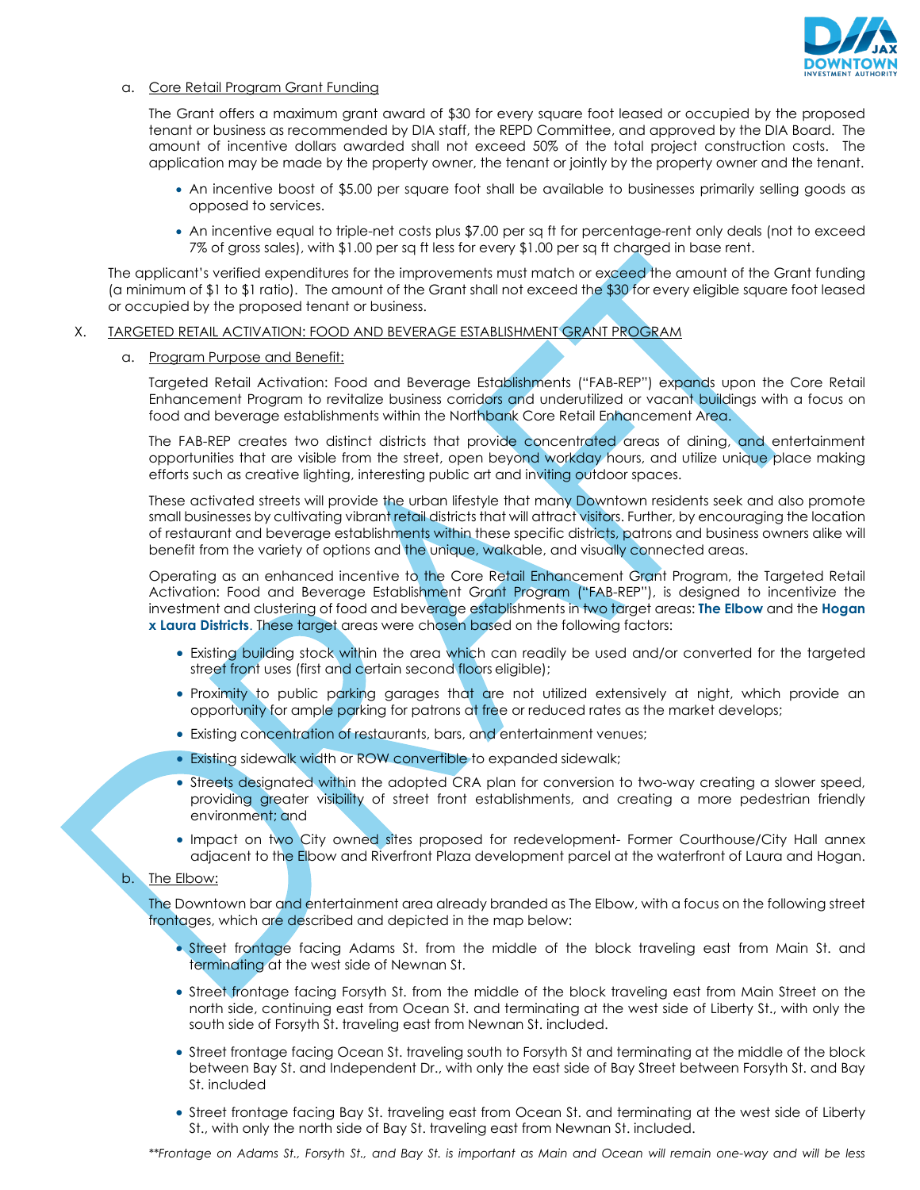a. Core Retail Program Grant Funding

The Grant offers a maximum grant award of $30 for every square foot leased or occupied by the proposed tenant or business as recommended by DIA staff, the REPD Committee, and approved by the DIA Board. The amount of incentive dollars awarded shall not exceed 50% of the total project construction costs. The application may be made by the property owner, the tenant or jointly by the property owner and the tenant.

- An incentive boost of $5.00 per square foot shall be available to businesses primarily selling goods as opposed to services.
- An incentive equal to triple-net costs plus $7.00 per sq ft for percentage-rent only deals (not to exceed 7% of gross sales), with $1.00 per sq ft less for every $1.00 per sq ft charged in base rent.

The applicant's verified expenditures for the improvements must match or exceed the amount of the Grant funding (a minimum of $1 to $1 ratio). The amount of the Grant shall not exceed the $30 for every eligible square foot leased or occupied by the proposed tenant or business.

## X. TARGETED RETAIL ACTIVATION: FOOD AND BEVERAGE ESTABLISHMENT GRANT PROGRAM

a. Program Purpose and Benefit:

Targeted Retail Activation: Food and Beverage Establishments ("FAB-REP") expands upon the Core Retail Enhancement Program to revitalize business corridors and underutilized or vacant buildings with a focus on food and beverage establishments within the Northbank Core Retail Enhancement Area.

The FAB-REP creates two distinct districts that provide concentrated areas of dining, and entertainment opportunities that are visible from the street, open beyond workday hours, and utilize unique place making efforts such as creative lighting, interesting public art and inviting outdoor spaces.

These activated streets will provide the urban lifestyle that many Downtown residents seek and also promote small businesses by cultivating vibrant retail districts that will attract visitors. Further, by encouraging the location of restaurant and beverage establishments within these specific districts, patrons and business owners alike will benefit from the variety of options and the unique, walkable, and visually connected areas.

Operating as an enhanced incentive to the Core Retail Enhancement Grant Program, the Targeted Retail Activation: Food and Beverage Establishment Grant Program ("FAB-REP"), is designed to incentivize the investment and clustering of food and beverage establishments in two target areas: **The Elbow** and the **Hogan x Laura Districts**. These target areas were chosen based on the following factors:

- Existing building stock within the area which can readily be used and/or converted for the targeted street front uses (first and certain second floors eligible);
- Proximity to public parking garages that are not utilized extensively at night, which provide an opportunity for ample parking for patrons at free or reduced rates as the market develops;
- Existing concentration of restaurants, bars, and entertainment venues;
- Existing sidewalk width or ROW convertible to expanded sidewalk;
- Streets designated within the adopted CRA plan for conversion to two-way creating a slower speed, providing greater visibility of street front establishments, and creating a more pedestrian friendly environment; and
- Impact on two City owned sites proposed for redevelopment- Former Courthouse/City Hall annex adjacent to the Elbow and Riverfront Plaza development parcel at the waterfront of Laura and Hogan.

b. The Elbow:

The Downtown bar and entertainment area already branded as The Elbow, with a focus on the following street frontages, which are described and depicted in the map below:

- Street frontage facing Adams St. from the middle of the block traveling east from Main St. and terminating at the west side of Newnan St.
- Street frontage facing Forsyth St. from the middle of the block traveling east from Main Street on the north side, continuing east from Ocean St. and terminating at the west side of Liberty St., with only the south side of Forsyth St. traveling east from Newnan St. included.
- Street frontage facing Ocean St. traveling south to Forsyth St and terminating at the middle of the block between Bay St. and Independent Dr., with only the east side of Bay Street between Forsyth St. and Bay St. included
- Street frontage facing Bay St. traveling east from Ocean St. and terminating at the west side of Liberty St., with only the north side of Bay St. traveling east from Newnan St. included.

*\*\*Frontage on Adams St., Forsyth St., and Bay St. is important as Main and Ocean will remain one-way and will be less*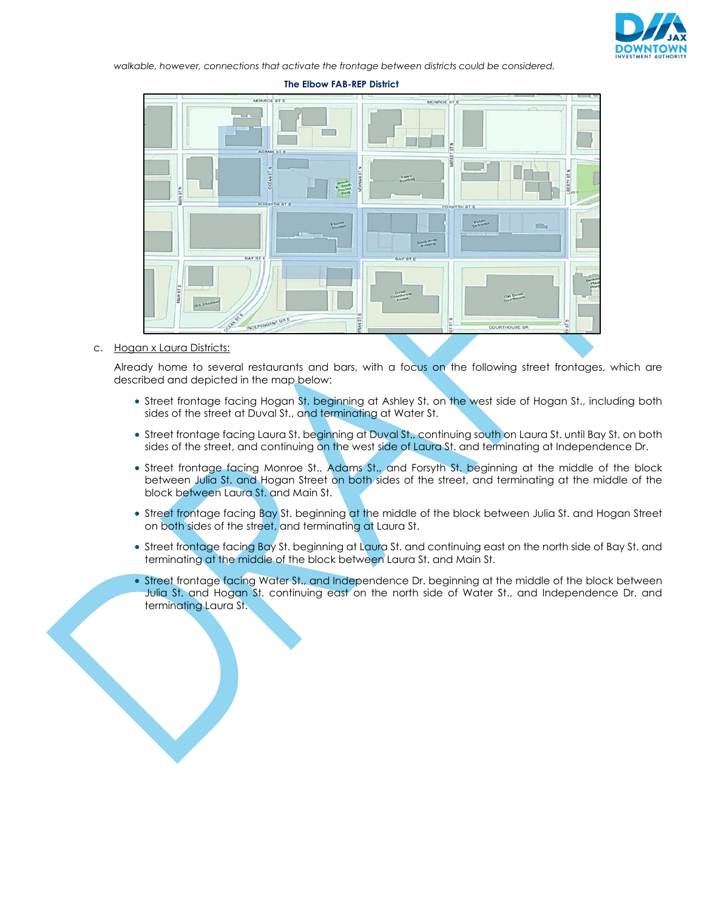*walkable, however, connections that activate the frontage between districts could be considered.*

**The Elbow FAB-REP District**

c. Hogan x Laura Districts:

Already home to several restaurants and bars, with a focus on the following street frontages, which are described and depicted in the map below:

- Street frontage facing Hogan St. beginning at Ashley St. on the west side of Hogan St., including both sides of the street at Duval St., and terminating at Water St.
- Street frontage facing Laura St. beginning at Duval St., continuing south on Laura St. until Bay St. on both sides of the street, and continuing on the west side of Laura St. and terminating at Independence Dr.
- Street frontage facing Monroe St., Adams St., and Forsyth St. beginning at the middle of the block between Julia St. and Hogan Street on both sides of the street, and terminating at the middle of the block between Laura St. and Main St.
- Street frontage facing Bay St. beginning at the middle of the block between Julia St. and Hogan Street on both sides of the street, and terminating at Laura St.
- Street frontage facing Bay St. beginning at Laura St. and continuing east on the north side of Bay St. and terminating at the middle of the block between Laura St. and Main St.
- Street frontage facing Water St., and Independence Dr. beginning at the middle of the block between Julia St. and Hogan St. continuing east on the north side of Water St., and Independence Dr. and terminating Laura St.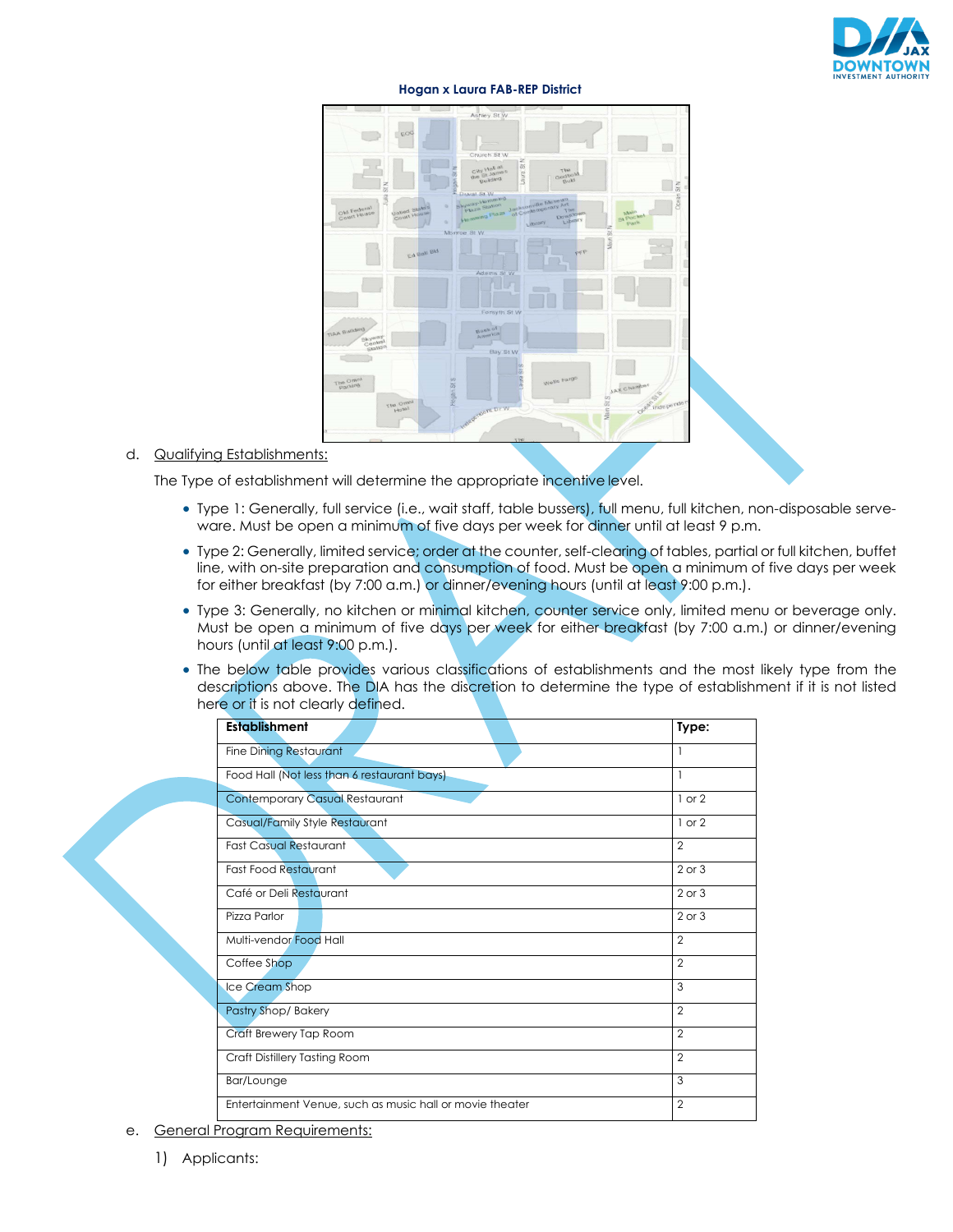**Hogan x Laura FAB-REP District**

d. Qualifying Establishments:

The Type of establishment will determine the appropriate incentive level.

- Type 1: Generally, full service (i.e., wait staff, table bussers), full menu, full kitchen, non-disposable serve-ware. Must be open a minimum of five days per week for dinner until at least 9 p.m.
- Type 2: Generally, limited service; order at the counter, self-clearing of tables, partial or full kitchen, buffet line, with on-site preparation and consumption of food. Must be open a minimum of five days per week for either breakfast (by 7:00 a.m.) or dinner/evening hours (until at least 9:00 p.m.).
- Type 3: Generally, no kitchen or minimal kitchen, counter service only, limited menu or beverage only. Must be open a minimum of five days per week for either breakfast (by 7:00 a.m.) or dinner/evening hours (until at least 9:00 p.m.).
- The below table provides various classifications of establishments and the most likely type from the descriptions above. The DIA has the discretion to determine the type of establishment if it is not listed here or it is not clearly defined.

| Establishment | Type: |
|---|---|
| Fine Dining Restaurant | 1 |
| Food Hall (Not less than 6 restaurant bays) | 1 |
| Contemporary Casual Restaurant | 1 or 2 |
| Casual/Family Style Restaurant | 1 or 2 |
| Fast Casual Restaurant | 2 |
| Fast Food Restaurant | 2 or 3 |
| Café or Deli Restaurant | 2 or 3 |
| Pizza Parlor | 2 or 3 |
| Multi-vendor Food Hall | 2 |
| Coffee Shop | 2 |
| Ice Cream Shop | 3 |
| Pastry Shop/ Bakery | 2 |
| Craft Brewery Tap Room | 2 |
| Craft Distillery Tasting Room | 2 |
| Bar/Lounge | 3 |
| Entertainment Venue, such as music hall or movie theater | 2 |

e. General Program Requirements:

1) Applicants: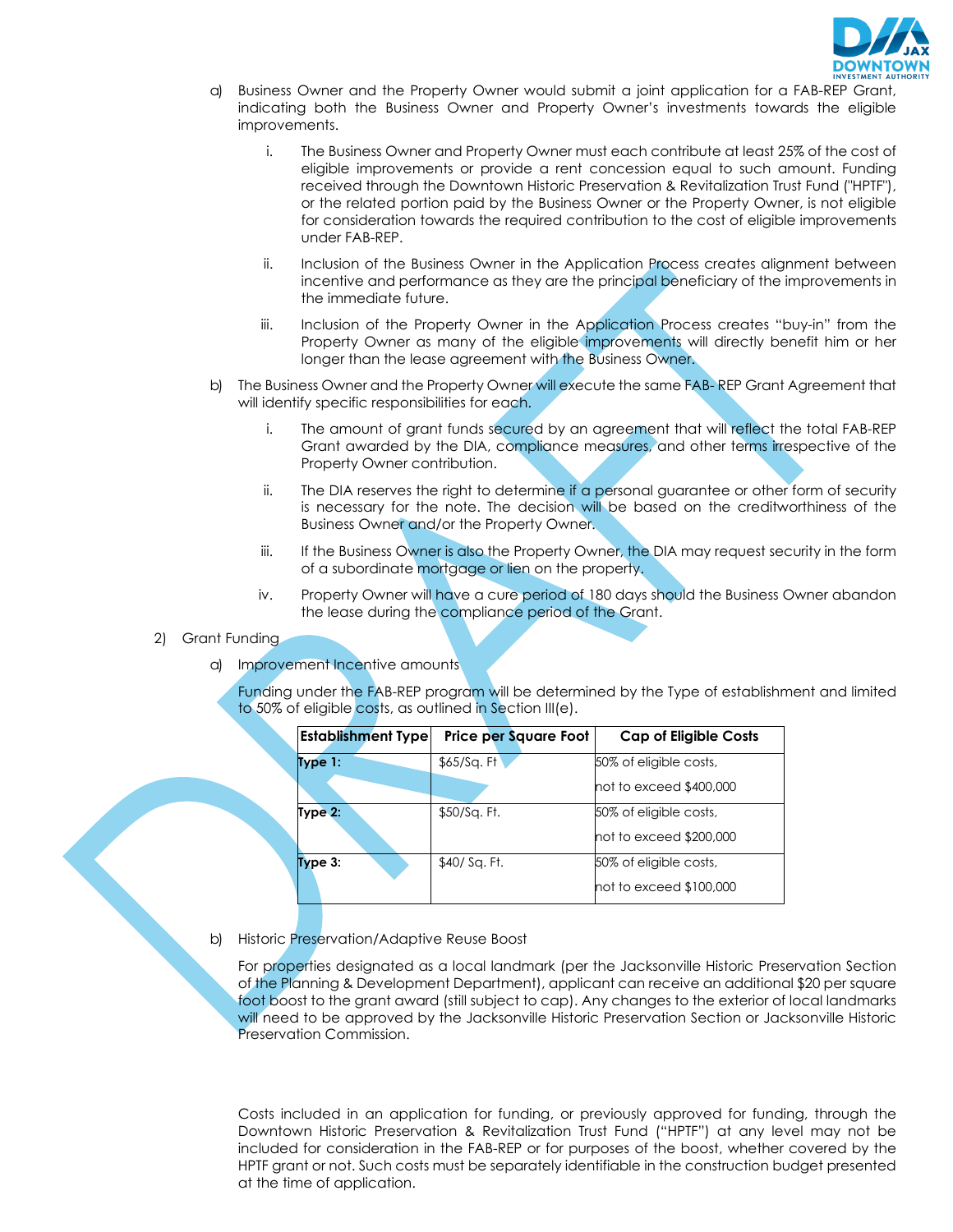a) Business Owner and the Property Owner would submit a joint application for a FAB-REP Grant, indicating both the Business Owner and Property Owner's investments towards the eligible improvements.

   i. The Business Owner and Property Owner must each contribute at least 25% of the cost of eligible improvements or provide a rent concession equal to such amount. Funding received through the Downtown Historic Preservation & Revitalization Trust Fund ("HPTF"), or the related portion paid by the Business Owner or the Property Owner, is not eligible for consideration towards the required contribution to the cost of eligible improvements under FAB-REP.

   ii. Inclusion of the Business Owner in the Application Process creates alignment between incentive and performance as they are the principal beneficiary of the improvements in the immediate future.

   iii. Inclusion of the Property Owner in the Application Process creates "buy-in" from the Property Owner as many of the eligible improvements will directly benefit him or her longer than the lease agreement with the Business Owner.

b) The Business Owner and the Property Owner will execute the same FAB- REP Grant Agreement that will identify specific responsibilities for each.

   i. The amount of grant funds secured by an agreement that will reflect the total FAB-REP Grant awarded by the DIA, compliance measures, and other terms irrespective of the Property Owner contribution.

   ii. The DIA reserves the right to determine if a personal guarantee or other form of security is necessary for the note. The decision will be based on the creditworthiness of the Business Owner and/or the Property Owner.

   iii. If the Business Owner is also the Property Owner, the DIA may request security in the form of a subordinate mortgage or lien on the property.

   iv. Property Owner will have a cure period of 180 days should the Business Owner abandon the lease during the compliance period of the Grant.

2) Grant Funding

a) Improvement Incentive amounts

Funding under the FAB-REP program will be determined by the Type of establishment and limited to 50% of eligible costs, as outlined in Section III(e).

| Establishment Type | Price per Square Foot | Cap of Eligible Costs |
|---|---|---|
| **Type 1:** | $65/Sq. Ft | 50% of eligible costs, not to exceed $400,000 |
| **Type 2:** | $50/Sq. Ft. | 50% of eligible costs, not to exceed $200,000 |
| **Type 3:** | $40/ Sq. Ft. | 50% of eligible costs, not to exceed $100,000 |

b) Historic Preservation/Adaptive Reuse Boost

For properties designated as a local landmark (per the Jacksonville Historic Preservation Section of the Planning & Development Department), applicant can receive an additional $20 per square foot boost to the grant award (still subject to cap). Any changes to the exterior of local landmarks will need to be approved by the Jacksonville Historic Preservation Section or Jacksonville Historic Preservation Commission.

Costs included in an application for funding, or previously approved for funding, through the Downtown Historic Preservation & Revitalization Trust Fund ("HPTF") at any level may not be included for consideration in the FAB-REP or for purposes of the boost, whether covered by the HPTF grant or not. Such costs must be separately identifiable in the construction budget presented at the time of application.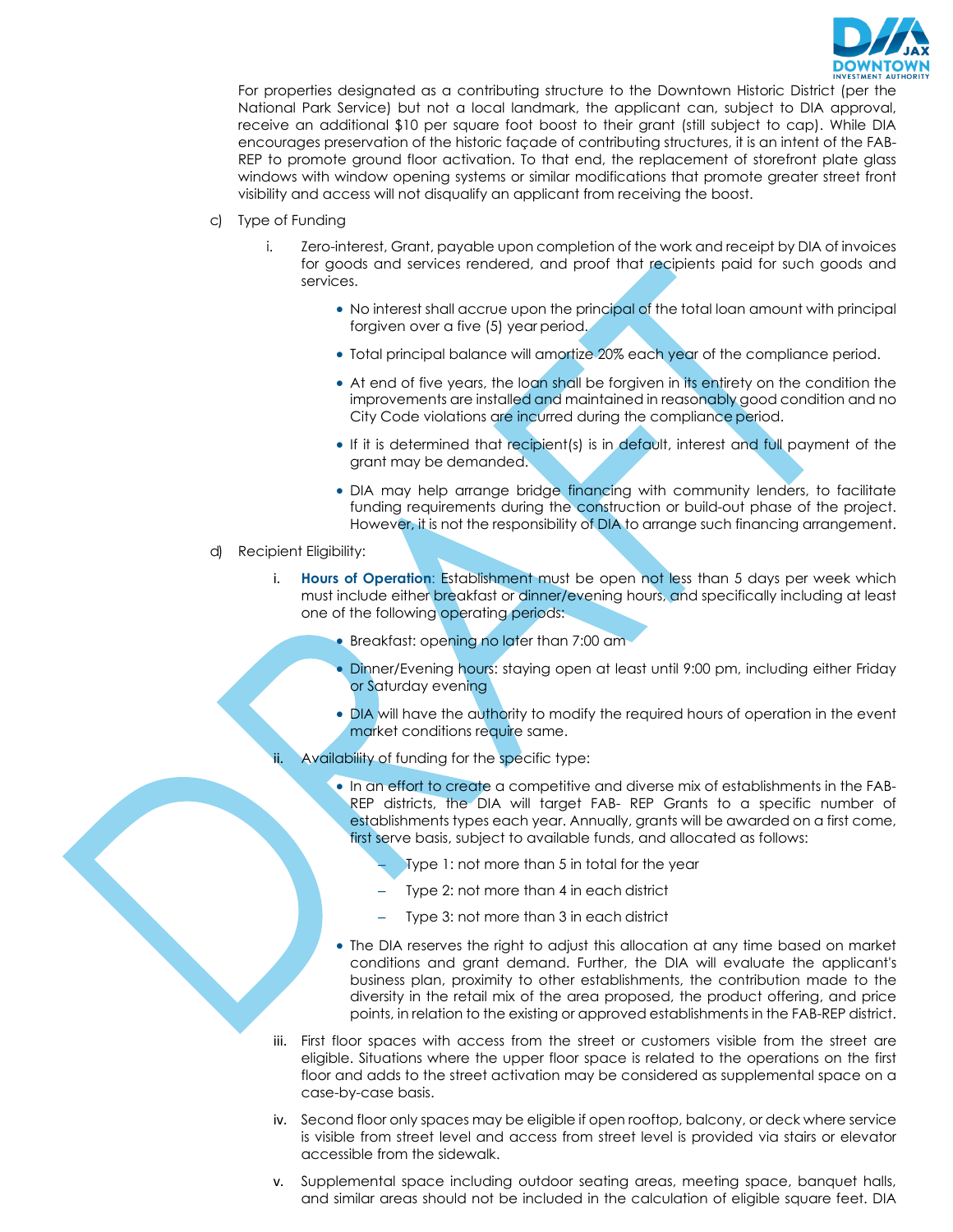For properties designated as a contributing structure to the Downtown Historic District (per the National Park Service) but not a local landmark, the applicant can, subject to DIA approval, receive an additional $10 per square foot boost to their grant (still subject to cap). While DIA encourages preservation of the historic façade of contributing structures, it is an intent of the FAB-REP to promote ground floor activation. To that end, the replacement of storefront plate glass windows with window opening systems or similar modifications that promote greater street front visibility and access will not disqualify an applicant from receiving the boost.

c) Type of Funding

   i. Zero-interest, Grant, payable upon completion of the work and receipt by DIA of invoices for goods and services rendered, and proof that recipients paid for such goods and services.

      - No interest shall accrue upon the principal of the total loan amount with principal forgiven over a five (5) year period.
      - Total principal balance will amortize 20% each year of the compliance period.
      - At end of five years, the loan shall be forgiven in its entirety on the condition the improvements are installed and maintained in reasonably good condition and no City Code violations are incurred during the compliance period.
      - If it is determined that recipient(s) is in default, interest and full payment of the grant may be demanded.
      - DIA may help arrange bridge financing with community lenders, to facilitate funding requirements during the construction or build-out phase of the project. However, it is not the responsibility of DIA to arrange such financing arrangement.

d) Recipient Eligibility:

   i. **Hours of Operation**: Establishment must be open not less than 5 days per week which must include either breakfast or dinner/evening hours, and specifically including at least one of the following operating periods:

      - Breakfast: opening no later than 7:00 am
      - Dinner/Evening hours: staying open at least until 9:00 pm, including either Friday or Saturday evening
      - DIA will have the authority to modify the required hours of operation in the event market conditions require same.

   ii. Availability of funding for the specific type:

      - In an effort to create a competitive and diverse mix of establishments in the FAB-REP districts, the DIA will target FAB- REP Grants to a specific number of establishments types each year. Annually, grants will be awarded on a first come, first serve basis, subject to available funds, and allocated as follows:
         - Type 1: not more than 5 in total for the year
         - Type 2: not more than 4 in each district
         - Type 3: not more than 3 in each district
      - The DIA reserves the right to adjust this allocation at any time based on market conditions and grant demand. Further, the DIA will evaluate the applicant's business plan, proximity to other establishments, the contribution made to the diversity in the retail mix of the area proposed, the product offering, and price points, in relation to the existing or approved establishments in the FAB-REP district.

   iii. First floor spaces with access from the street or customers visible from the street are eligible. Situations where the upper floor space is related to the operations on the first floor and adds to the street activation may be considered as supplemental space on a case-by-case basis.

   iv. Second floor only spaces may be eligible if open rooftop, balcony, or deck where service is visible from street level and access from street level is provided via stairs or elevator accessible from the sidewalk.

   v. Supplemental space including outdoor seating areas, meeting space, banquet halls, and similar areas should not be included in the calculation of eligible square feet. DIA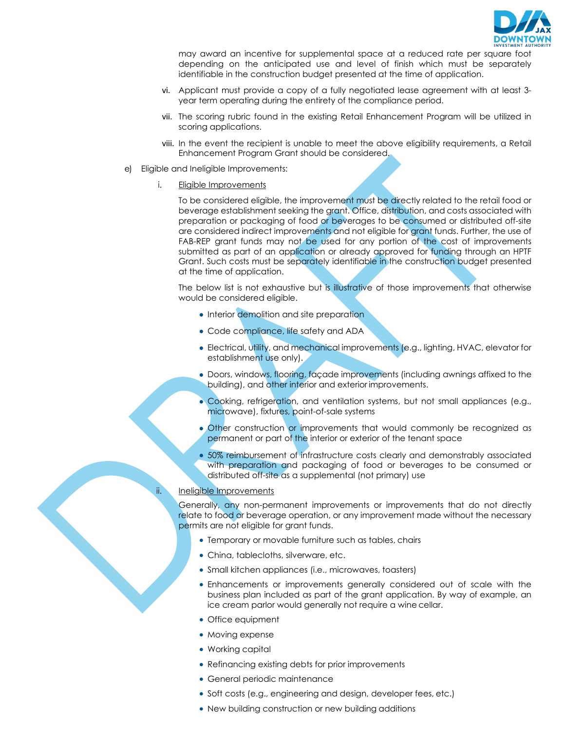may award an incentive for supplemental space at a reduced rate per square foot depending on the anticipated use and level of finish which must be separately identifiable in the construction budget presented at the time of application.

vi. Applicant must provide a copy of a fully negotiated lease agreement with at least 3-year term operating during the entirety of the compliance period.

vii. The scoring rubric found in the existing Retail Enhancement Program will be utilized in scoring applications.

viii. In the event the recipient is unable to meet the above eligibility requirements, a Retail Enhancement Program Grant should be considered.

e) Eligible and Ineligible Improvements:

i. Eligible Improvements

To be considered eligible, the improvement must be directly related to the retail food or beverage establishment seeking the grant. Office, distribution, and costs associated with preparation or packaging of food or beverages to be consumed or distributed off-site are considered indirect improvements and not eligible for grant funds. Further, the use of FAB-REP grant funds may not be used for any portion of the cost of improvements submitted as part of an application or already approved for funding through an HPTF Grant. Such costs must be separately identifiable in the construction budget presented at the time of application.

The below list is not exhaustive but is illustrative of those improvements that otherwise would be considered eligible.

- Interior demolition and site preparation
- Code compliance, life safety and ADA
- Electrical, utility, and mechanical improvements (e.g., lighting, HVAC, elevator for establishment use only).
- Doors, windows, flooring, façade improvements (including awnings affixed to the building), and other interior and exterior improvements.
- Cooking, refrigeration, and ventilation systems, but not small appliances (e.g., microwave), fixtures, point-of-sale systems
- Other construction or improvements that would commonly be recognized as permanent or part of the interior or exterior of the tenant space
- 50% reimbursement of infrastructure costs clearly and demonstrably associated with preparation and packaging of food or beverages to be consumed or distributed off-site as a supplemental (not primary) use

ii. Ineligible Improvements

Generally, any non-permanent improvements or improvements that do not directly relate to food or beverage operation, or any improvement made without the necessary permits are not eligible for grant funds.

- Temporary or movable furniture such as tables, chairs
- China, tablecloths, silverware, etc.
- Small kitchen appliances (i.e., microwaves, toasters)
- Enhancements or improvements generally considered out of scale with the business plan included as part of the grant application. By way of example, an ice cream parlor would generally not require a wine cellar.
- Office equipment
- Moving expense
- Working capital
- Refinancing existing debts for prior improvements
- General periodic maintenance
- Soft costs (e.g., engineering and design, developer fees, etc.)
- New building construction or new building additions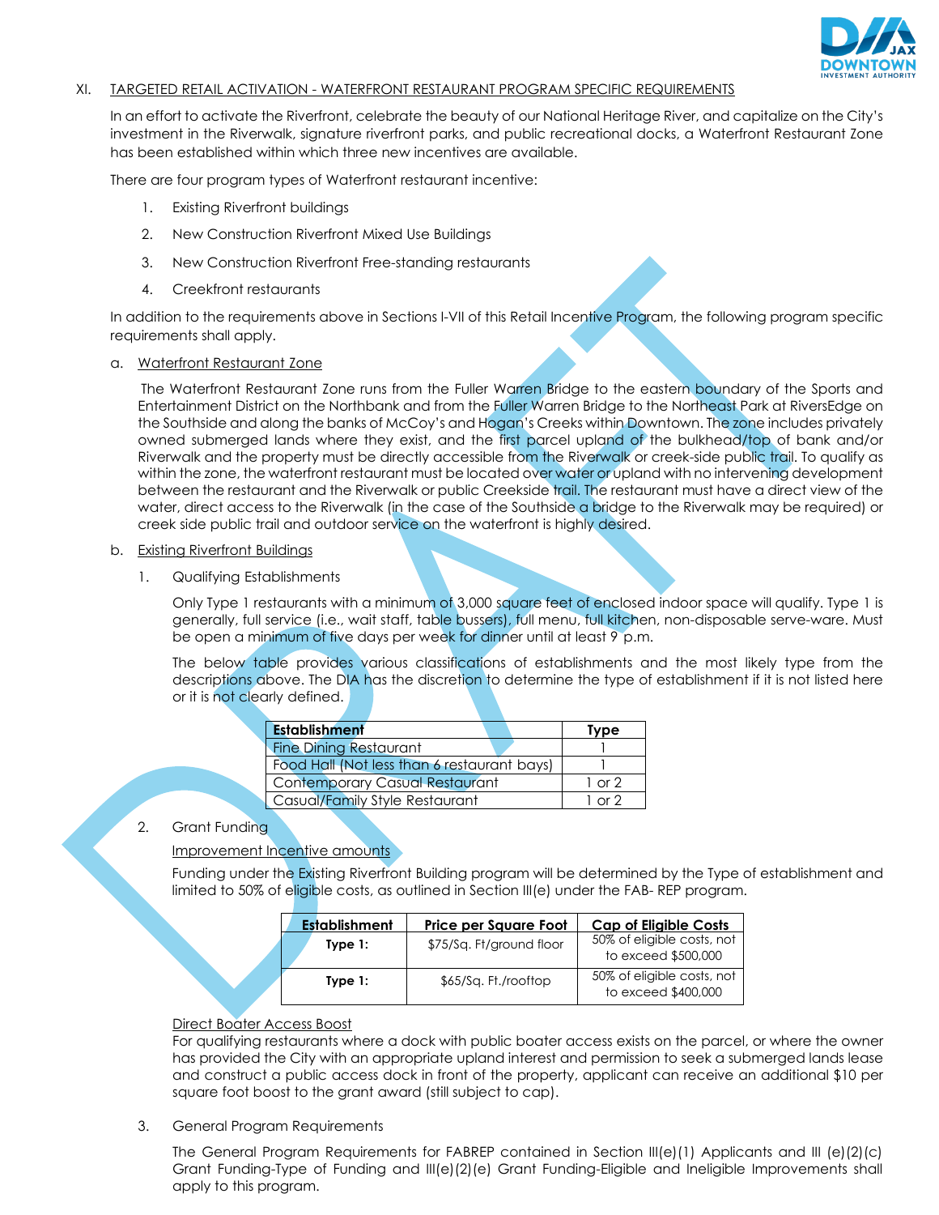## XI. TARGETED RETAIL ACTIVATION - WATERFRONT RESTAURANT PROGRAM SPECIFIC REQUIREMENTS

In an effort to activate the Riverfront, celebrate the beauty of our National Heritage River, and capitalize on the City's investment in the Riverwalk, signature riverfront parks, and public recreational docks, a Waterfront Restaurant Zone has been established within which three new incentives are available.

There are four program types of Waterfront restaurant incentive:

1. Existing Riverfront buildings
2. New Construction Riverfront Mixed Use Buildings
3. New Construction Riverfront Free-standing restaurants
4. Creekfront restaurants

In addition to the requirements above in Sections I-VII of this Retail Incentive Program, the following program specific requirements shall apply.

### a. Waterfront Restaurant Zone

The Waterfront Restaurant Zone runs from the Fuller Warren Bridge to the eastern boundary of the Sports and Entertainment District on the Northbank and from the Fuller Warren Bridge to the Northeast Park at RiversEdge on the Southside and along the banks of McCoy's and Hogan's Creeks within Downtown. The zone includes privately owned submerged lands where they exist, and the first parcel upland of the bulkhead/top of bank and/or Riverwalk and the property must be directly accessible from the Riverwalk or creek-side public trail. To qualify as within the zone, the waterfront restaurant must be located over water or upland with no intervening development between the restaurant and the Riverwalk or public Creekside trail. The restaurant must have a direct view of the water, direct access to the Riverwalk (in the case of the Southside a bridge to the Riverwalk may be required) or creek side public trail and outdoor service on the waterfront is highly desired.

### b. Existing Riverfront Buildings

1. Qualifying Establishments

Only Type 1 restaurants with a minimum of 3,000 square feet of enclosed indoor space will qualify. Type 1 is generally, full service (i.e., wait staff, table bussers), full menu, full kitchen, non-disposable serve-ware. Must be open a minimum of five days per week for dinner until at least 9 p.m.

The below table provides various classifications of establishments and the most likely type from the descriptions above. The DIA has the discretion to determine the type of establishment if it is not listed here or it is not clearly defined.

| Establishment | Type |
|---|---|
| Fine Dining Restaurant | 1 |
| Food Hall (Not less than 6 restaurant bays) | 1 |
| Contemporary Casual Restaurant | 1 or 2 |
| Casual/Family Style Restaurant | 1 or 2 |

2. Grant Funding

Improvement Incentive amounts

Funding under the Existing Riverfront Building program will be determined by the Type of establishment and limited to 50% of eligible costs, as outlined in Section III(e) under the FAB- REP program.

| Establishment | Price per Square Foot | Cap of Eligible Costs |
|---|---|---|
| **Type 1:** | $75/Sq. Ft/ground floor | 50% of eligible costs, not to exceed $500,000 |
| **Type 1:** | $65/Sq. Ft./rooftop | 50% of eligible costs, not to exceed $400,000 |

Direct Boater Access Boost

For qualifying restaurants where a dock with public boater access exists on the parcel, or where the owner has provided the City with an appropriate upland interest and permission to seek a submerged lands lease and construct a public access dock in front of the property, applicant can receive an additional $10 per square foot boost to the grant award (still subject to cap).

3. General Program Requirements

The General Program Requirements for FABREP contained in Section III(e)(1) Applicants and III (e)(2)(c) Grant Funding-Type of Funding and III(e)(2)(e) Grant Funding-Eligible and Ineligible Improvements shall apply to this program.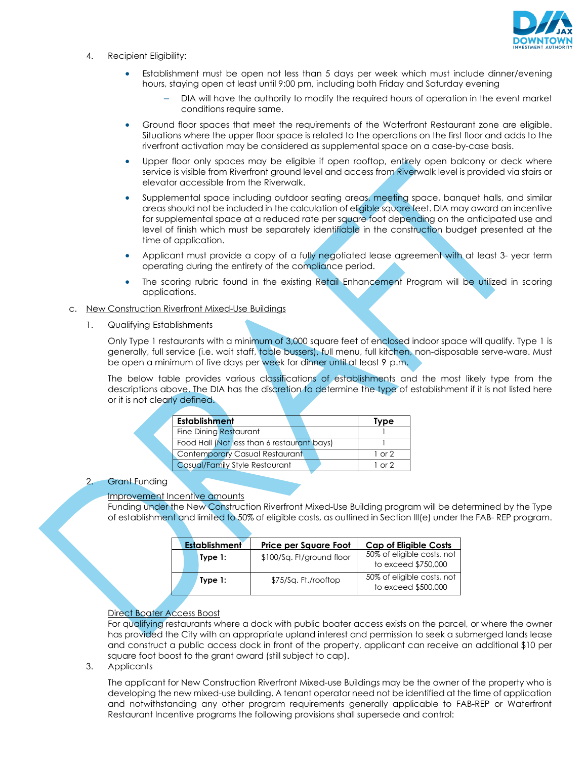4. Recipient Eligibility:

   - Establishment must be open not less than 5 days per week which must include dinner/evening hours, staying open at least until 9:00 pm, including both Friday and Saturday evening
     - DIA will have the authority to modify the required hours of operation in the event market conditions require same.
   - Ground floor spaces that meet the requirements of the Waterfront Restaurant zone are eligible. Situations where the upper floor space is related to the operations on the first floor and adds to the riverfront activation may be considered as supplemental space on a case-by-case basis.
   - Upper floor only spaces may be eligible if open rooftop, entirely open balcony or deck where service is visible from Riverfront ground level and access from Riverwalk level is provided via stairs or elevator accessible from the Riverwalk.
   - Supplemental space including outdoor seating areas, meeting space, banquet halls, and similar areas should not be included in the calculation of eligible square feet. DIA may award an incentive for supplemental space at a reduced rate per square foot depending on the anticipated use and level of finish which must be separately identifiable in the construction budget presented at the time of application.
   - Applicant must provide a copy of a fully negotiated lease agreement with at least 3- year term operating during the entirety of the compliance period.
   - The scoring rubric found in the existing Retail Enhancement Program will be utilized in scoring applications.

c. <u>New Construction Riverfront Mixed-Use Buildings</u>

1. Qualifying Establishments

   Only Type 1 restaurants with a minimum of 3,000 square feet of enclosed indoor space will qualify. Type 1 is generally, full service (i.e. wait staff, table bussers), full menu, full kitchen, non-disposable serve-ware. Must be open a minimum of five days per week for dinner until at least 9 p.m.

   The below table provides various classifications of establishments and the most likely type from the descriptions above. The DIA has the discretion to determine the type of establishment if it is not listed here or it is not clearly defined.

| Establishment | Type |
|---|---|
| Fine Dining Restaurant | 1 |
| Food Hall (Not less than 6 restaurant bays) | 1 |
| Contemporary Casual Restaurant | 1 or 2 |
| Casual/Family Style Restaurant | 1 or 2 |

2. Grant Funding

   <u>Improvement Incentive amounts</u>
   Funding under the New Construction Riverfront Mixed-Use Building program will be determined by the Type of establishment and limited to 50% of eligible costs, as outlined in Section III(e) under the FAB- REP program.

| Establishment | Price per Square Foot | Cap of Eligible Costs |
|---|---|---|
| **Type 1:** | $100/Sq. Ft/ground floor | 50% of eligible costs, not to exceed $750,000 |
| **Type 1:** | $75/Sq. Ft./rooftop | 50% of eligible costs, not to exceed $500,000 |

   <u>Direct Boater Access Boost</u>
   For qualifying restaurants where a dock with public boater access exists on the parcel, or where the owner has provided the City with an appropriate upland interest and permission to seek a submerged lands lease and construct a public access dock in front of the property, applicant can receive an additional $10 per square foot boost to the grant award (still subject to cap).

3. Applicants

   The applicant for New Construction Riverfront Mixed-use Buildings may be the owner of the property who is developing the new mixed-use building. A tenant operator need not be identified at the time of application and notwithstanding any other program requirements generally applicable to FAB-REP or Waterfront Restaurant Incentive programs the following provisions shall supersede and control: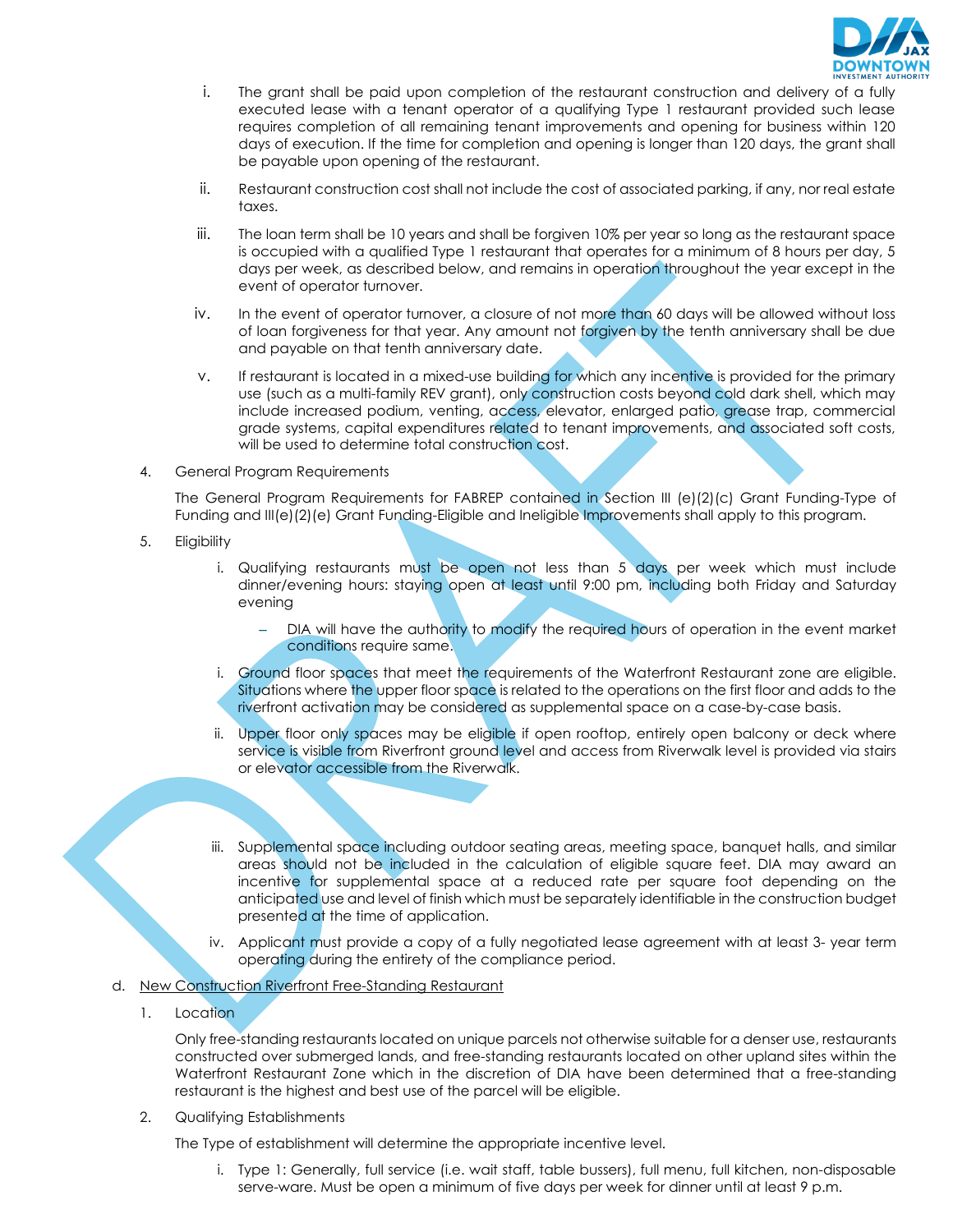i. The grant shall be paid upon completion of the restaurant construction and delivery of a fully executed lease with a tenant operator of a qualifying Type 1 restaurant provided such lease requires completion of all remaining tenant improvements and opening for business within 120 days of execution. If the time for completion and opening is longer than 120 days, the grant shall be payable upon opening of the restaurant.

ii. Restaurant construction cost shall not include the cost of associated parking, if any, nor real estate taxes.

iii. The loan term shall be 10 years and shall be forgiven 10% per year so long as the restaurant space is occupied with a qualified Type 1 restaurant that operates for a minimum of 8 hours per day, 5 days per week, as described below, and remains in operation throughout the year except in the event of operator turnover.

iv. In the event of operator turnover, a closure of not more than 60 days will be allowed without loss of loan forgiveness for that year. Any amount not forgiven by the tenth anniversary shall be due and payable on that tenth anniversary date.

v. If restaurant is located in a mixed-use building for which any incentive is provided for the primary use (such as a multi-family REV grant), only construction costs beyond cold dark shell, which may include increased podium, venting, access, elevator, enlarged patio, grease trap, commercial grade systems, capital expenditures related to tenant improvements, and associated soft costs, will be used to determine total construction cost.

4. General Program Requirements

The General Program Requirements for FABREP contained in Section III (e)(2)(c) Grant Funding-Type of Funding and III(e)(2)(e) Grant Funding-Eligible and Ineligible Improvements shall apply to this program.

5. Eligibility

i. Qualifying restaurants must be open not less than 5 days per week which must include dinner/evening hours: staying open at least until 9:00 pm, including both Friday and Saturday evening

– DIA will have the authority to modify the required hours of operation in the event market conditions require same.

i. Ground floor spaces that meet the requirements of the Waterfront Restaurant zone are eligible. Situations where the upper floor space is related to the operations on the first floor and adds to the riverfront activation may be considered as supplemental space on a case-by-case basis.

ii. Upper floor only spaces may be eligible if open rooftop, entirely open balcony or deck where service is visible from Riverfront ground level and access from Riverwalk level is provided via stairs or elevator accessible from the Riverwalk.

iii. Supplemental space including outdoor seating areas, meeting space, banquet halls, and similar areas should not be included in the calculation of eligible square feet. DIA may award an incentive for supplemental space at a reduced rate per square foot depending on the anticipated use and level of finish which must be separately identifiable in the construction budget presented at the time of application.

iv. Applicant must provide a copy of a fully negotiated lease agreement with at least 3- year term operating during the entirety of the compliance period.

d. <u>New Construction Riverfront Free-Standing Restaurant</u>

1. Location

Only free-standing restaurants located on unique parcels not otherwise suitable for a denser use, restaurants constructed over submerged lands, and free-standing restaurants located on other upland sites within the Waterfront Restaurant Zone which in the discretion of DIA have been determined that a free-standing restaurant is the highest and best use of the parcel will be eligible.

2. Qualifying Establishments

The Type of establishment will determine the appropriate incentive level.

i. Type 1: Generally, full service (i.e. wait staff, table bussers), full menu, full kitchen, non-disposable serve-ware. Must be open a minimum of five days per week for dinner until at least 9 p.m.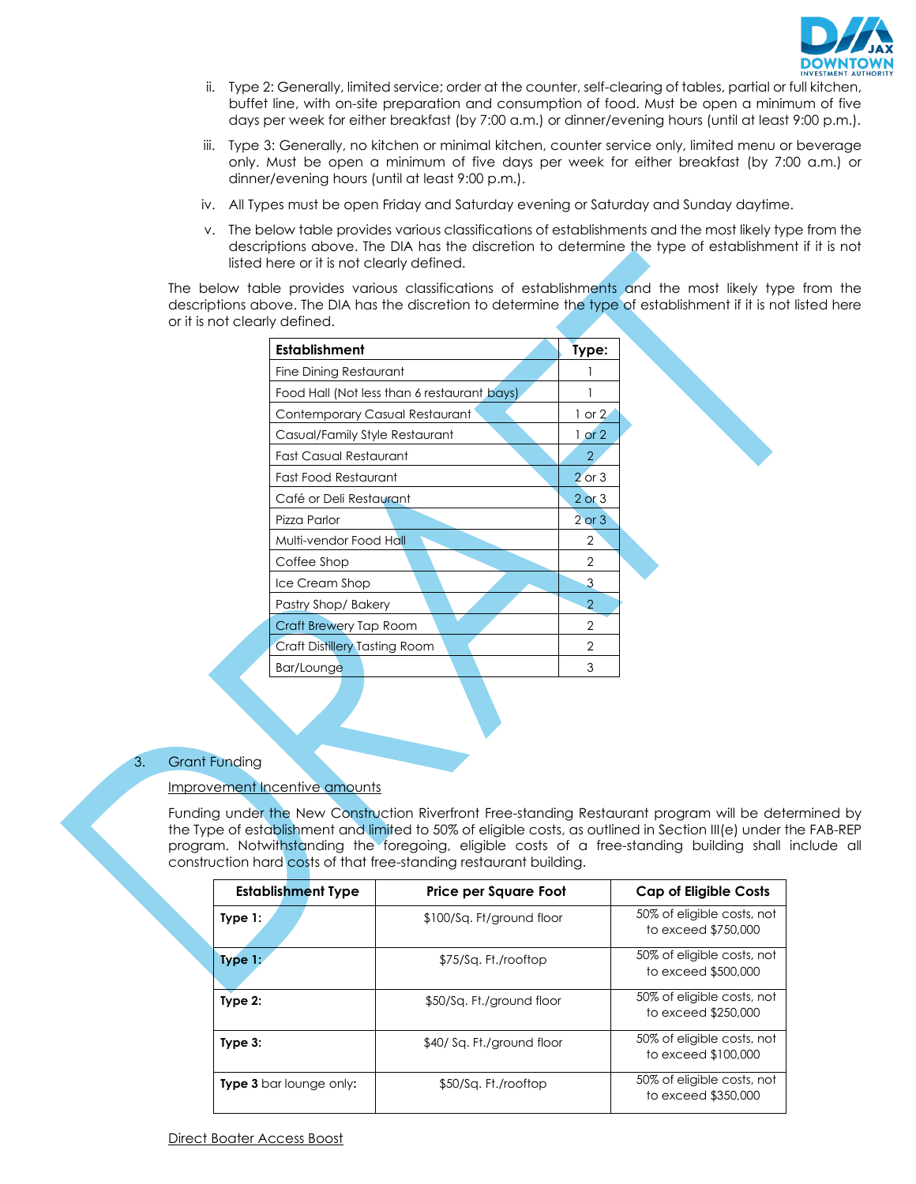ii. Type 2: Generally, limited service; order at the counter, self-clearing of tables, partial or full kitchen, buffet line, with on-site preparation and consumption of food. Must be open a minimum of five days per week for either breakfast (by 7:00 a.m.) or dinner/evening hours (until at least 9:00 p.m.).

iii. Type 3: Generally, no kitchen or minimal kitchen, counter service only, limited menu or beverage only. Must be open a minimum of five days per week for either breakfast (by 7:00 a.m.) or dinner/evening hours (until at least 9:00 p.m.).

iv. All Types must be open Friday and Saturday evening or Saturday and Sunday daytime.

v. The below table provides various classifications of establishments and the most likely type from the descriptions above. The DIA has the discretion to determine the type of establishment if it is not listed here or it is not clearly defined.

The below table provides various classifications of establishments and the most likely type from the descriptions above. The DIA has the discretion to determine the type of establishment if it is not listed here or it is not clearly defined.

| Establishment | Type: |
|---|---|
| Fine Dining Restaurant | 1 |
| Food Hall (Not less than 6 restaurant bays) | 1 |
| Contemporary Casual Restaurant | 1 or 2 |
| Casual/Family Style Restaurant | 1 or 2 |
| Fast Casual Restaurant | 2 |
| Fast Food Restaurant | 2 or 3 |
| Café or Deli Restaurant | 2 or 3 |
| Pizza Parlor | 2 or 3 |
| Multi-vendor Food Hall | 2 |
| Coffee Shop | 2 |
| Ice Cream Shop | 3 |
| Pastry Shop/ Bakery | 2 |
| Craft Brewery Tap Room | 2 |
| Craft Distillery Tasting Room | 2 |
| Bar/Lounge | 3 |

3. Grant Funding

Improvement Incentive amounts

Funding under the New Construction Riverfront Free-standing Restaurant program will be determined by the Type of establishment and limited to 50% of eligible costs, as outlined in Section III(e) under the FAB-REP program. Notwithstanding the foregoing, eligible costs of a free-standing building shall include all construction hard costs of that free-standing restaurant building.

| Establishment Type | Price per Square Foot | Cap of Eligible Costs |
|---|---|---|
| **Type 1:** | $100/Sq. Ft/ground floor | 50% of eligible costs, not to exceed $750,000 |
| **Type 1:** | $75/Sq. Ft./rooftop | 50% of eligible costs, not to exceed $500,000 |
| **Type 2:** | $50/Sq. Ft./ground floor | 50% of eligible costs, not to exceed $250,000 |
| **Type 3:** | $40/ Sq. Ft./ground floor | 50% of eligible costs, not to exceed $100,000 |
| **Type 3** bar lounge only: | $50/Sq. Ft./rooftop | 50% of eligible costs, not to exceed $350,000 |

Direct Boater Access Boost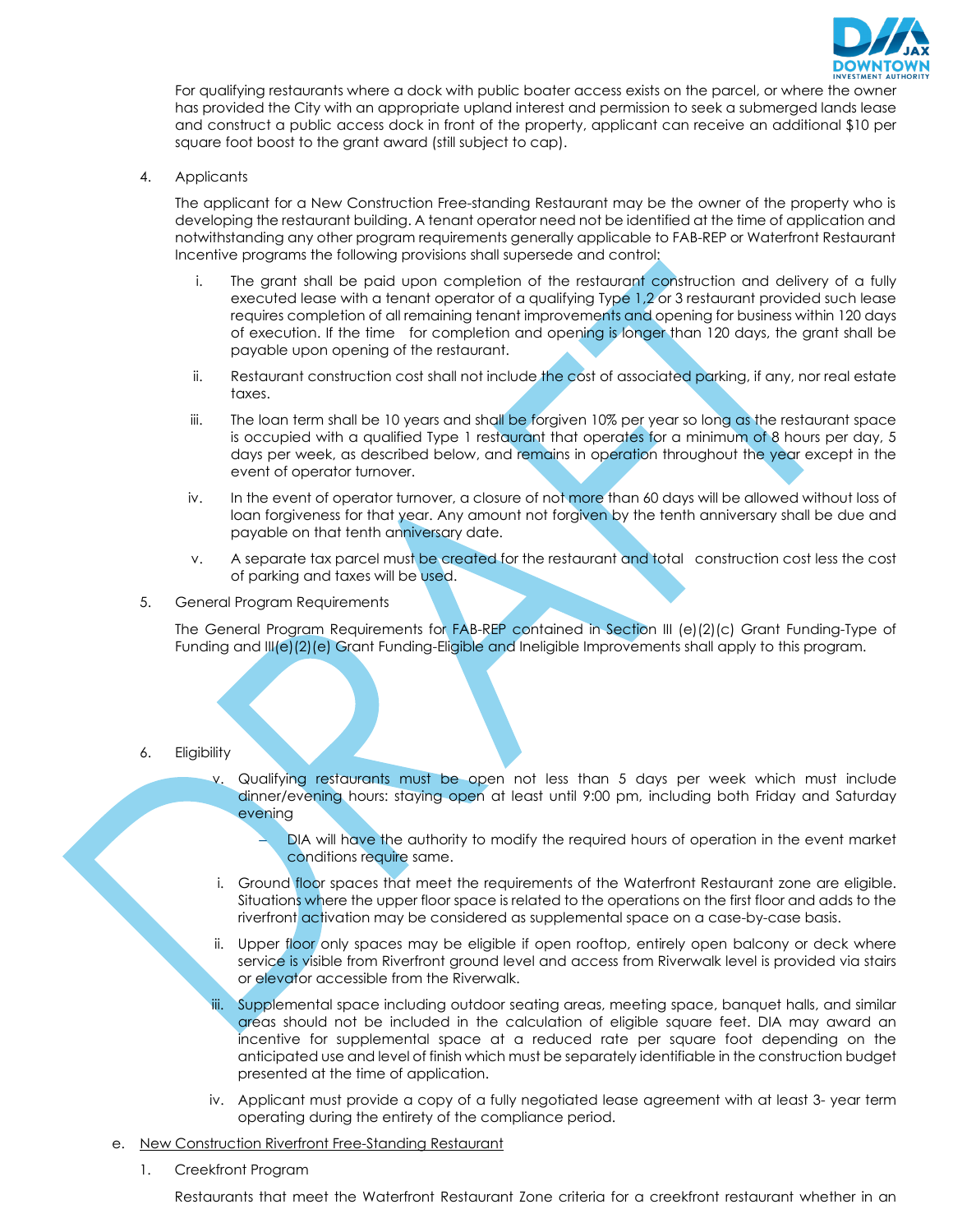For qualifying restaurants where a dock with public boater access exists on the parcel, or where the owner has provided the City with an appropriate upland interest and permission to seek a submerged lands lease and construct a public access dock in front of the property, applicant can receive an additional $10 per square foot boost to the grant award (still subject to cap).

4. Applicants

   The applicant for a New Construction Free-standing Restaurant may be the owner of the property who is developing the restaurant building. A tenant operator need not be identified at the time of application and notwithstanding any other program requirements generally applicable to FAB-REP or Waterfront Restaurant Incentive programs the following provisions shall supersede and control:

   i. The grant shall be paid upon completion of the restaurant construction and delivery of a fully executed lease with a tenant operator of a qualifying Type 1,2 or 3 restaurant provided such lease requires completion of all remaining tenant improvements and opening for business within 120 days of execution. If the time for completion and opening is longer than 120 days, the grant shall be payable upon opening of the restaurant.

   ii. Restaurant construction cost shall not include the cost of associated parking, if any, nor real estate taxes.

   iii. The loan term shall be 10 years and shall be forgiven 10% per year so long as the restaurant space is occupied with a qualified Type 1 restaurant that operates for a minimum of 8 hours per day, 5 days per week, as described below, and remains in operation throughout the year except in the event of operator turnover.

   iv. In the event of operator turnover, a closure of not more than 60 days will be allowed without loss of loan forgiveness for that year. Any amount not forgiven by the tenth anniversary shall be due and payable on that tenth anniversary date.

   v. A separate tax parcel must be created for the restaurant and total construction cost less the cost of parking and taxes will be used.

5. General Program Requirements

   The General Program Requirements for FAB-REP contained in Section III (e)(2)(c) Grant Funding-Type of Funding and III(e)(2)(e) Grant Funding-Eligible and Ineligible Improvements shall apply to this program.

6. Eligibility

   v. Qualifying restaurants must be open not less than 5 days per week which must include dinner/evening hours: staying open at least until 9:00 pm, including both Friday and Saturday evening

      – DIA will have the authority to modify the required hours of operation in the event market conditions require same.

   i. Ground floor spaces that meet the requirements of the Waterfront Restaurant zone are eligible. Situations where the upper floor space is related to the operations on the first floor and adds to the riverfront activation may be considered as supplemental space on a case-by-case basis.

   ii. Upper floor only spaces may be eligible if open rooftop, entirely open balcony or deck where service is visible from Riverfront ground level and access from Riverwalk level is provided via stairs or elevator accessible from the Riverwalk.

   iii. Supplemental space including outdoor seating areas, meeting space, banquet halls, and similar areas should not be included in the calculation of eligible square feet. DIA may award an incentive for supplemental space at a reduced rate per square foot depending on the anticipated use and level of finish which must be separately identifiable in the construction budget presented at the time of application.

   iv. Applicant must provide a copy of a fully negotiated lease agreement with at least 3- year term operating during the entirety of the compliance period.

e. <u>New Construction Riverfront Free-Standing Restaurant</u>

1. Creekfront Program

   Restaurants that meet the Waterfront Restaurant Zone criteria for a creekfront restaurant whether in an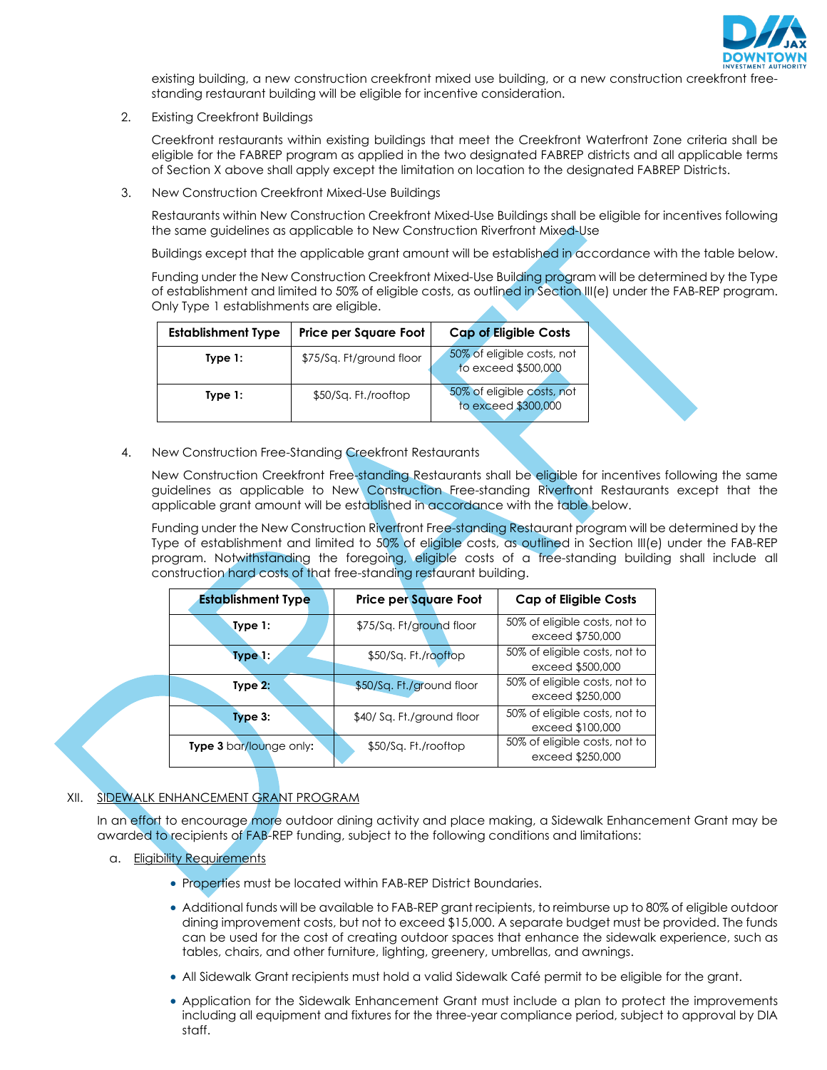existing building, a new construction creekfront mixed use building, or a new construction creekfront free-standing restaurant building will be eligible for incentive consideration.

2. Existing Creekfront Buildings

   Creekfront restaurants within existing buildings that meet the Creekfront Waterfront Zone criteria shall be eligible for the FABREP program as applied in the two designated FABREP districts and all applicable terms of Section X above shall apply except the limitation on location to the designated FABREP Districts.

3. New Construction Creekfront Mixed-Use Buildings

   Restaurants within New Construction Creekfront Mixed-Use Buildings shall be eligible for incentives following the same guidelines as applicable to New Construction Riverfront Mixed-Use

   Buildings except that the applicable grant amount will be established in accordance with the table below.

   Funding under the New Construction Creekfront Mixed-Use Building program will be determined by the Type of establishment and limited to 50% of eligible costs, as outlined in Section III(e) under the FAB-REP program. Only Type 1 establishments are eligible.

| Establishment Type | Price per Square Foot | Cap of Eligible Costs |
|---|---|---|
| **Type 1:** | $75/Sq. Ft/ground floor | 50% of eligible costs, not to exceed $500,000 |
| **Type 1:** | $50/Sq. Ft./rooftop | 50% of eligible costs, not to exceed $300,000 |

4. New Construction Free-Standing Creekfront Restaurants

   New Construction Creekfront Free-standing Restaurants shall be eligible for incentives following the same guidelines as applicable to New Construction Free-standing Riverfront Restaurants except that the applicable grant amount will be established in accordance with the table below.

   Funding under the New Construction Riverfront Free-standing Restaurant program will be determined by the Type of establishment and limited to 50% of eligible costs, as outlined in Section III(e) under the FAB-REP program. Notwithstanding the foregoing, eligible costs of a free-standing building shall include all construction hard costs of that free-standing restaurant building.

| Establishment Type | Price per Square Foot | Cap of Eligible Costs |
|---|---|---|
| **Type 1:** | $75/Sq. Ft/ground floor | 50% of eligible costs, not to exceed $750,000 |
| **Type 1:** | $50/Sq. Ft./rooftop | 50% of eligible costs, not to exceed $500,000 |
| **Type 2:** | $50/Sq. Ft./ground floor | 50% of eligible costs, not to exceed $250,000 |
| **Type 3:** | $40/ Sq. Ft./ground floor | 50% of eligible costs, not to exceed $100,000 |
| **Type 3** bar/lounge only**:** | $50/Sq. Ft./rooftop | 50% of eligible costs, not to exceed $250,000 |

XII. <u>SIDEWALK ENHANCEMENT GRANT PROGRAM</u>

In an effort to encourage more outdoor dining activity and place making, a Sidewalk Enhancement Grant may be awarded to recipients of FAB-REP funding, subject to the following conditions and limitations:

a. <u>Eligibility Requirements</u>

- Properties must be located within FAB-REP District Boundaries.
- Additional funds will be available to FAB-REP grant recipients, to reimburse up to 80% of eligible outdoor dining improvement costs, but not to exceed $15,000. A separate budget must be provided. The funds can be used for the cost of creating outdoor spaces that enhance the sidewalk experience, such as tables, chairs, and other furniture, lighting, greenery, umbrellas, and awnings.
- All Sidewalk Grant recipients must hold a valid Sidewalk Café permit to be eligible for the grant.
- Application for the Sidewalk Enhancement Grant must include a plan to protect the improvements including all equipment and fixtures for the three-year compliance period, subject to approval by DIA staff.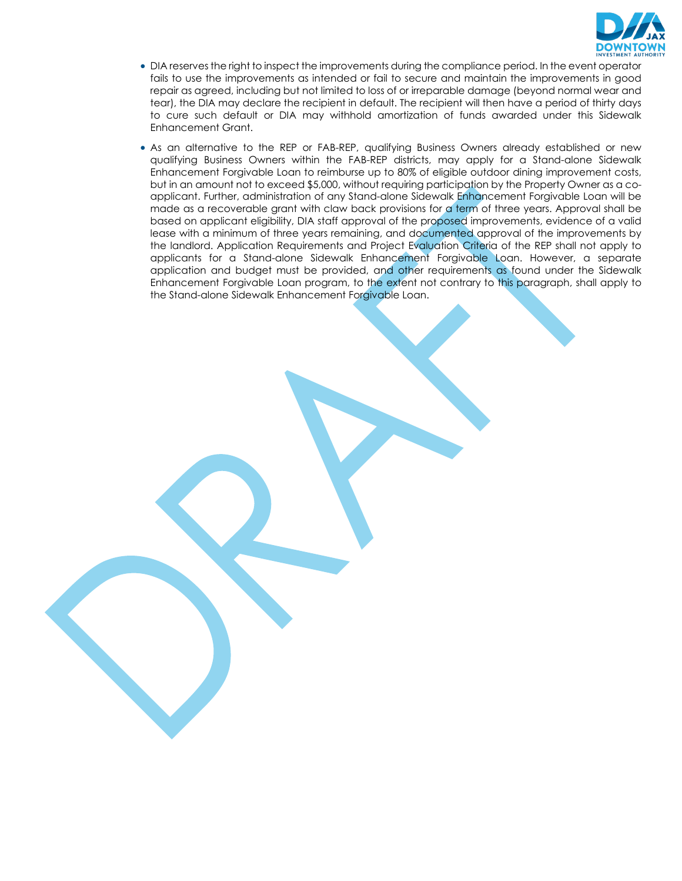- DIA reserves the right to inspect the improvements during the compliance period. In the event operator fails to use the improvements as intended or fail to secure and maintain the improvements in good repair as agreed, including but not limited to loss of or irreparable damage (beyond normal wear and tear), the DIA may declare the recipient in default. The recipient will then have a period of thirty days to cure such default or DIA may withhold amortization of funds awarded under this Sidewalk Enhancement Grant.

- As an alternative to the REP or FAB-REP, qualifying Business Owners already established or new qualifying Business Owners within the FAB-REP districts, may apply for a Stand-alone Sidewalk Enhancement Forgivable Loan to reimburse up to 80% of eligible outdoor dining improvement costs, but in an amount not to exceed $5,000, without requiring participation by the Property Owner as a co-applicant. Further, administration of any Stand-alone Sidewalk Enhancement Forgivable Loan will be made as a recoverable grant with claw back provisions for a term of three years. Approval shall be based on applicant eligibility, DIA staff approval of the proposed improvements, evidence of a valid lease with a minimum of three years remaining, and documented approval of the improvements by the landlord. Application Requirements and Project Evaluation Criteria of the REP shall not apply to applicants for a Stand-alone Sidewalk Enhancement Forgivable Loan. However, a separate application and budget must be provided, and other requirements as found under the Sidewalk Enhancement Forgivable Loan program, to the extent not contrary to this paragraph, shall apply to the Stand-alone Sidewalk Enhancement Forgivable Loan.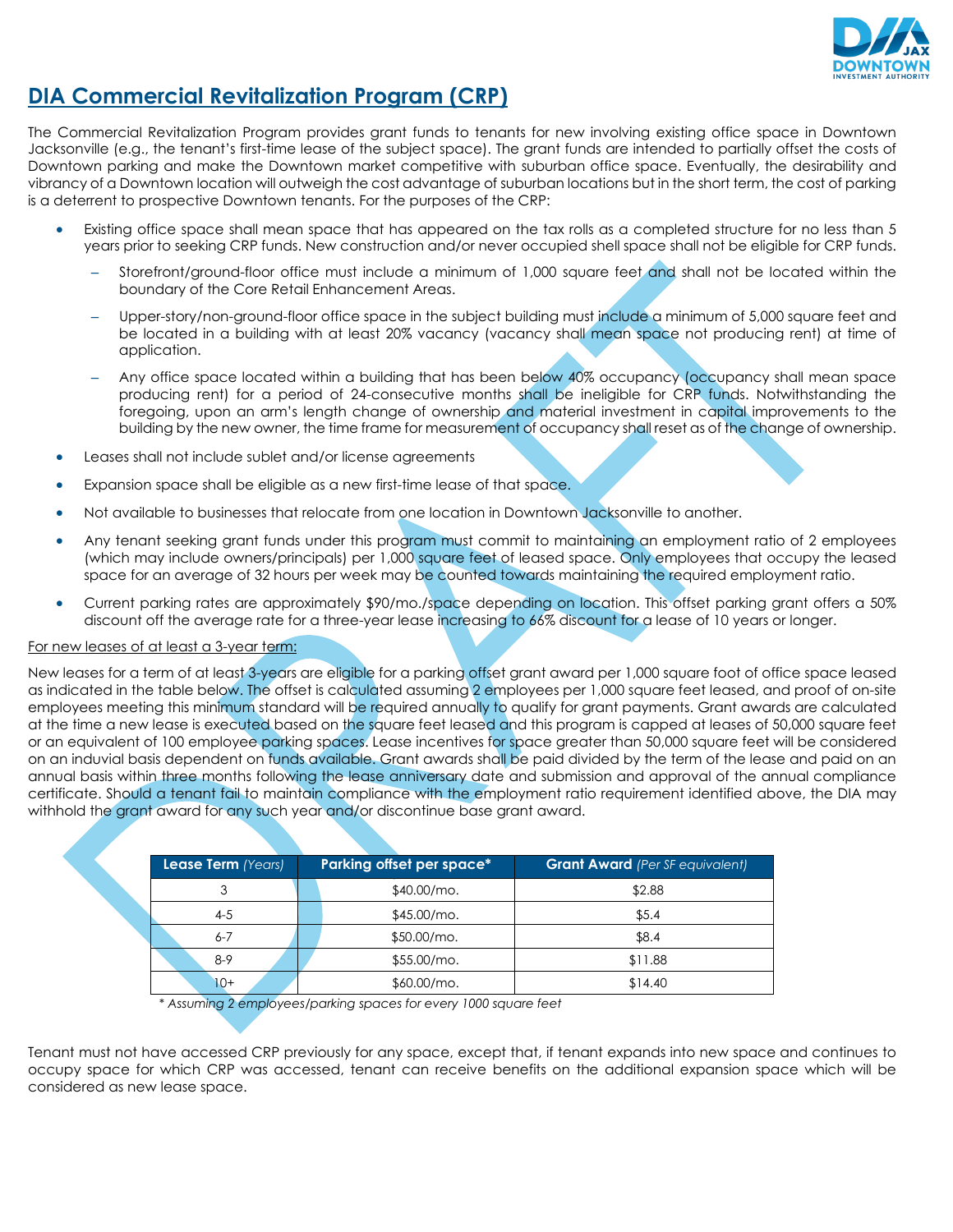# DIA Commercial Revitalization Program (CRP)

The Commercial Revitalization Program provides grant funds to tenants for new involving existing office space in Downtown Jacksonville (e.g., the tenant's first-time lease of the subject space). The grant funds are intended to partially offset the costs of Downtown parking and make the Downtown market competitive with suburban office space. Eventually, the desirability and vibrancy of a Downtown location will outweigh the cost advantage of suburban locations but in the short term, the cost of parking is a deterrent to prospective Downtown tenants. For the purposes of the CRP:

- Existing office space shall mean space that has appeared on the tax rolls as a completed structure for no less than 5 years prior to seeking CRP funds. New construction and/or never occupied shell space shall not be eligible for CRP funds.
  - Storefront/ground-floor office must include a minimum of 1,000 square feet and shall not be located within the boundary of the Core Retail Enhancement Areas.
  - Upper-story/non-ground-floor office space in the subject building must include a minimum of 5,000 square feet and be located in a building with at least 20% vacancy (vacancy shall mean space not producing rent) at time of application.
  - Any office space located within a building that has been below 40% occupancy (occupancy shall mean space producing rent) for a period of 24-consecutive months shall be ineligible for CRP funds. Notwithstanding the foregoing, upon an arm's length change of ownership and material investment in capital improvements to the building by the new owner, the time frame for measurement of occupancy shall reset as of the change of ownership.
- Leases shall not include sublet and/or license agreements
- Expansion space shall be eligible as a new first-time lease of that space.
- Not available to businesses that relocate from one location in Downtown Jacksonville to another.
- Any tenant seeking grant funds under this program must commit to maintaining an employment ratio of 2 employees (which may include owners/principals) per 1,000 square feet of leased space. Only employees that occupy the leased space for an average of 32 hours per week may be counted towards maintaining the required employment ratio.
- Current parking rates are approximately $90/mo./space depending on location. This offset parking grant offers a 50% discount off the average rate for a three-year lease increasing to 66% discount for a lease of 10 years or longer.

For new leases of at least a 3-year term:

New leases for a term of at least 3-years are eligible for a parking offset grant award per 1,000 square foot of office space leased as indicated in the table below. The offset is calculated assuming 2 employees per 1,000 square feet leased, and proof of on-site employees meeting this minimum standard will be required annually to qualify for grant payments. Grant awards are calculated at the time a new lease is executed based on the square feet leased and this program is capped at leases of 50,000 square feet or an equivalent of 100 employee parking spaces. Lease incentives for space greater than 50,000 square feet will be considered on an induvial basis dependent on funds available. Grant awards shall be paid divided by the term of the lease and paid on an annual basis within three months following the lease anniversary date and submission and approval of the annual compliance certificate. Should a tenant fail to maintain compliance with the employment ratio requirement identified above, the DIA may withhold the grant award for any such year and/or discontinue base grant award.

| **Lease Term** *(Years)* | **Parking offset per space*** | **Grant Award** *(Per SF equivalent)* |
|---|---|---|
| 3 | $40.00/mo. | $2.88 |
| 4-5 | $45.00/mo. | $5.4 |
| 6-7 | $50.00/mo. | $8.4 |
| 8-9 | $55.00/mo. | $11.88 |
| 10+ | $60.00/mo. | $14.40 |

*\* Assuming 2 employees/parking spaces for every 1000 square feet*

Tenant must not have accessed CRP previously for any space, except that, if tenant expands into new space and continues to occupy space for which CRP was accessed, tenant can receive benefits on the additional expansion space which will be considered as new lease space.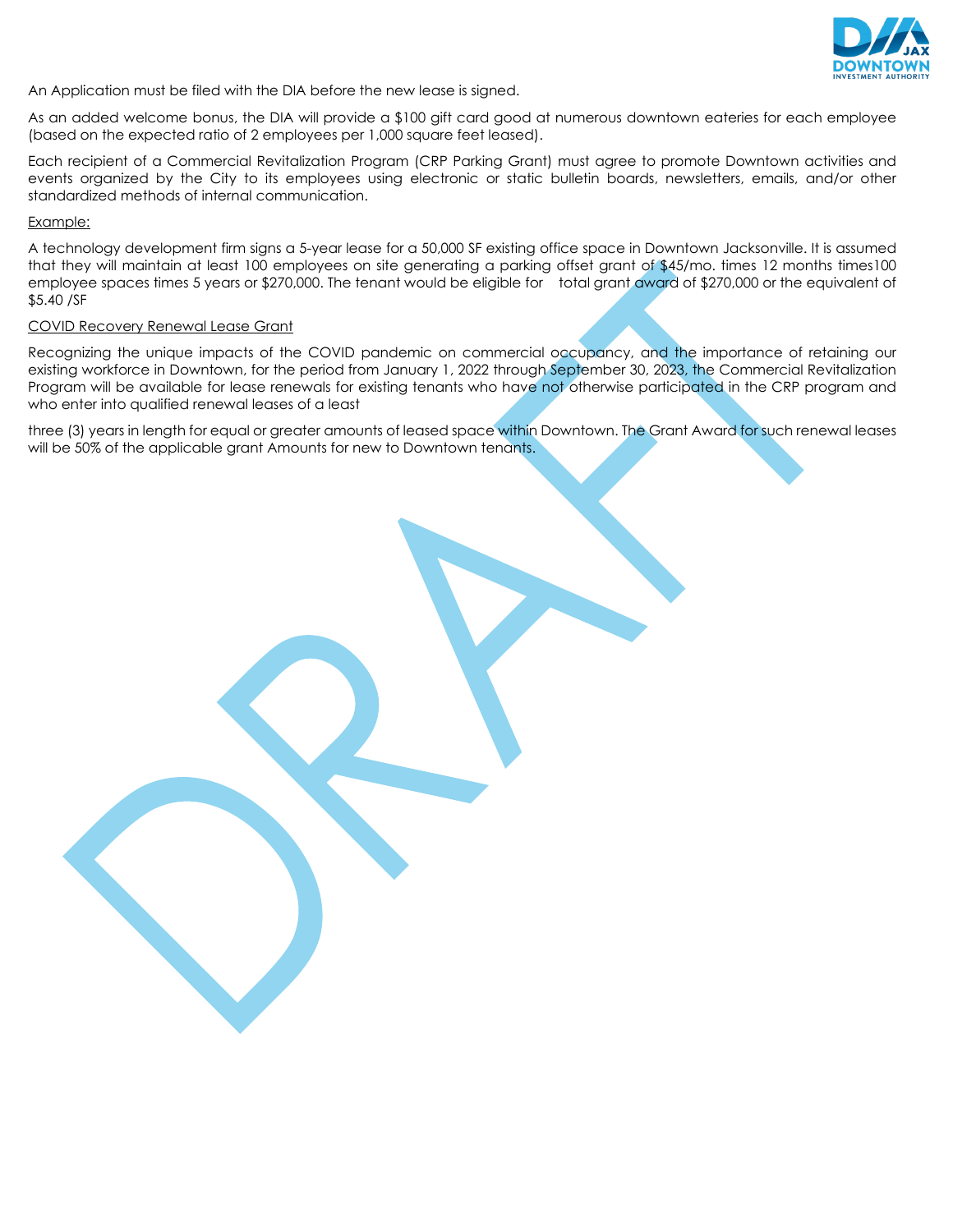An Application must be filed with the DIA before the new lease is signed.

As an added welcome bonus, the DIA will provide a $100 gift card good at numerous downtown eateries for each employee (based on the expected ratio of 2 employees per 1,000 square feet leased).

Each recipient of a Commercial Revitalization Program (CRP Parking Grant) must agree to promote Downtown activities and events organized by the City to its employees using electronic or static bulletin boards, newsletters, emails, and/or other standardized methods of internal communication.

Example:

A technology development firm signs a 5-year lease for a 50,000 SF existing office space in Downtown Jacksonville. It is assumed that they will maintain at least 100 employees on site generating a parking offset grant of $45/mo. times 12 months times100 employee spaces times 5 years or $270,000. The tenant would be eligible for total grant award of $270,000 or the equivalent of $5.40 /SF

COVID Recovery Renewal Lease Grant

Recognizing the unique impacts of the COVID pandemic on commercial occupancy, and the importance of retaining our existing workforce in Downtown, for the period from January 1, 2022 through September 30, 2023, the Commercial Revitalization Program will be available for lease renewals for existing tenants who have not otherwise participated in the CRP program and who enter into qualified renewal leases of a least

three (3) years in length for equal or greater amounts of leased space within Downtown. The Grant Award for such renewal leases will be 50% of the applicable grant Amounts for new to Downtown tenants.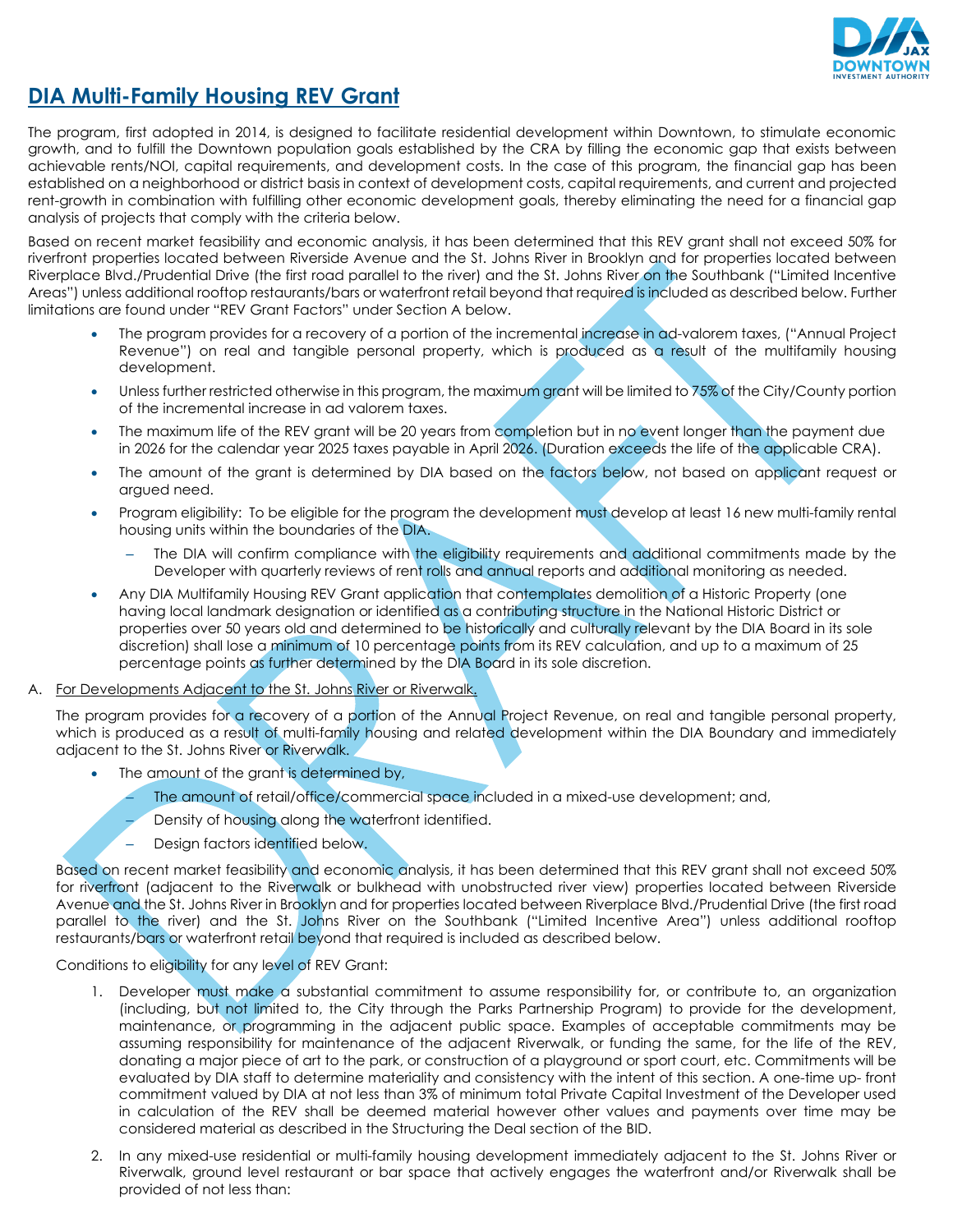# DIA Multi-Family Housing REV Grant

The program, first adopted in 2014, is designed to facilitate residential development within Downtown, to stimulate economic growth, and to fulfill the Downtown population goals established by the CRA by filling the economic gap that exists between achievable rents/NOI, capital requirements, and development costs. In the case of this program, the financial gap has been established on a neighborhood or district basis in context of development costs, capital requirements, and current and projected rent-growth in combination with fulfilling other economic development goals, thereby eliminating the need for a financial gap analysis of projects that comply with the criteria below.

Based on recent market feasibility and economic analysis, it has been determined that this REV grant shall not exceed 50% for riverfront properties located between Riverside Avenue and the St. Johns River in Brooklyn and for properties located between Riverplace Blvd./Prudential Drive (the first road parallel to the river) and the St. Johns River on the Southbank ("Limited Incentive Areas") unless additional rooftop restaurants/bars or waterfront retail beyond that required is included as described below. Further limitations are found under "REV Grant Factors" under Section A below.

- The program provides for a recovery of a portion of the incremental increase in ad-valorem taxes, ("Annual Project Revenue") on real and tangible personal property, which is produced as a result of the multifamily housing development.
- Unless further restricted otherwise in this program, the maximum grant will be limited to 75% of the City/County portion of the incremental increase in ad valorem taxes.
- The maximum life of the REV grant will be 20 years from completion but in no event longer than the payment due in 2026 for the calendar year 2025 taxes payable in April 2026. (Duration exceeds the life of the applicable CRA).
- The amount of the grant is determined by DIA based on the factors below, not based on applicant request or argued need.
- Program eligibility: To be eligible for the program the development must develop at least 16 new multi-family rental housing units within the boundaries of the DIA.
  - The DIA will confirm compliance with the eligibility requirements and additional commitments made by the Developer with quarterly reviews of rent rolls and annual reports and additional monitoring as needed.
- Any DIA Multifamily Housing REV Grant application that contemplates demolition of a Historic Property (one having local landmark designation or identified as a contributing structure in the National Historic District or properties over 50 years old and determined to be historically and culturally relevant by the DIA Board in its sole discretion) shall lose a minimum of 10 percentage points from its REV calculation, and up to a maximum of 25 percentage points as further determined by the DIA Board in its sole discretion.

A. <u>For Developments Adjacent to the St. Johns River or Riverwalk.</u>

The program provides for a recovery of a portion of the Annual Project Revenue, on real and tangible personal property, which is produced as a result of multi-family housing and related development within the DIA Boundary and immediately adjacent to the St. Johns River or Riverwalk.

- The amount of the grant is determined by,
  - The amount of retail/office/commercial space included in a mixed-use development; and,
  - Density of housing along the waterfront identified.
  - Design factors identified below.

Based on recent market feasibility and economic analysis, it has been determined that this REV grant shall not exceed 50% for riverfront (adjacent to the Riverwalk or bulkhead with unobstructed river view) properties located between Riverside Avenue and the St. Johns River in Brooklyn and for properties located between Riverplace Blvd./Prudential Drive (the first road parallel to the river) and the St. Johns River on the Southbank ("Limited Incentive Area") unless additional rooftop restaurants/bars or waterfront retail beyond that required is included as described below.

Conditions to eligibility for any level of REV Grant:

1. Developer must make a substantial commitment to assume responsibility for, or contribute to, an organization (including, but not limited to, the City through the Parks Partnership Program) to provide for the development, maintenance, or programming in the adjacent public space. Examples of acceptable commitments may be assuming responsibility for maintenance of the adjacent Riverwalk, or funding the same, for the life of the REV, donating a major piece of art to the park, or construction of a playground or sport court, etc. Commitments will be evaluated by DIA staff to determine materiality and consistency with the intent of this section. A one-time up- front commitment valued by DIA at not less than 3% of minimum total Private Capital Investment of the Developer used in calculation of the REV shall be deemed material however other values and payments over time may be considered material as described in the Structuring the Deal section of the BID.
2. In any mixed-use residential or multi-family housing development immediately adjacent to the St. Johns River or Riverwalk, ground level restaurant or bar space that actively engages the waterfront and/or Riverwalk shall be provided of not less than: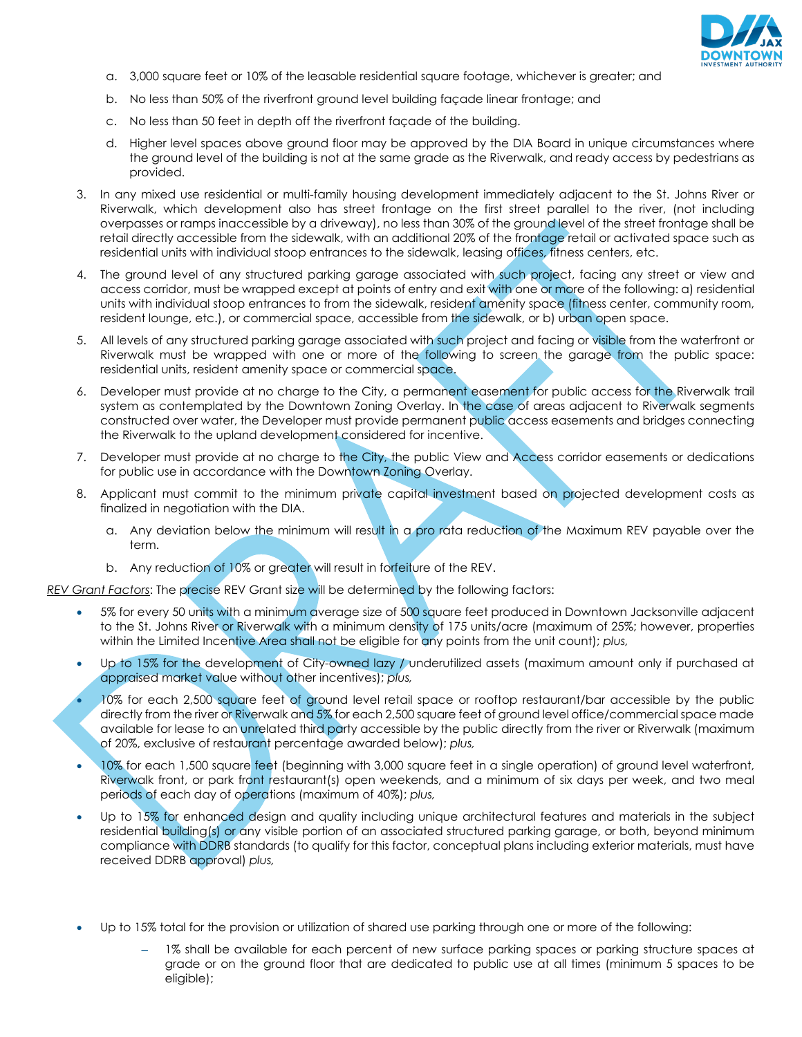a. 3,000 square feet or 10% of the leasable residential square footage, whichever is greater; and

   b. No less than 50% of the riverfront ground level building façade linear frontage; and

   c. No less than 50 feet in depth off the riverfront façade of the building.

   d. Higher level spaces above ground floor may be approved by the DIA Board in unique circumstances where the ground level of the building is not at the same grade as the Riverwalk, and ready access by pedestrians as provided.

3. In any mixed use residential or multi-family housing development immediately adjacent to the St. Johns River or Riverwalk, which development also has street frontage on the first street parallel to the river, (not including overpasses or ramps inaccessible by a driveway), no less than 30% of the ground level of the street frontage shall be retail directly accessible from the sidewalk, with an additional 20% of the frontage retail or activated space such as residential units with individual stoop entrances to the sidewalk, leasing offices, fitness centers, etc.

4. The ground level of any structured parking garage associated with such project, facing any street or view and access corridor, must be wrapped except at points of entry and exit with one or more of the following: a) residential units with individual stoop entrances to from the sidewalk, resident amenity space (fitness center, community room, resident lounge, etc.), or commercial space, accessible from the sidewalk, or b) urban open space.

5. All levels of any structured parking garage associated with such project and facing or visible from the waterfront or Riverwalk must be wrapped with one or more of the following to screen the garage from the public space: residential units, resident amenity space or commercial space.

6. Developer must provide at no charge to the City, a permanent easement for public access for the Riverwalk trail system as contemplated by the Downtown Zoning Overlay. In the case of areas adjacent to Riverwalk segments constructed over water, the Developer must provide permanent public access easements and bridges connecting the Riverwalk to the upland development considered for incentive.

7. Developer must provide at no charge to the City, the public View and Access corridor easements or dedications for public use in accordance with the Downtown Zoning Overlay.

8. Applicant must commit to the minimum private capital investment based on projected development costs as finalized in negotiation with the DIA.

   a. Any deviation below the minimum will result in a pro rata reduction of the Maximum REV payable over the term.

   b. Any reduction of 10% or greater will result in forfeiture of the REV.

*REV Grant Factors*: The precise REV Grant size will be determined by the following factors:

- 5% for every 50 units with a minimum average size of 500 square feet produced in Downtown Jacksonville adjacent to the St. Johns River or Riverwalk with a minimum density of 175 units/acre (maximum of 25%; however, properties within the Limited Incentive Area shall not be eligible for any points from the unit count); *plus,*

- Up to 15% for the development of City-owned lazy / underutilized assets (maximum amount only if purchased at appraised market value without other incentives); *plus,*

- 10% for each 2,500 square feet of ground level retail space or rooftop restaurant/bar accessible by the public directly from the river or Riverwalk and 5% for each 2,500 square feet of ground level office/commercial space made available for lease to an unrelated third party accessible by the public directly from the river or Riverwalk (maximum of 20%, exclusive of restaurant percentage awarded below); *plus,*

- 10% for each 1,500 square feet (beginning with 3,000 square feet in a single operation) of ground level waterfront, Riverwalk front, or park front restaurant(s) open weekends, and a minimum of six days per week, and two meal periods of each day of operations (maximum of 40%); *plus,*

- Up to 15% for enhanced design and quality including unique architectural features and materials in the subject residential building(s) or any visible portion of an associated structured parking garage, or both, beyond minimum compliance with DDRB standards (to qualify for this factor, conceptual plans including exterior materials, must have received DDRB approval) *plus,*

- Up to 15% total for the provision or utilization of shared use parking through one or more of the following:

  - 1% shall be available for each percent of new surface parking spaces or parking structure spaces at grade or on the ground floor that are dedicated to public use at all times (minimum 5 spaces to be eligible);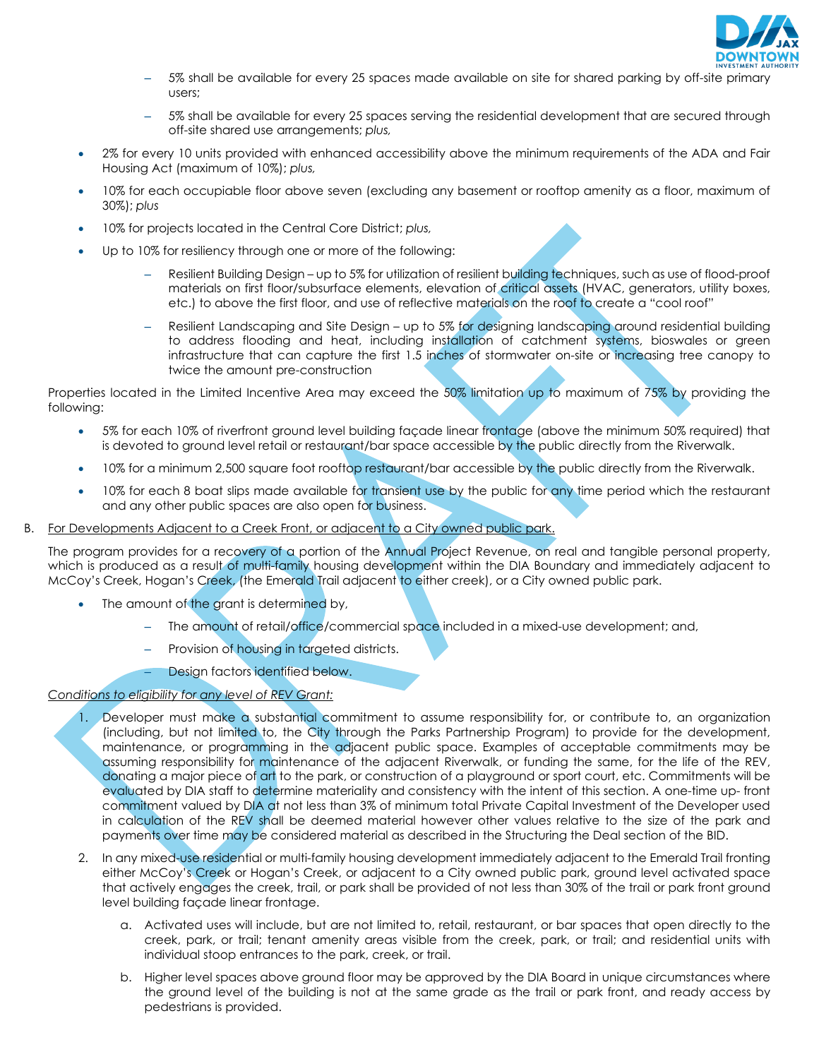- 5% shall be available for every 25 spaces made available on site for shared parking by off-site primary users;
- 5% shall be available for every 25 spaces serving the residential development that are secured through off-site shared use arrangements; *plus,*

- 2% for every 10 units provided with enhanced accessibility above the minimum requirements of the ADA and Fair Housing Act (maximum of 10%); *plus,*
- 10% for each occupiable floor above seven (excluding any basement or rooftop amenity as a floor, maximum of 30%); *plus*
- 10% for projects located in the Central Core District; *plus,*
- Up to 10% for resiliency through one or more of the following:
  - Resilient Building Design – up to 5% for utilization of resilient building techniques, such as use of flood-proof materials on first floor/subsurface elements, elevation of critical assets (HVAC, generators, utility boxes, etc.) to above the first floor, and use of reflective materials on the roof to create a "cool roof"
  - Resilient Landscaping and Site Design – up to 5% for designing landscaping around residential building to address flooding and heat, including installation of catchment systems, bioswales or green infrastructure that can capture the first 1.5 inches of stormwater on-site or increasing tree canopy to twice the amount pre-construction

Properties located in the Limited Incentive Area may exceed the 50% limitation up to maximum of 75% by providing the following:

- 5% for each 10% of riverfront ground level building façade linear frontage (above the minimum 50% required) that is devoted to ground level retail or restaurant/bar space accessible by the public directly from the Riverwalk.
- 10% for a minimum 2,500 square foot rooftop restaurant/bar accessible by the public directly from the Riverwalk.
- 10% for each 8 boat slips made available for transient use by the public for any time period which the restaurant and any other public spaces are also open for business.

B. <u>For Developments Adjacent to a Creek Front, or adjacent to a City owned public park.</u>

The program provides for a recovery of a portion of the Annual Project Revenue, on real and tangible personal property, which is produced as a result of multi-family housing development within the DIA Boundary and immediately adjacent to McCoy's Creek, Hogan's Creek, (the Emerald Trail adjacent to either creek), or a City owned public park.

- The amount of the grant is determined by,
  - The amount of retail/office/commercial space included in a mixed-use development; and,
  - Provision of housing in targeted districts.
  - Design factors identified below.

*<u>Conditions to eligibility for any level of REV Grant:</u>*

1. Developer must make a substantial commitment to assume responsibility for, or contribute to, an organization (including, but not limited to, the City through the Parks Partnership Program) to provide for the development, maintenance, or programming in the adjacent public space. Examples of acceptable commitments may be assuming responsibility for maintenance of the adjacent Riverwalk, or funding the same, for the life of the REV, donating a major piece of art to the park, or construction of a playground or sport court, etc. Commitments will be evaluated by DIA staff to determine materiality and consistency with the intent of this section. A one-time up- front commitment valued by DIA at not less than 3% of minimum total Private Capital Investment of the Developer used in calculation of the REV shall be deemed material however other values relative to the size of the park and payments over time may be considered material as described in the Structuring the Deal section of the BID.
2. In any mixed-use residential or multi-family housing development immediately adjacent to the Emerald Trail fronting either McCoy's Creek or Hogan's Creek, or adjacent to a City owned public park, ground level activated space that actively engages the creek, trail, or park shall be provided of not less than 30% of the trail or park front ground level building façade linear frontage.
   a. Activated uses will include, but are not limited to, retail, restaurant, or bar spaces that open directly to the creek, park, or trail; tenant amenity areas visible from the creek, park, or trail; and residential units with individual stoop entrances to the park, creek, or trail.
   b. Higher level spaces above ground floor may be approved by the DIA Board in unique circumstances where the ground level of the building is not at the same grade as the trail or park front, and ready access by pedestrians is provided.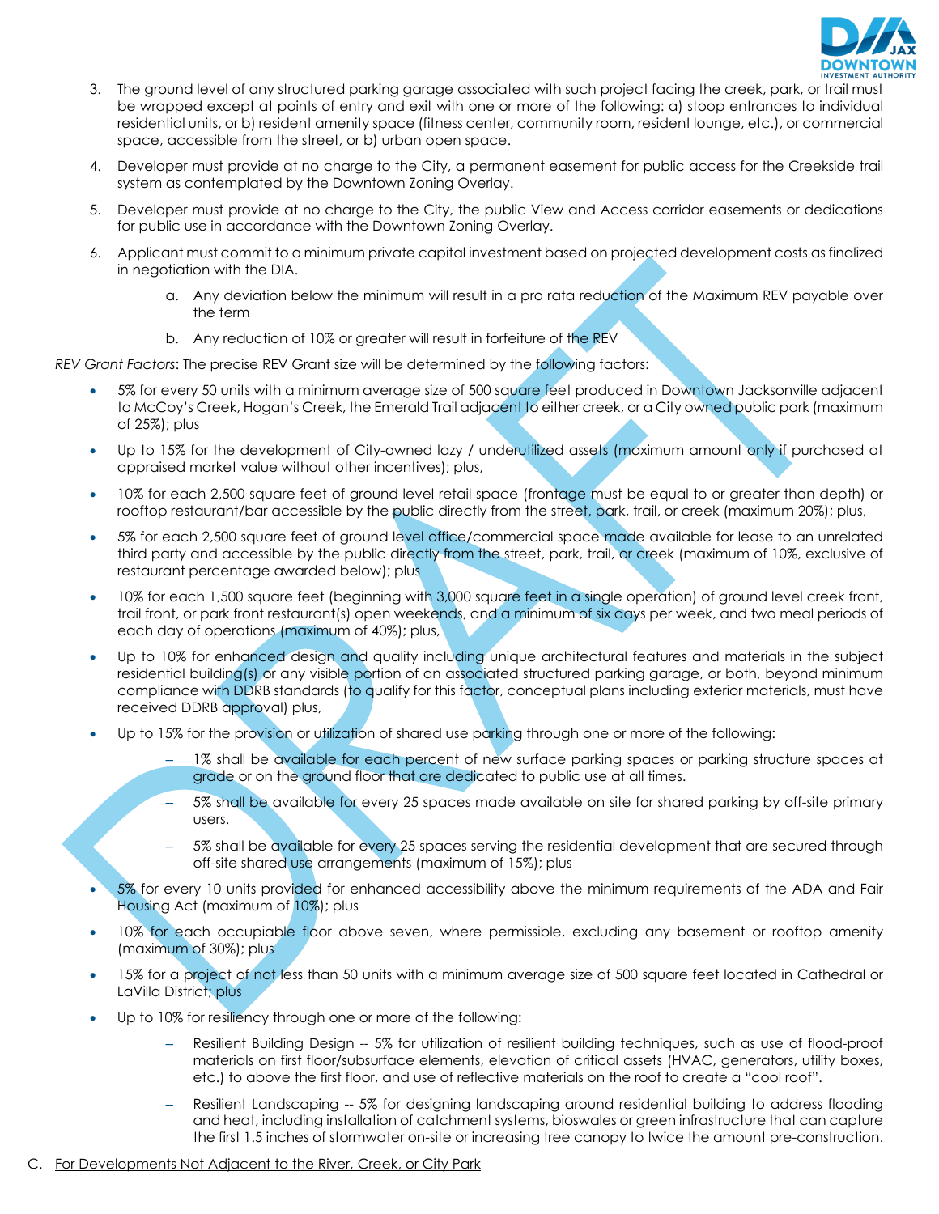3. The ground level of any structured parking garage associated with such project facing the creek, park, or trail must be wrapped except at points of entry and exit with one or more of the following: a) stoop entrances to individual residential units, or b) resident amenity space (fitness center, community room, resident lounge, etc.), or commercial space, accessible from the street, or b) urban open space.

4. Developer must provide at no charge to the City, a permanent easement for public access for the Creekside trail system as contemplated by the Downtown Zoning Overlay.

5. Developer must provide at no charge to the City, the public View and Access corridor easements or dedications for public use in accordance with the Downtown Zoning Overlay.

6. Applicant must commit to a minimum private capital investment based on projected development costs as finalized in negotiation with the DIA.

   a. Any deviation below the minimum will result in a pro rata reduction of the Maximum REV payable over the term

   b. Any reduction of 10% or greater will result in forfeiture of the REV

*REV Grant Factors*: The precise REV Grant size will be determined by the following factors:

- 5% for every 50 units with a minimum average size of 500 square feet produced in Downtown Jacksonville adjacent to McCoy's Creek, Hogan's Creek, the Emerald Trail adjacent to either creek, or a City owned public park (maximum of 25%); plus
- Up to 15% for the development of City-owned lazy / underutilized assets (maximum amount only if purchased at appraised market value without other incentives); plus,
- 10% for each 2,500 square feet of ground level retail space (frontage must be equal to or greater than depth) or rooftop restaurant/bar accessible by the public directly from the street, park, trail, or creek (maximum 20%); plus,
- 5% for each 2,500 square feet of ground level office/commercial space made available for lease to an unrelated third party and accessible by the public directly from the street, park, trail, or creek (maximum of 10%, exclusive of restaurant percentage awarded below); plus
- 10% for each 1,500 square feet (beginning with 3,000 square feet in a single operation) of ground level creek front, trail front, or park front restaurant(s) open weekends, and a minimum of six days per week, and two meal periods of each day of operations (maximum of 40%); plus,
- Up to 10% for enhanced design and quality including unique architectural features and materials in the subject residential building(s) or any visible portion of an associated structured parking garage, or both, beyond minimum compliance with DDRB standards (to qualify for this factor, conceptual plans including exterior materials, must have received DDRB approval) plus,
- Up to 15% for the provision or utilization of shared use parking through one or more of the following:
  - 1% shall be available for each percent of new surface parking spaces or parking structure spaces at grade or on the ground floor that are dedicated to public use at all times.
  - 5% shall be available for every 25 spaces made available on site for shared parking by off-site primary users.
  - 5% shall be available for every 25 spaces serving the residential development that are secured through off-site shared use arrangements (maximum of 15%); plus
- 5% for every 10 units provided for enhanced accessibility above the minimum requirements of the ADA and Fair Housing Act (maximum of 10%); plus
- 10% for each occupiable floor above seven, where permissible, excluding any basement or rooftop amenity (maximum of 30%); plus
- 15% for a project of not less than 50 units with a minimum average size of 500 square feet located in Cathedral or LaVilla District; plus
- Up to 10% for resiliency through one or more of the following:
  - Resilient Building Design -- 5% for utilization of resilient building techniques, such as use of flood-proof materials on first floor/subsurface elements, elevation of critical assets (HVAC, generators, utility boxes, etc.) to above the first floor, and use of reflective materials on the roof to create a "cool roof".
  - Resilient Landscaping -- 5% for designing landscaping around residential building to address flooding and heat, including installation of catchment systems, bioswales or green infrastructure that can capture the first 1.5 inches of stormwater on-site or increasing tree canopy to twice the amount pre-construction.

C. <u>For Developments Not Adjacent to the River, Creek, or City Park</u>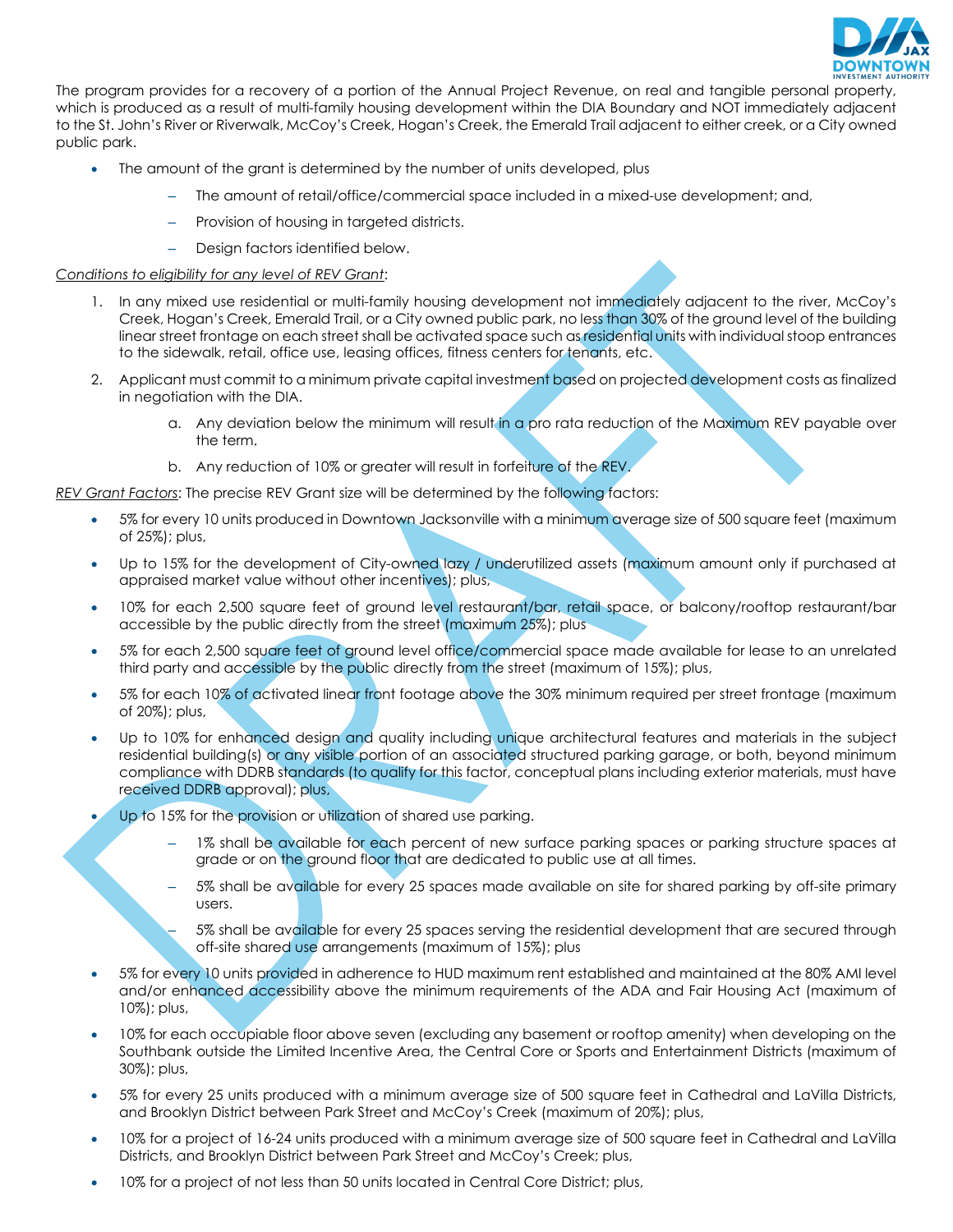The program provides for a recovery of a portion of the Annual Project Revenue, on real and tangible personal property, which is produced as a result of multi-family housing development within the DIA Boundary and NOT immediately adjacent to the St. John's River or Riverwalk, McCoy's Creek, Hogan's Creek, the Emerald Trail adjacent to either creek, or a City owned public park.

- The amount of the grant is determined by the number of units developed, plus
  - The amount of retail/office/commercial space included in a mixed-use development; and,
  - Provision of housing in targeted districts.
  - Design factors identified below.

*Conditions to eligibility for any level of REV Grant*:

1. In any mixed use residential or multi-family housing development not immediately adjacent to the river, McCoy's Creek, Hogan's Creek, Emerald Trail, or a City owned public park, no less than 30% of the ground level of the building linear street frontage on each street shall be activated space such as residential units with individual stoop entrances to the sidewalk, retail, office use, leasing offices, fitness centers for tenants, etc.
2. Applicant must commit to a minimum private capital investment based on projected development costs as finalized in negotiation with the DIA.
   a. Any deviation below the minimum will result in a pro rata reduction of the Maximum REV payable over the term.
   b. Any reduction of 10% or greater will result in forfeiture of the REV.

*REV Grant Factors*: The precise REV Grant size will be determined by the following factors:

- 5% for every 10 units produced in Downtown Jacksonville with a minimum average size of 500 square feet (maximum of 25%); plus,
- Up to 15% for the development of City-owned lazy / underutilized assets (maximum amount only if purchased at appraised market value without other incentives); plus,
- 10% for each 2,500 square feet of ground level restaurant/bar, retail space, or balcony/rooftop restaurant/bar accessible by the public directly from the street (maximum 25%); plus
- 5% for each 2,500 square feet of ground level office/commercial space made available for lease to an unrelated third party and accessible by the public directly from the street (maximum of 15%); plus,
- 5% for each 10% of activated linear front footage above the 30% minimum required per street frontage (maximum of 20%); plus,
- Up to 10% for enhanced design and quality including unique architectural features and materials in the subject residential building(s) or any visible portion of an associated structured parking garage, or both, beyond minimum compliance with DDRB standards (to qualify for this factor, conceptual plans including exterior materials, must have received DDRB approval); plus,
- Up to 15% for the provision or utilization of shared use parking.
  - 1% shall be available for each percent of new surface parking spaces or parking structure spaces at grade or on the ground floor that are dedicated to public use at all times.
  - 5% shall be available for every 25 spaces made available on site for shared parking by off-site primary users.
  - 5% shall be available for every 25 spaces serving the residential development that are secured through off-site shared use arrangements (maximum of 15%); plus
- 5% for every 10 units provided in adherence to HUD maximum rent established and maintained at the 80% AMI level and/or enhanced accessibility above the minimum requirements of the ADA and Fair Housing Act (maximum of 10%); plus,
- 10% for each occupiable floor above seven (excluding any basement or rooftop amenity) when developing on the Southbank outside the Limited Incentive Area, the Central Core or Sports and Entertainment Districts (maximum of 30%); plus,
- 5% for every 25 units produced with a minimum average size of 500 square feet in Cathedral and LaVilla Districts, and Brooklyn District between Park Street and McCoy's Creek (maximum of 20%); plus,
- 10% for a project of 16-24 units produced with a minimum average size of 500 square feet in Cathedral and LaVilla Districts, and Brooklyn District between Park Street and McCoy's Creek; plus,
- 10% for a project of not less than 50 units located in Central Core District; plus,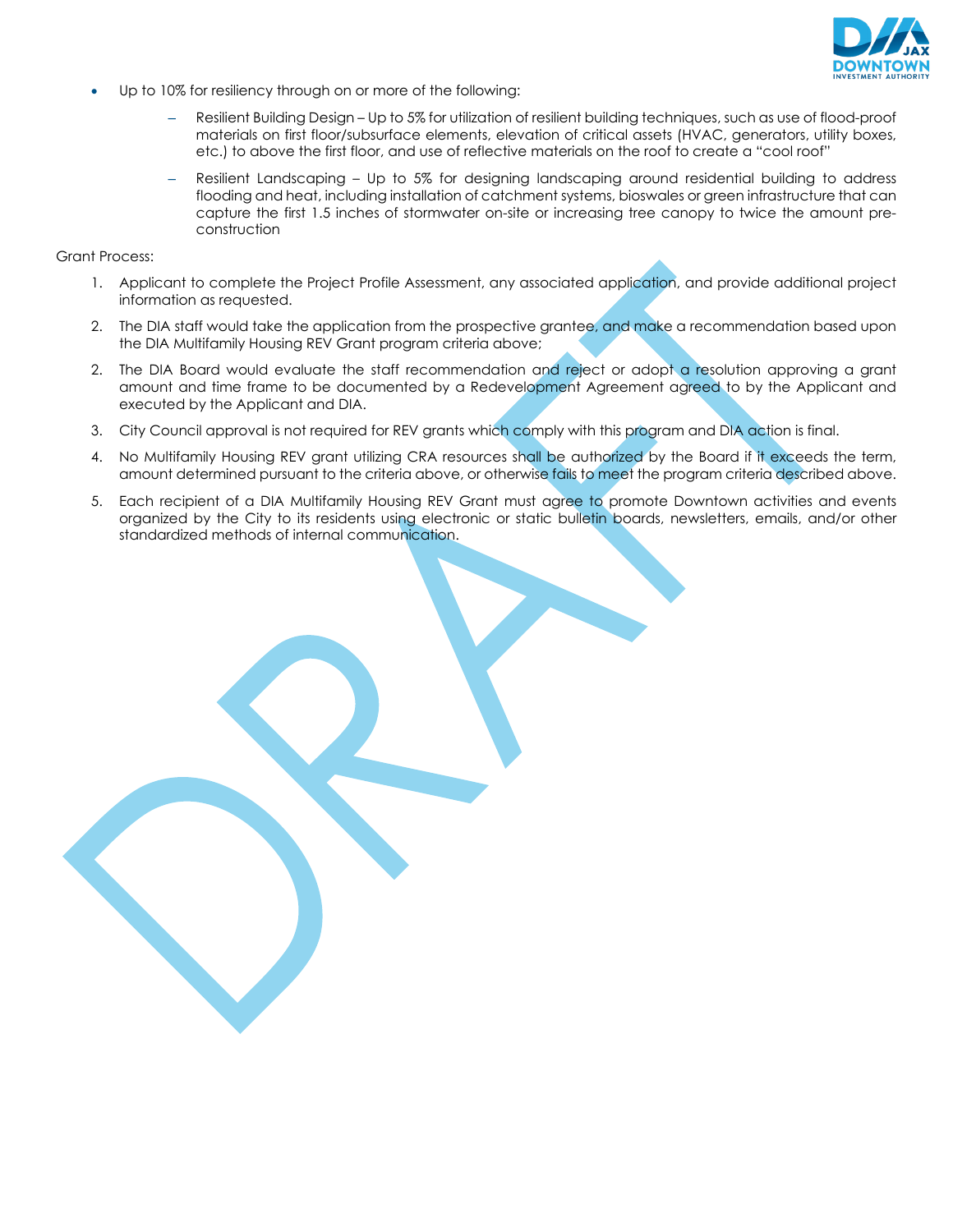- Up to 10% for resiliency through on or more of the following:
  - Resilient Building Design – Up to 5% for utilization of resilient building techniques, such as use of flood-proof materials on first floor/subsurface elements, elevation of critical assets (HVAC, generators, utility boxes, etc.) to above the first floor, and use of reflective materials on the roof to create a "cool roof"
  - Resilient Landscaping – Up to 5% for designing landscaping around residential building to address flooding and heat, including installation of catchment systems, bioswales or green infrastructure that can capture the first 1.5 inches of stormwater on-site or increasing tree canopy to twice the amount pre-construction

Grant Process:

1. Applicant to complete the Project Profile Assessment, any associated application, and provide additional project information as requested.
2. The DIA staff would take the application from the prospective grantee, and make a recommendation based upon the DIA Multifamily Housing REV Grant program criteria above;
2. The DIA Board would evaluate the staff recommendation and reject or adopt a resolution approving a grant amount and time frame to be documented by a Redevelopment Agreement agreed to by the Applicant and executed by the Applicant and DIA.
3. City Council approval is not required for REV grants which comply with this program and DIA action is final.
4. No Multifamily Housing REV grant utilizing CRA resources shall be authorized by the Board if it exceeds the term, amount determined pursuant to the criteria above, or otherwise fails to meet the program criteria described above.
5. Each recipient of a DIA Multifamily Housing REV Grant must agree to promote Downtown activities and events organized by the City to its residents using electronic or static bulletin boards, newsletters, emails, and/or other standardized methods of internal communication.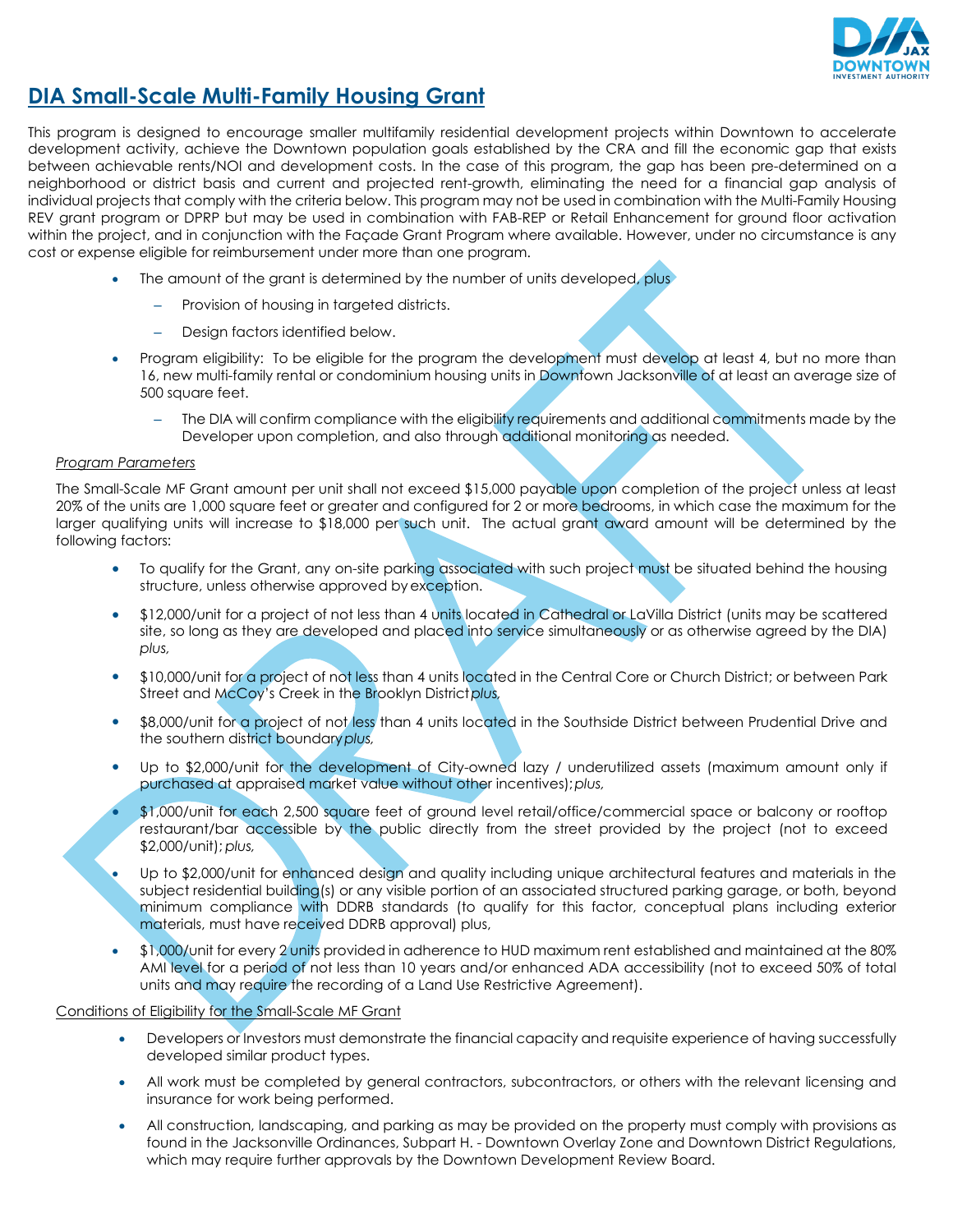# DIA Small-Scale Multi-Family Housing Grant

This program is designed to encourage smaller multifamily residential development projects within Downtown to accelerate development activity, achieve the Downtown population goals established by the CRA and fill the economic gap that exists between achievable rents/NOI and development costs. In the case of this program, the gap has been pre-determined on a neighborhood or district basis and current and projected rent-growth, eliminating the need for a financial gap analysis of individual projects that comply with the criteria below. This program may not be used in combination with the Multi-Family Housing REV grant program or DPRP but may be used in combination with FAB-REP or Retail Enhancement for ground floor activation within the project, and in conjunction with the Façade Grant Program where available. However, under no circumstance is any cost or expense eligible for reimbursement under more than one program.

- The amount of the grant is determined by the number of units developed, plus
  - Provision of housing in targeted districts.
  - Design factors identified below.
- Program eligibility: To be eligible for the program the development must develop at least 4, but no more than 16, new multi-family rental or condominium housing units in Downtown Jacksonville of at least an average size of 500 square feet.
  - The DIA will confirm compliance with the eligibility requirements and additional commitments made by the Developer upon completion, and also through additional monitoring as needed.

*Program Parameters*

The Small-Scale MF Grant amount per unit shall not exceed $15,000 payable upon completion of the project unless at least 20% of the units are 1,000 square feet or greater and configured for 2 or more bedrooms, in which case the maximum for the larger qualifying units will increase to $18,000 per such unit. The actual grant award amount will be determined by the following factors:

- To qualify for the Grant, any on-site parking associated with such project must be situated behind the housing structure, unless otherwise approved by exception.
- $12,000/unit for a project of not less than 4 units located in Cathedral or LaVilla District (units may be scattered site, so long as they are developed and placed into service simultaneously or as otherwise agreed by the DIA) *plus,*
- $10,000/unit for a project of not less than 4 units located in the Central Core or Church District; or between Park Street and McCoy's Creek in the Brooklyn District *plus,*
- $8,000/unit for a project of not less than 4 units located in the Southside District between Prudential Drive and the southern district boundary *plus,*
- Up to $2,000/unit for the development of City-owned lazy / underutilized assets (maximum amount only if purchased at appraised market value without other incentives); *plus,*
- $1,000/unit for each 2,500 square feet of ground level retail/office/commercial space or balcony or rooftop restaurant/bar accessible by the public directly from the street provided by the project (not to exceed $2,000/unit); *plus,*
- Up to $2,000/unit for enhanced design and quality including unique architectural features and materials in the subject residential building(s) or any visible portion of an associated structured parking garage, or both, beyond minimum compliance with DDRB standards (to qualify for this factor, conceptual plans including exterior materials, must have received DDRB approval) plus,
- $1,000/unit for every 2 units provided in adherence to HUD maximum rent established and maintained at the 80% AMI level for a period of not less than 10 years and/or enhanced ADA accessibility (not to exceed 50% of total units and may require the recording of a Land Use Restrictive Agreement).

Conditions of Eligibility for the Small-Scale MF Grant

- Developers or Investors must demonstrate the financial capacity and requisite experience of having successfully developed similar product types.
- All work must be completed by general contractors, subcontractors, or others with the relevant licensing and insurance for work being performed.
- All construction, landscaping, and parking as may be provided on the property must comply with provisions as found in the Jacksonville Ordinances, Subpart H. - Downtown Overlay Zone and Downtown District Regulations, which may require further approvals by the Downtown Development Review Board.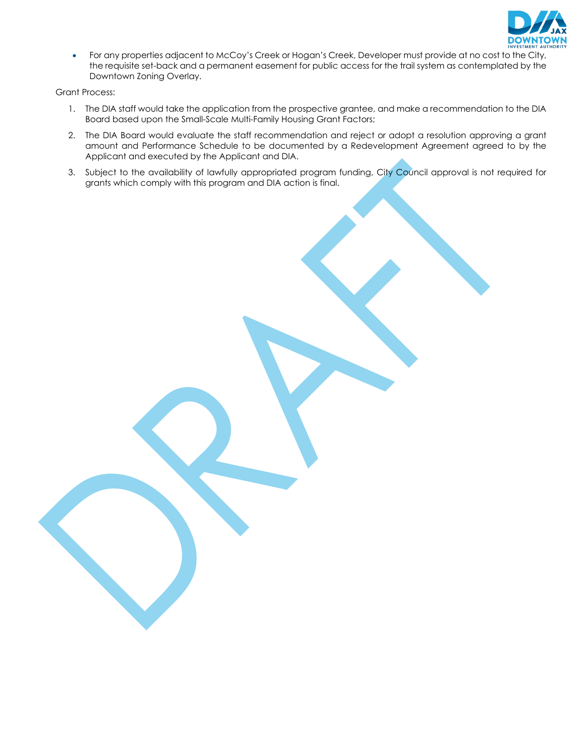- For any properties adjacent to McCoy's Creek or Hogan's Creek, Developer must provide at no cost to the City, the requisite set-back and a permanent easement for public access for the trail system as contemplated by the Downtown Zoning Overlay.

Grant Process:

1. The DIA staff would take the application from the prospective grantee, and make a recommendation to the DIA Board based upon the Small-Scale Multi-Family Housing Grant Factors;
2. The DIA Board would evaluate the staff recommendation and reject or adopt a resolution approving a grant amount and Performance Schedule to be documented by a Redevelopment Agreement agreed to by the Applicant and executed by the Applicant and DIA.
3. Subject to the availability of lawfully appropriated program funding, City Council approval is not required for grants which comply with this program and DIA action is final.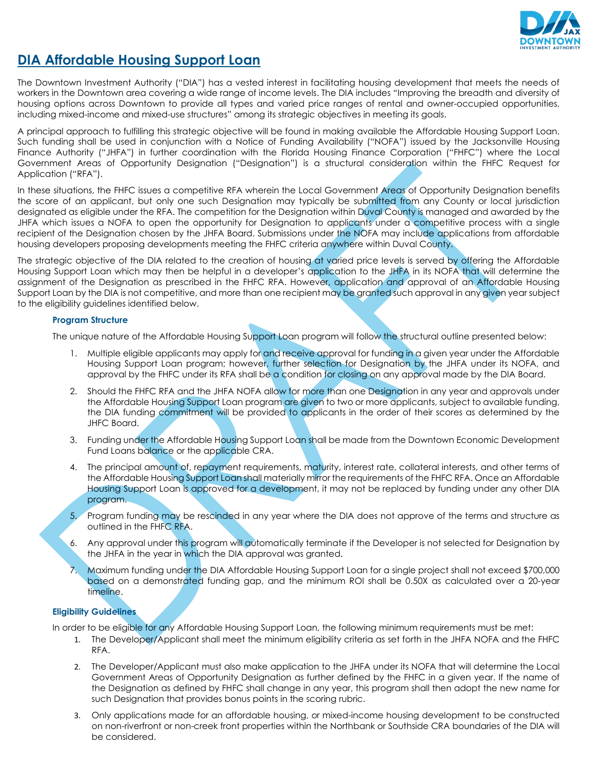## DIA Affordable Housing Support Loan

The Downtown Investment Authority ("DIA") has a vested interest in facilitating housing development that meets the needs of workers in the Downtown area covering a wide range of income levels. The DIA includes "Improving the breadth and diversity of housing options across Downtown to provide all types and varied price ranges of rental and owner-occupied opportunities, including mixed-income and mixed-use structures" among its strategic objectives in meeting its goals.

A principal approach to fulfilling this strategic objective will be found in making available the Affordable Housing Support Loan. Such funding shall be used in conjunction with a Notice of Funding Availability ("NOFA") issued by the Jacksonville Housing Finance Authority ("JHFA") in further coordination with the Florida Housing Finance Corporation ("FHFC") where the Local Government Areas of Opportunity Designation ("Designation") is a structural consideration within the FHFC Request for Application ("RFA").

In these situations, the FHFC issues a competitive RFA wherein the Local Government Areas of Opportunity Designation benefits the score of an applicant, but only one such Designation may typically be submitted from any County or local jurisdiction designated as eligible under the RFA. The competition for the Designation within Duval County is managed and awarded by the JHFA which issues a NOFA to open the opportunity for Designation to applicants under a competitive process with a single recipient of the Designation chosen by the JHFA Board. Submissions under the NOFA may include applications from affordable housing developers proposing developments meeting the FHFC criteria anywhere within Duval County.

The strategic objective of the DIA related to the creation of housing at varied price levels is served by offering the Affordable Housing Support Loan which may then be helpful in a developer's application to the JHFA in its NOFA that will determine the assignment of the Designation as prescribed in the FHFC RFA. However, application and approval of an Affordable Housing Support Loan by the DIA is not competitive, and more than one recipient may be granted such approval in any given year subject to the eligibility guidelines identified below.

### Program Structure

The unique nature of the Affordable Housing Support Loan program will follow the structural outline presented below:

1. Multiple eligible applicants may apply for and receive approval for funding in a given year under the Affordable Housing Support Loan program; however, further selection for Designation by the JHFA under its NOFA, and approval by the FHFC under its RFA shall be a condition for closing on any approval made by the DIA Board.
2. Should the FHFC RFA and the JHFA NOFA allow for more than one Designation in any year and approvals under the Affordable Housing Support Loan program are given to two or more applicants, subject to available funding, the DIA funding commitment will be provided to applicants in the order of their scores as determined by the JHFC Board.
3. Funding under the Affordable Housing Support Loan shall be made from the Downtown Economic Development Fund Loans balance or the applicable CRA.
4. The principal amount of, repayment requirements, maturity, interest rate, collateral interests, and other terms of the Affordable Housing Support Loan shall materially mirror the requirements of the FHFC RFA. Once an Affordable Housing Support Loan is approved for a development, it may not be replaced by funding under any other DIA program.
5. Program funding may be rescinded in any year where the DIA does not approve of the terms and structure as outlined in the FHFC RFA.
6. Any approval under this program will automatically terminate if the Developer is not selected for Designation by the JHFA in the year in which the DIA approval was granted.
7. Maximum funding under the DIA Affordable Housing Support Loan for a single project shall not exceed $700,000 based on a demonstrated funding gap, and the minimum ROI shall be 0.50X as calculated over a 20-year timeline.

### Eligibility Guidelines

In order to be eligible for any Affordable Housing Support Loan, the following minimum requirements must be met:

1. The Developer/Applicant shall meet the minimum eligibility criteria as set forth in the JHFA NOFA and the FHFC RFA.
2. The Developer/Applicant must also make application to the JHFA under its NOFA that will determine the Local Government Areas of Opportunity Designation as further defined by the FHFC in a given year. If the name of the Designation as defined by FHFC shall change in any year, this program shall then adopt the new name for such Designation that provides bonus points in the scoring rubric.
3. Only applications made for an affordable housing, or mixed-income housing development to be constructed on non-riverfront or non-creek front properties within the Northbank or Southside CRA boundaries of the DIA will be considered.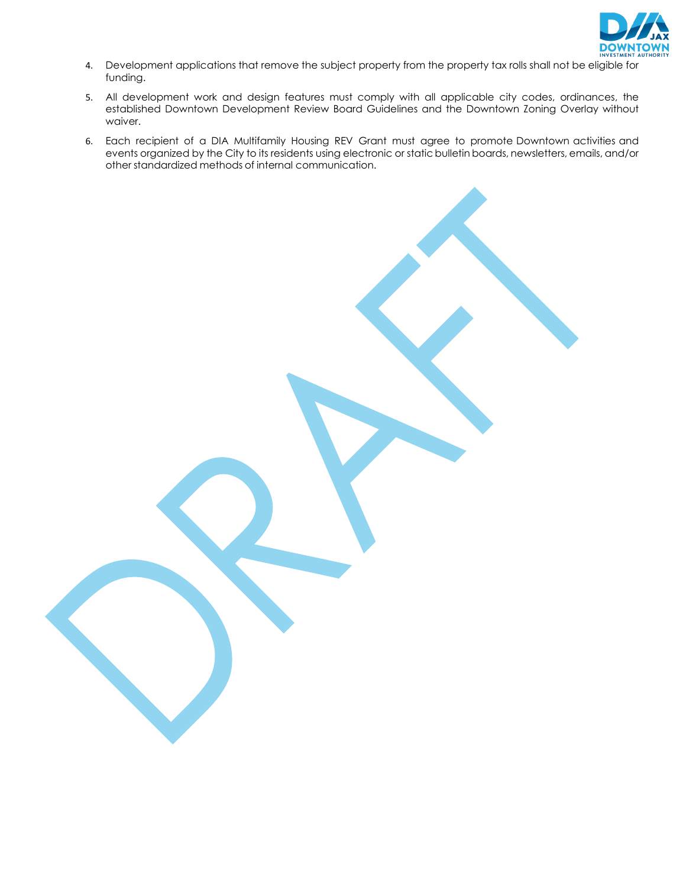4. Development applications that remove the subject property from the property tax rolls shall not be eligible for funding.
5. All development work and design features must comply with all applicable city codes, ordinances, the established Downtown Development Review Board Guidelines and the Downtown Zoning Overlay without waiver.
6. Each recipient of a DIA Multifamily Housing REV Grant must agree to promote Downtown activities and events organized by the City to its residents using electronic or static bulletin boards, newsletters, emails, and/or other standardized methods of internal communication.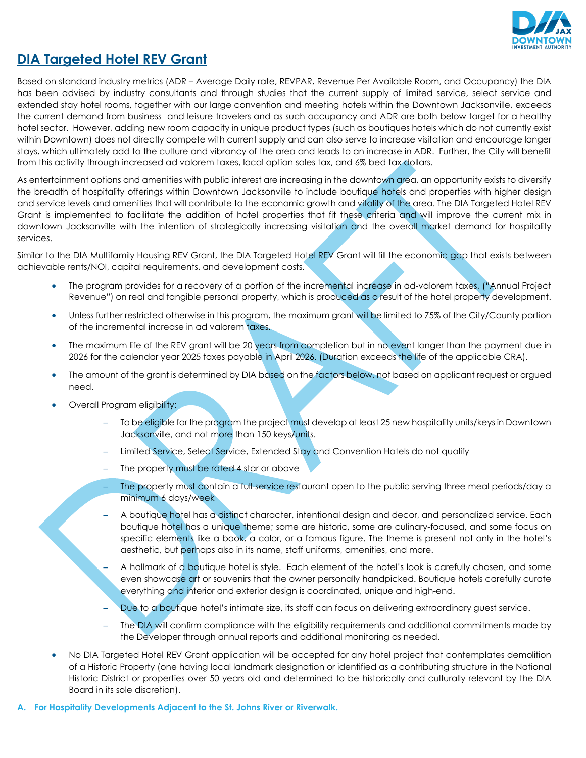## DIA Targeted Hotel REV Grant

Based on standard industry metrics (ADR – Average Daily rate, REVPAR, Revenue Per Available Room, and Occupancy) the DIA has been advised by industry consultants and through studies that the current supply of limited service, select service and extended stay hotel rooms, together with our large convention and meeting hotels within the Downtown Jacksonville, exceeds the current demand from business and leisure travelers and as such occupancy and ADR are both below target for a healthy hotel sector. However, adding new room capacity in unique product types (such as boutiques hotels which do not currently exist within Downtown) does not directly compete with current supply and can also serve to increase visitation and encourage longer stays, which ultimately add to the culture and vibrancy of the area and leads to an increase in ADR. Further, the City will benefit from this activity through increased ad valorem taxes, local option sales tax, and 6% bed tax dollars.

As entertainment options and amenities with public interest are increasing in the downtown area, an opportunity exists to diversify the breadth of hospitality offerings within Downtown Jacksonville to include boutique hotels and properties with higher design and service levels and amenities that will contribute to the economic growth and vitality of the area. The DIA Targeted Hotel REV Grant is implemented to facilitate the addition of hotel properties that fit these criteria and will improve the current mix in downtown Jacksonville with the intention of strategically increasing visitation and the overall market demand for hospitality services.

Similar to the DIA Multifamily Housing REV Grant, the DIA Targeted Hotel REV Grant will fill the economic gap that exists between achievable rents/NOI, capital requirements, and development costs.

- The program provides for a recovery of a portion of the incremental increase in ad-valorem taxes, ("Annual Project Revenue") on real and tangible personal property, which is produced as a result of the hotel property development.
- Unless further restricted otherwise in this program, the maximum grant will be limited to 75% of the City/County portion of the incremental increase in ad valorem taxes.
- The maximum life of the REV grant will be 20 years from completion but in no event longer than the payment due in 2026 for the calendar year 2025 taxes payable in April 2026. (Duration exceeds the life of the applicable CRA).
- The amount of the grant is determined by DIA based on the factors below, not based on applicant request or argued need.
- Overall Program eligibility:
  - To be eligible for the program the project must develop at least 25 new hospitality units/keys in Downtown Jacksonville, and not more than 150 keys/units.
  - Limited Service, Select Service, Extended Stay and Convention Hotels do not qualify
  - The property must be rated 4 star or above
  - The property must contain a full-service restaurant open to the public serving three meal periods/day a minimum 6 days/week
  - A boutique hotel has a distinct character, intentional design and decor, and personalized service. Each boutique hotel has a unique theme; some are historic, some are culinary-focused, and some focus on specific elements like a book, a color, or a famous figure. The theme is present not only in the hotel's aesthetic, but perhaps also in its name, staff uniforms, amenities, and more.
  - A hallmark of a boutique hotel is style. Each element of the hotel's look is carefully chosen, and some even showcase art or souvenirs that the owner personally handpicked. Boutique hotels carefully curate everything and interior and exterior design is coordinated, unique and high-end.
  - Due to a boutique hotel's intimate size, its staff can focus on delivering extraordinary guest service.
  - The DIA will confirm compliance with the eligibility requirements and additional commitments made by the Developer through annual reports and additional monitoring as needed.
- No DIA Targeted Hotel REV Grant application will be accepted for any hotel project that contemplates demolition of a Historic Property (one having local landmark designation or identified as a contributing structure in the National Historic District or properties over 50 years old and determined to be historically and culturally relevant by the DIA Board in its sole discretion).

**A. For Hospitality Developments Adjacent to the St. Johns River or Riverwalk.**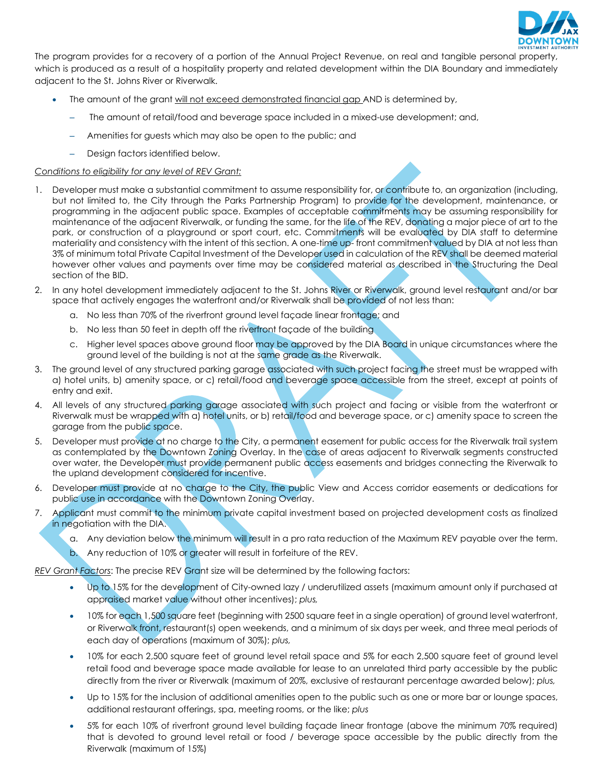The program provides for a recovery of a portion of the Annual Project Revenue, on real and tangible personal property, which is produced as a result of a hospitality property and related development within the DIA Boundary and immediately adjacent to the St. Johns River or Riverwalk.

- The amount of the grant will not exceed demonstrated financial gap AND is determined by,
  - The amount of retail/food and beverage space included in a mixed-use development; and,
  - Amenities for guests which may also be open to the public; and
  - Design factors identified below.

*Conditions to eligibility for any level of REV Grant:*

1. Developer must make a substantial commitment to assume responsibility for, or contribute to, an organization (including, but not limited to, the City through the Parks Partnership Program) to provide for the development, maintenance, or programming in the adjacent public space. Examples of acceptable commitments may be assuming responsibility for maintenance of the adjacent Riverwalk, or funding the same, for the life of the REV, donating a major piece of art to the park, or construction of a playground or sport court, etc. Commitments will be evaluated by DIA staff to determine materiality and consistency with the intent of this section. A one-time up- front commitment valued by DIA at not less than 3% of minimum total Private Capital Investment of the Developer used in calculation of the REV shall be deemed material however other values and payments over time may be considered material as described in the Structuring the Deal section of the BID.
2. In any hotel development immediately adjacent to the St. Johns River or Riverwalk, ground level restaurant and/or bar space that actively engages the waterfront and/or Riverwalk shall be provided of not less than:
   a. No less than 70% of the riverfront ground level façade linear frontage; and
   b. No less than 50 feet in depth off the riverfront façade of the building
   c. Higher level spaces above ground floor may be approved by the DIA Board in unique circumstances where the ground level of the building is not at the same grade as the Riverwalk.
3. The ground level of any structured parking garage associated with such project facing the street must be wrapped with a) hotel units, b) amenity space, or c) retail/food and beverage space accessible from the street, except at points of entry and exit.
4. All levels of any structured parking garage associated with such project and facing or visible from the waterfront or Riverwalk must be wrapped with a) hotel units, or b) retail/food and beverage space, or c) amenity space to screen the garage from the public space.
5. Developer must provide at no charge to the City, a permanent easement for public access for the Riverwalk trail system as contemplated by the Downtown Zoning Overlay. In the case of areas adjacent to Riverwalk segments constructed over water, the Developer must provide permanent public access easements and bridges connecting the Riverwalk to the upland development considered for incentive.
6. Developer must provide at no charge to the City, the public View and Access corridor easements or dedications for public use in accordance with the Downtown Zoning Overlay.
7. Applicant must commit to the minimum private capital investment based on projected development costs as finalized in negotiation with the DIA.
   a. Any deviation below the minimum will result in a pro rata reduction of the Maximum REV payable over the term.
   b. Any reduction of 10% or greater will result in forfeiture of the REV.

*REV Grant Factors*: The precise REV Grant size will be determined by the following factors:

- Up to 15% for the development of City-owned lazy / underutilized assets (maximum amount only if purchased at appraised market value without other incentives); *plus,*
- 10% for each 1,500 square feet (beginning with 2500 square feet in a single operation) of ground level waterfront, or Riverwalk front, restaurant(s) open weekends, and a minimum of six days per week, and three meal periods of each day of operations (maximum of 30%); *plus,*
- 10% for each 2,500 square feet of ground level retail space and 5% for each 2,500 square feet of ground level retail food and beverage space made available for lease to an unrelated third party accessible by the public directly from the river or Riverwalk (maximum of 20%, exclusive of restaurant percentage awarded below); *plus,*
- Up to 15% for the inclusion of additional amenities open to the public such as one or more bar or lounge spaces, additional restaurant offerings, spa, meeting rooms, or the like; *plus*
- 5% for each 10% of riverfront ground level building façade linear frontage (above the minimum 70% required) that is devoted to ground level retail or food / beverage space accessible by the public directly from the Riverwalk (maximum of 15%)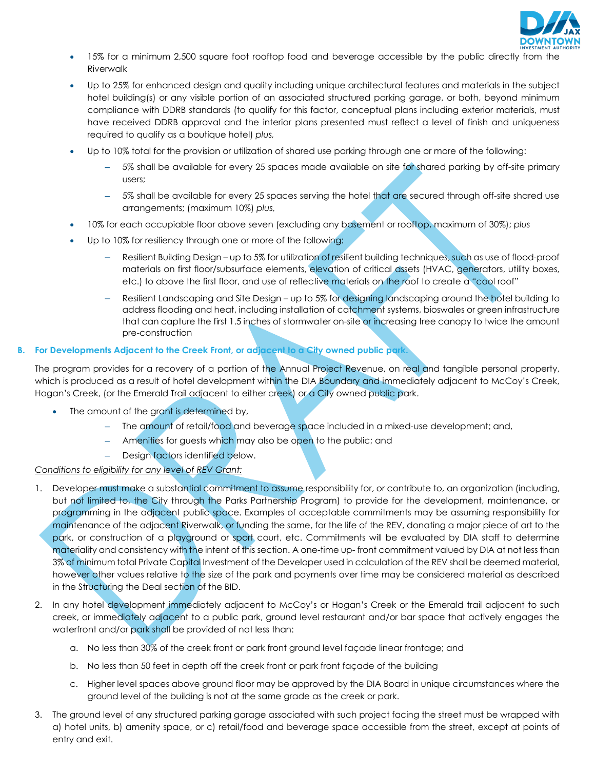- 15% for a minimum 2,500 square foot rooftop food and beverage accessible by the public directly from the Riverwalk
- Up to 25% for enhanced design and quality including unique architectural features and materials in the subject hotel building(s) or any visible portion of an associated structured parking garage, or both, beyond minimum compliance with DDRB standards (to qualify for this factor, conceptual plans including exterior materials, must have received DDRB approval and the interior plans presented must reflect a level of finish and uniqueness required to qualify as a boutique hotel) *plus,*
- Up to 10% total for the provision or utilization of shared use parking through one or more of the following:
  - 5% shall be available for every 25 spaces made available on site for shared parking by off-site primary users;
  - 5% shall be available for every 25 spaces serving the hotel that are secured through off-site shared use arrangements; (maximum 10%) *plus,*
- 10% for each occupiable floor above seven (excluding any basement or rooftop, maximum of 30%); *plus*
- Up to 10% for resiliency through one or more of the following:
  - Resilient Building Design – up to 5% for utilization of resilient building techniques, such as use of flood-proof materials on first floor/subsurface elements, elevation of critical assets (HVAC, generators, utility boxes, etc.) to above the first floor, and use of reflective materials on the roof to create a "cool roof"
  - Resilient Landscaping and Site Design – up to 5% for designing landscaping around the hotel building to address flooding and heat, including installation of catchment systems, bioswales or green infrastructure that can capture the first 1.5 inches of stormwater on-site or increasing tree canopy to twice the amount pre-construction

**B. For Developments Adjacent to the Creek Front, or adjacent to a City owned public park.**

The program provides for a recovery of a portion of the Annual Project Revenue, on real and tangible personal property, which is produced as a result of hotel development within the DIA Boundary and immediately adjacent to McCoy's Creek, Hogan's Creek, (or the Emerald Trail adjacent to either creek) or a City owned public park.

- The amount of the grant is determined by,
  - The amount of retail/food and beverage space included in a mixed-use development; and,
  - Amenities for guests which may also be open to the public; and
  - Design factors identified below.

*Conditions to eligibility for any level of REV Grant:*

1. Developer must make a substantial commitment to assume responsibility for, or contribute to, an organization (including, but not limited to, the City through the Parks Partnership Program) to provide for the development, maintenance, or programming in the adjacent public space. Examples of acceptable commitments may be assuming responsibility for maintenance of the adjacent Riverwalk, or funding the same, for the life of the REV, donating a major piece of art to the park, or construction of a playground or sport court, etc. Commitments will be evaluated by DIA staff to determine materiality and consistency with the intent of this section. A one-time up- front commitment valued by DIA at not less than 3% of minimum total Private Capital Investment of the Developer used in calculation of the REV shall be deemed material, however other values relative to the size of the park and payments over time may be considered material as described in the Structuring the Deal section of the BID.
2. In any hotel development immediately adjacent to McCoy's or Hogan's Creek or the Emerald trail adjacent to such creek, or immediately adjacent to a public park, ground level restaurant and/or bar space that actively engages the waterfront and/or park shall be provided of not less than:
   a. No less than 30% of the creek front or park front ground level façade linear frontage; and
   b. No less than 50 feet in depth off the creek front or park front façade of the building
   c. Higher level spaces above ground floor may be approved by the DIA Board in unique circumstances where the ground level of the building is not at the same grade as the creek or park.
3. The ground level of any structured parking garage associated with such project facing the street must be wrapped with a) hotel units, b) amenity space, or c) retail/food and beverage space accessible from the street, except at points of entry and exit.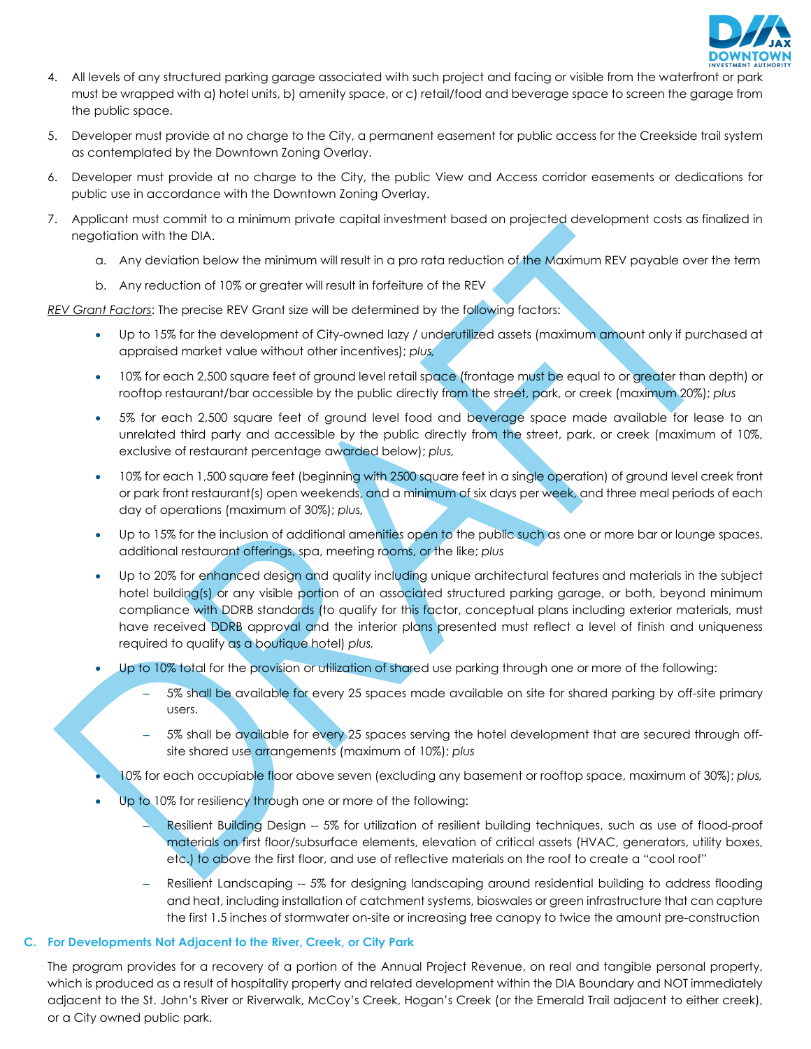4. All levels of any structured parking garage associated with such project and facing or visible from the waterfront or park must be wrapped with a) hotel units, b) amenity space, or c) retail/food and beverage space to screen the garage from the public space.

5. Developer must provide at no charge to the City, a permanent easement for public access for the Creekside trail system as contemplated by the Downtown Zoning Overlay.

6. Developer must provide at no charge to the City, the public View and Access corridor easements or dedications for public use in accordance with the Downtown Zoning Overlay.

7. Applicant must commit to a minimum private capital investment based on projected development costs as finalized in negotiation with the DIA.

   a. Any deviation below the minimum will result in a pro rata reduction of the Maximum REV payable over the term

   b. Any reduction of 10% or greater will result in forfeiture of the REV

*REV Grant Factors*: The precise REV Grant size will be determined by the following factors:

- Up to 15% for the development of City-owned lazy / underutilized assets (maximum amount only if purchased at appraised market value without other incentives); *plus,*
- 10% for each 2,500 square feet of ground level retail space (frontage must be equal to or greater than depth) or rooftop restaurant/bar accessible by the public directly from the street, park, or creek (maximum 20%); *plus*
- 5% for each 2,500 square feet of ground level food and beverage space made available for lease to an unrelated third party and accessible by the public directly from the street, park, or creek (maximum of 10%, exclusive of restaurant percentage awarded below); *plus,*
- 10% for each 1,500 square feet (beginning with 2500 square feet in a single operation) of ground level creek front or park front restaurant(s) open weekends, and a minimum of six days per week, and three meal periods of each day of operations (maximum of 30%); *plus,*
- Up to 15% for the inclusion of additional amenities open to the public such as one or more bar or lounge spaces, additional restaurant offerings, spa, meeting rooms, or the like; *plus*
- Up to 20% for enhanced design and quality including unique architectural features and materials in the subject hotel building(s) or any visible portion of an associated structured parking garage, or both, beyond minimum compliance with DDRB standards (to qualify for this factor, conceptual plans including exterior materials, must have received DDRB approval and the interior plans presented must reflect a level of finish and uniqueness required to qualify as a boutique hotel) *plus,*
- Up to 10% total for the provision or utilization of shared use parking through one or more of the following:
  - 5% shall be available for every 25 spaces made available on site for shared parking by off-site primary users.
  - 5% shall be available for every 25 spaces serving the hotel development that are secured through off-site shared use arrangements (maximum of 10%); *plus*
- 10% for each occupiable floor above seven (excluding any basement or rooftop space, maximum of 30%); *plus,*
- Up to 10% for resiliency through one or more of the following:
  - Resilient Building Design -- 5% for utilization of resilient building techniques, such as use of flood-proof materials on first floor/subsurface elements, elevation of critical assets (HVAC, generators, utility boxes, etc.) to above the first floor, and use of reflective materials on the roof to create a "cool roof"
  - Resilient Landscaping -- 5% for designing landscaping around residential building to address flooding and heat, including installation of catchment systems, bioswales or green infrastructure that can capture the first 1.5 inches of stormwater on-site or increasing tree canopy to twice the amount pre-construction

### C. For Developments Not Adjacent to the River, Creek, or City Park

The program provides for a recovery of a portion of the Annual Project Revenue, on real and tangible personal property, which is produced as a result of hospitality property and related development within the DIA Boundary and NOT immediately adjacent to the St. John's River or Riverwalk, McCoy's Creek, Hogan's Creek (or the Emerald Trail adjacent to either creek), or a City owned public park.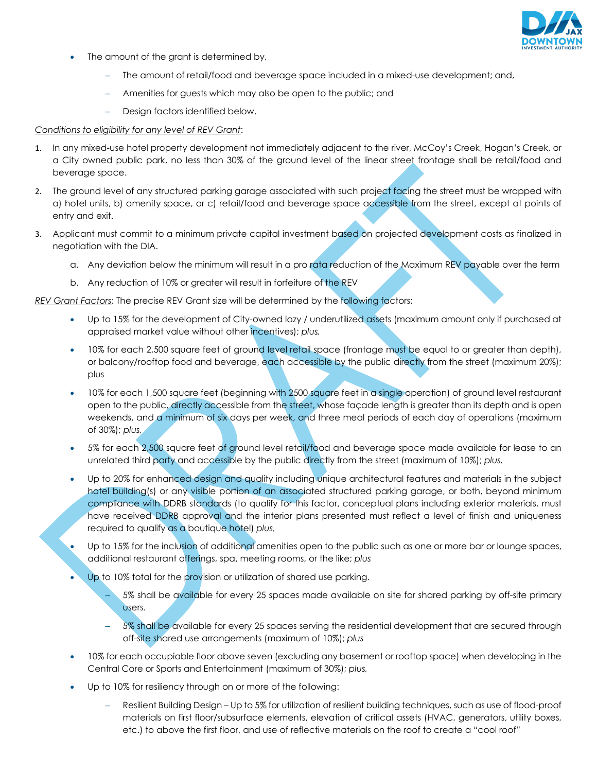- The amount of the grant is determined by,
  - The amount of retail/food and beverage space included in a mixed-use development; and,
  - Amenities for guests which may also be open to the public; and
  - Design factors identified below.

*Conditions to eligibility for any level of REV Grant*:

1. In any mixed-use hotel property development not immediately adjacent to the river, McCoy's Creek, Hogan's Creek, or a City owned public park, no less than 30% of the ground level of the linear street frontage shall be retail/food and beverage space.
2. The ground level of any structured parking garage associated with such project facing the street must be wrapped with a) hotel units, b) amenity space, or c) retail/food and beverage space accessible from the street, except at points of entry and exit.
3. Applicant must commit to a minimum private capital investment based on projected development costs as finalized in negotiation with the DIA.
   a. Any deviation below the minimum will result in a pro rata reduction of the Maximum REV payable over the term
   b. Any reduction of 10% or greater will result in forfeiture of the REV

*REV Grant Factors*: The precise REV Grant size will be determined by the following factors:

- Up to 15% for the development of City-owned lazy / underutilized assets (maximum amount only if purchased at appraised market value without other incentives); *plus,*
- 10% for each 2,500 square feet of ground level retail space (frontage must be equal to or greater than depth), or balcony/rooftop food and beverage, each accessible by the public directly from the street (maximum 20%); plus
- 10% for each 1,500 square feet (beginning with 2500 square feet in a single operation) of ground level restaurant open to the public, directly accessible from the street, whose façade length is greater than its depth and is open weekends, and a minimum of six days per week, and three meal periods of each day of operations (maximum of 30%); *plus,*
- 5% for each 2,500 square feet of ground level retail/food and beverage space made available for lease to an unrelated third party and accessible by the public directly from the street (maximum of 10%); *plus,*
- Up to 20% for enhanced design and quality including unique architectural features and materials in the subject hotel building(s) or any visible portion of an associated structured parking garage, or both, beyond minimum compliance with DDRB standards (to qualify for this factor, conceptual plans including exterior materials, must have received DDRB approval and the interior plans presented must reflect a level of finish and uniqueness required to qualify as a boutique hotel) *plus,*
- Up to 15% for the inclusion of additional amenities open to the public such as one or more bar or lounge spaces, additional restaurant offerings, spa, meeting rooms, or the like; *plus*
- Up to 10% total for the provision or utilization of shared use parking.
  - 5% shall be available for every 25 spaces made available on site for shared parking by off-site primary users.
  - 5% shall be available for every 25 spaces serving the residential development that are secured through off-site shared use arrangements (maximum of 10%); *plus*
- 10% for each occupiable floor above seven (excluding any basement or rooftop space) when developing in the Central Core or Sports and Entertainment (maximum of 30%); *plus,*
- Up to 10% for resiliency through on or more of the following:
  - Resilient Building Design – Up to 5% for utilization of resilient building techniques, such as use of flood-proof materials on first floor/subsurface elements, elevation of critical assets (HVAC, generators, utility boxes, etc.) to above the first floor, and use of reflective materials on the roof to create a "cool roof"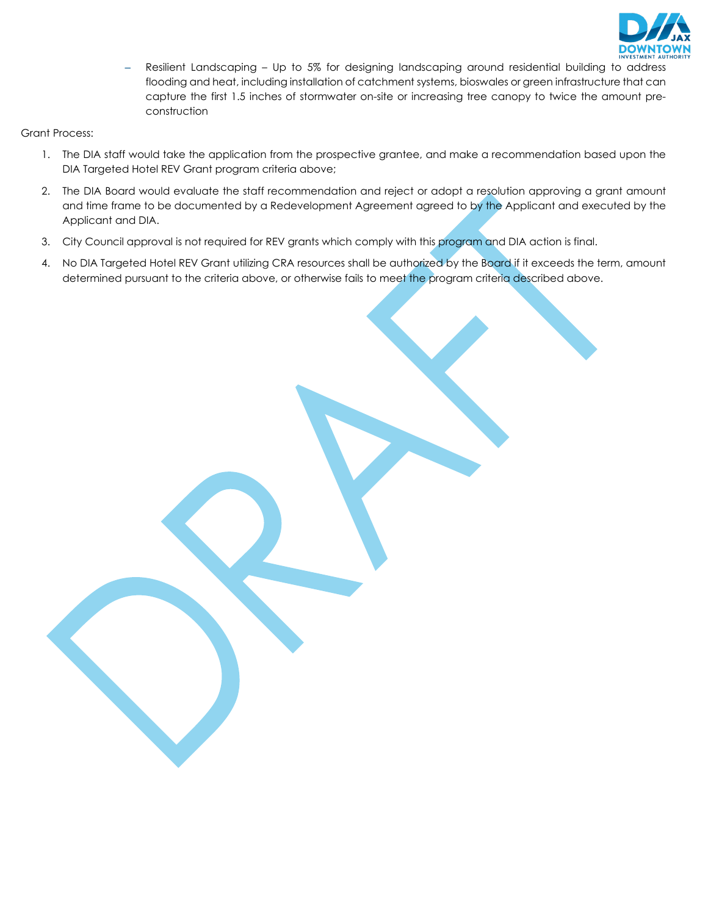– Resilient Landscaping – Up to 5% for designing landscaping around residential building to address flooding and heat, including installation of catchment systems, bioswales or green infrastructure that can capture the first 1.5 inches of stormwater on-site or increasing tree canopy to twice the amount pre-construction

Grant Process:

1. The DIA staff would take the application from the prospective grantee, and make a recommendation based upon the DIA Targeted Hotel REV Grant program criteria above;
2. The DIA Board would evaluate the staff recommendation and reject or adopt a resolution approving a grant amount and time frame to be documented by a Redevelopment Agreement agreed to by the Applicant and executed by the Applicant and DIA.
3. City Council approval is not required for REV grants which comply with this program and DIA action is final.
4. No DIA Targeted Hotel REV Grant utilizing CRA resources shall be authorized by the Board if it exceeds the term, amount determined pursuant to the criteria above, or otherwise fails to meet the program criteria described above.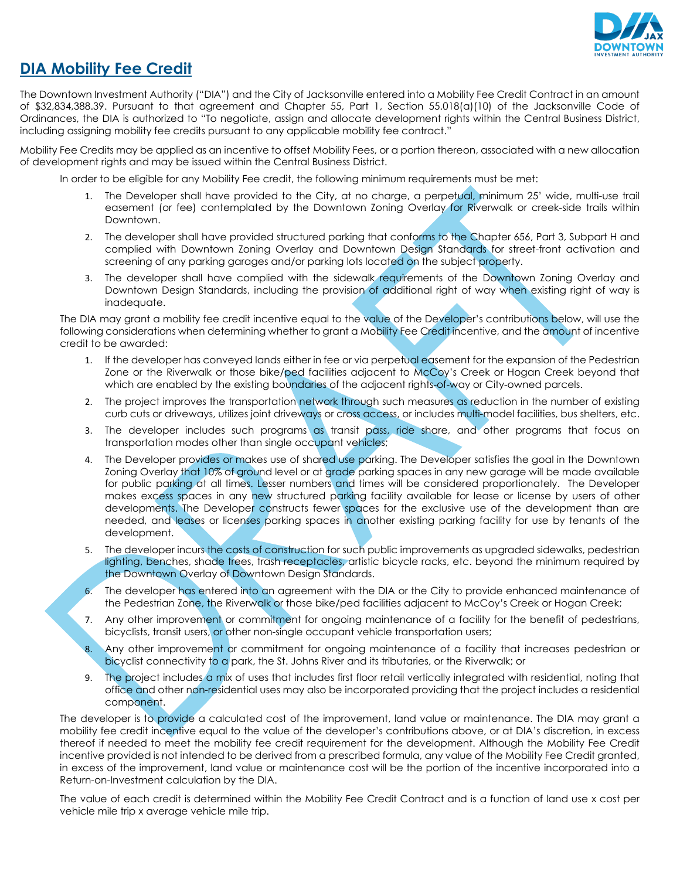## DIA Mobility Fee Credit

The Downtown Investment Authority ("DIA") and the City of Jacksonville entered into a Mobility Fee Credit Contract in an amount of $32,834,388.39. Pursuant to that agreement and Chapter 55, Part 1, Section 55.018(a)(10) of the Jacksonville Code of Ordinances, the DIA is authorized to "To negotiate, assign and allocate development rights within the Central Business District, including assigning mobility fee credits pursuant to any applicable mobility fee contract."

Mobility Fee Credits may be applied as an incentive to offset Mobility Fees, or a portion thereon, associated with a new allocation of development rights and may be issued within the Central Business District.

In order to be eligible for any Mobility Fee credit, the following minimum requirements must be met:

1. The Developer shall have provided to the City, at no charge, a perpetual, minimum 25' wide, multi-use trail easement (or fee) contemplated by the Downtown Zoning Overlay for Riverwalk or creek-side trails within Downtown.
2. The developer shall have provided structured parking that conforms to the Chapter 656, Part 3, Subpart H and complied with Downtown Zoning Overlay and Downtown Design Standards for street-front activation and screening of any parking garages and/or parking lots located on the subject property.
3. The developer shall have complied with the sidewalk requirements of the Downtown Zoning Overlay and Downtown Design Standards, including the provision of additional right of way when existing right of way is inadequate.

The DIA may grant a mobility fee credit incentive equal to the value of the Developer's contributions below, will use the following considerations when determining whether to grant a Mobility Fee Credit incentive, and the amount of incentive credit to be awarded:

1. If the developer has conveyed lands either in fee or via perpetual easement for the expansion of the Pedestrian Zone or the Riverwalk or those bike/ped facilities adjacent to McCoy's Creek or Hogan Creek beyond that which are enabled by the existing boundaries of the adjacent rights-of-way or City-owned parcels.
2. The project improves the transportation network through such measures as reduction in the number of existing curb cuts or driveways, utilizes joint driveways or cross access, or includes multi-model facilities, bus shelters, etc.
3. The developer includes such programs as transit pass, ride share, and other programs that focus on transportation modes other than single occupant vehicles;
4. The Developer provides or makes use of shared use parking. The Developer satisfies the goal in the Downtown Zoning Overlay that 10% of ground level or at grade parking spaces in any new garage will be made available for public parking at all times. Lesser numbers and times will be considered proportionately. The Developer makes excess spaces in any new structured parking facility available for lease or license by users of other developments. The Developer constructs fewer spaces for the exclusive use of the development than are needed, and leases or licenses parking spaces in another existing parking facility for use by tenants of the development.
5. The developer incurs the costs of construction for such public improvements as upgraded sidewalks, pedestrian lighting, benches, shade trees, trash receptacles, artistic bicycle racks, etc. beyond the minimum required by the Downtown Overlay of Downtown Design Standards.
6. The developer has entered into an agreement with the DIA or the City to provide enhanced maintenance of the Pedestrian Zone, the Riverwalk or those bike/ped facilities adjacent to McCoy's Creek or Hogan Creek;
7. Any other improvement or commitment for ongoing maintenance of a facility for the benefit of pedestrians, bicyclists, transit users, or other non-single occupant vehicle transportation users;
8. Any other improvement or commitment for ongoing maintenance of a facility that increases pedestrian or bicyclist connectivity to a park, the St. Johns River and its tributaries, or the Riverwalk; or
9. The project includes a mix of uses that includes first floor retail vertically integrated with residential, noting that office and other non-residential uses may also be incorporated providing that the project includes a residential component.

The developer is to provide a calculated cost of the improvement, land value or maintenance. The DIA may grant a mobility fee credit incentive equal to the value of the developer's contributions above, or at DIA's discretion, in excess thereof if needed to meet the mobility fee credit requirement for the development. Although the Mobility Fee Credit incentive provided is not intended to be derived from a prescribed formula, any value of the Mobility Fee Credit granted, in excess of the improvement, land value or maintenance cost will be the portion of the incentive incorporated into a Return-on-Investment calculation by the DIA.

The value of each credit is determined within the Mobility Fee Credit Contract and is a function of land use x cost per vehicle mile trip x average vehicle mile trip.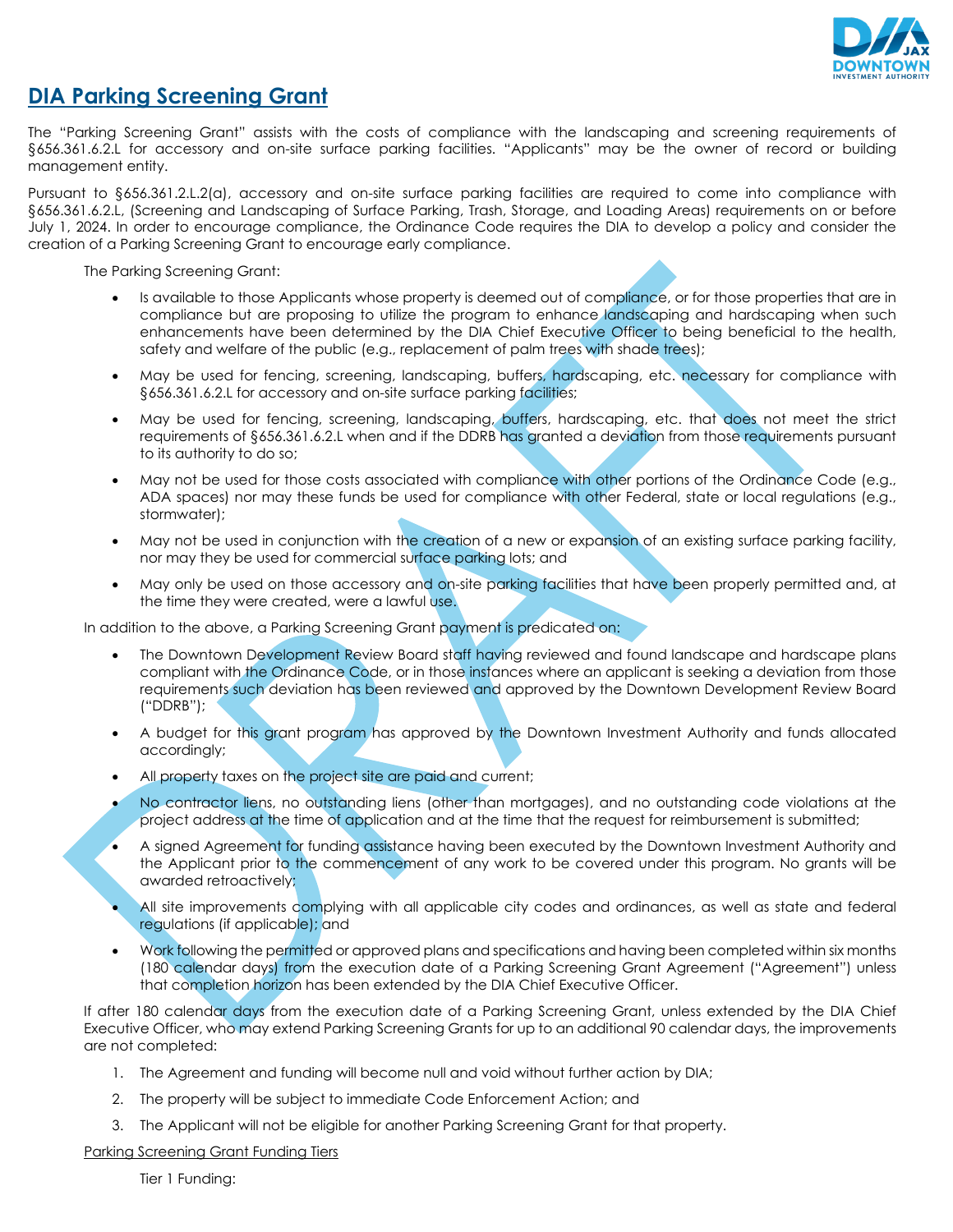# DIA Parking Screening Grant

The "Parking Screening Grant" assists with the costs of compliance with the landscaping and screening requirements of §656.361.6.2.L for accessory and on-site surface parking facilities. "Applicants" may be the owner of record or building management entity.

Pursuant to §656.361.2.L.2(a), accessory and on-site surface parking facilities are required to come into compliance with §656.361.6.2.L, (Screening and Landscaping of Surface Parking, Trash, Storage, and Loading Areas) requirements on or before July 1, 2024. In order to encourage compliance, the Ordinance Code requires the DIA to develop a policy and consider the creation of a Parking Screening Grant to encourage early compliance.

The Parking Screening Grant:

- Is available to those Applicants whose property is deemed out of compliance, or for those properties that are in compliance but are proposing to utilize the program to enhance landscaping and hardscaping when such enhancements have been determined by the DIA Chief Executive Officer to being beneficial to the health, safety and welfare of the public (e.g., replacement of palm trees with shade trees);
- May be used for fencing, screening, landscaping, buffers, hardscaping, etc. necessary for compliance with §656.361.6.2.L for accessory and on-site surface parking facilities;
- May be used for fencing, screening, landscaping, buffers, hardscaping, etc. that does not meet the strict requirements of §656.361.6.2.L when and if the DDRB has granted a deviation from those requirements pursuant to its authority to do so;
- May not be used for those costs associated with compliance with other portions of the Ordinance Code (e.g., ADA spaces) nor may these funds be used for compliance with other Federal, state or local regulations (e.g., stormwater);
- May not be used in conjunction with the creation of a new or expansion of an existing surface parking facility, nor may they be used for commercial surface parking lots; and
- May only be used on those accessory and on-site parking facilities that have been properly permitted and, at the time they were created, were a lawful use.

In addition to the above, a Parking Screening Grant payment is predicated on:

- The Downtown Development Review Board staff having reviewed and found landscape and hardscape plans compliant with the Ordinance Code, or in those instances where an applicant is seeking a deviation from those requirements such deviation has been reviewed and approved by the Downtown Development Review Board ("DDRB");
- A budget for this grant program has approved by the Downtown Investment Authority and funds allocated accordingly;
- All property taxes on the project site are paid and current;
- No contractor liens, no outstanding liens (other than mortgages), and no outstanding code violations at the project address at the time of application and at the time that the request for reimbursement is submitted;
- A signed Agreement for funding assistance having been executed by the Downtown Investment Authority and the Applicant prior to the commencement of any work to be covered under this program. No grants will be awarded retroactively;
- All site improvements complying with all applicable city codes and ordinances, as well as state and federal regulations (if applicable); and
- Work following the permitted or approved plans and specifications and having been completed within six months (180 calendar days) from the execution date of a Parking Screening Grant Agreement ("Agreement") unless that completion horizon has been extended by the DIA Chief Executive Officer.

If after 180 calendar days from the execution date of a Parking Screening Grant, unless extended by the DIA Chief Executive Officer, who may extend Parking Screening Grants for up to an additional 90 calendar days, the improvements are not completed:

1. The Agreement and funding will become null and void without further action by DIA;
2. The property will be subject to immediate Code Enforcement Action; and
3. The Applicant will not be eligible for another Parking Screening Grant for that property.

<u>Parking Screening Grant Funding Tiers</u>

Tier 1 Funding: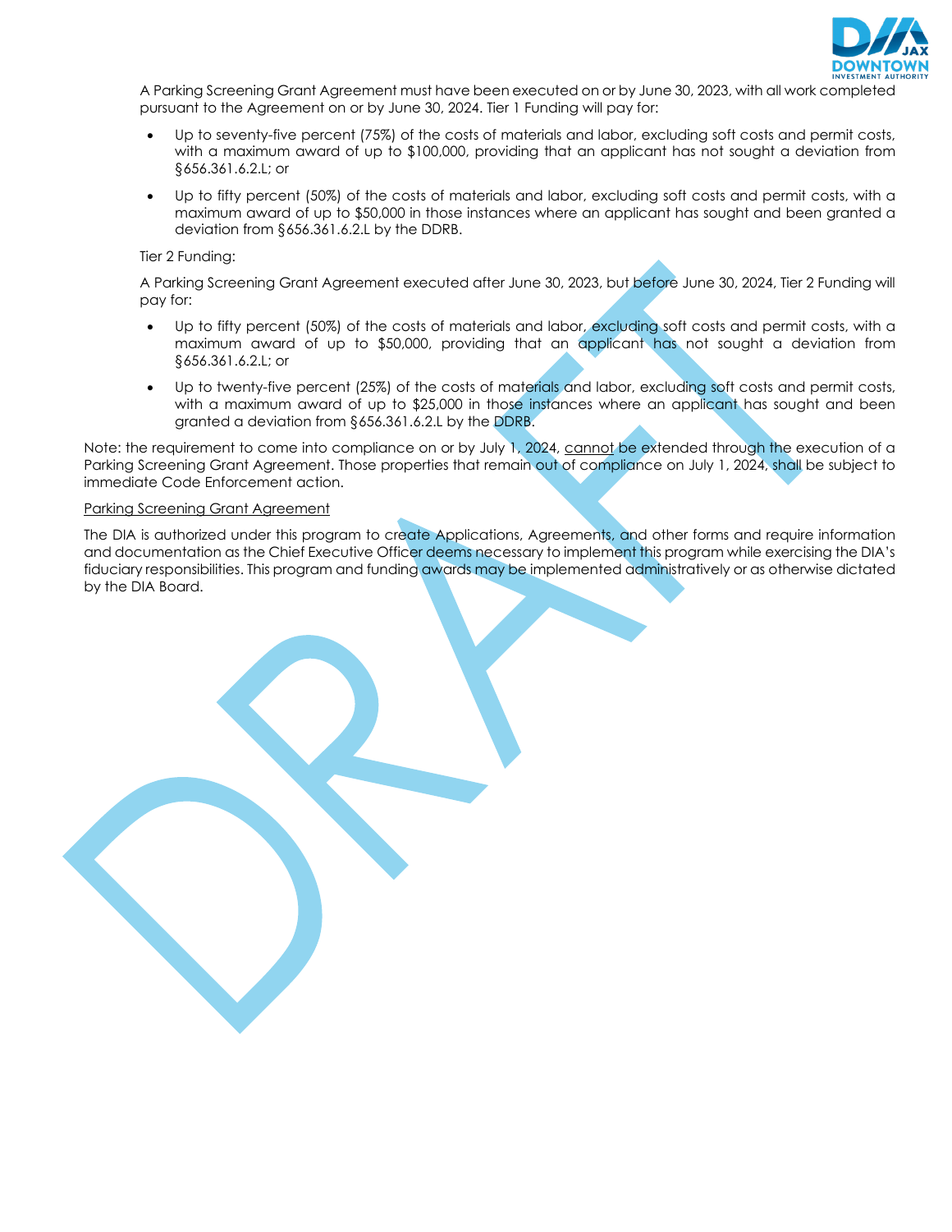A Parking Screening Grant Agreement must have been executed on or by June 30, 2023, with all work completed pursuant to the Agreement on or by June 30, 2024. Tier 1 Funding will pay for:

- Up to seventy-five percent (75%) of the costs of materials and labor, excluding soft costs and permit costs, with a maximum award of up to $100,000, providing that an applicant has not sought a deviation from §656.361.6.2.L; or
- Up to fifty percent (50%) of the costs of materials and labor, excluding soft costs and permit costs, with a maximum award of up to $50,000 in those instances where an applicant has sought and been granted a deviation from §656.361.6.2.L by the DDRB.

Tier 2 Funding:

A Parking Screening Grant Agreement executed after June 30, 2023, but before June 30, 2024, Tier 2 Funding will pay for:

- Up to fifty percent (50%) of the costs of materials and labor, excluding soft costs and permit costs, with a maximum award of up to $50,000, providing that an applicant has not sought a deviation from §656.361.6.2.L; or
- Up to twenty-five percent (25%) of the costs of materials and labor, excluding soft costs and permit costs, with a maximum award of up to $25,000 in those instances where an applicant has sought and been granted a deviation from §656.361.6.2.L by the DDRB.

Note: the requirement to come into compliance on or by July 1, 2024, cannot be extended through the execution of a Parking Screening Grant Agreement. Those properties that remain out of compliance on July 1, 2024, shall be subject to immediate Code Enforcement action.

Parking Screening Grant Agreement

The DIA is authorized under this program to create Applications, Agreements, and other forms and require information and documentation as the Chief Executive Officer deems necessary to implement this program while exercising the DIA's fiduciary responsibilities. This program and funding awards may be implemented administratively or as otherwise dictated by the DIA Board.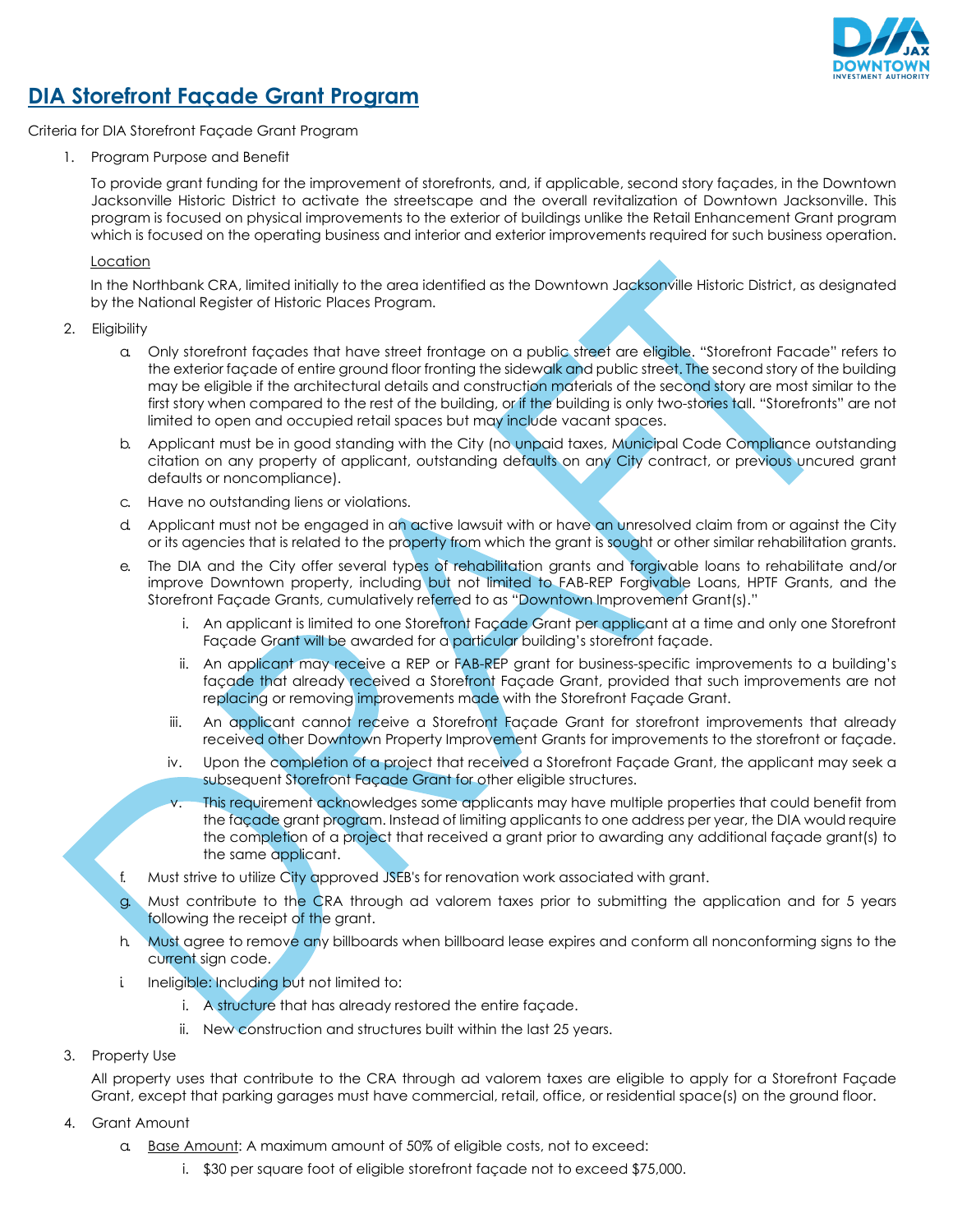# DIA Storefront Façade Grant Program

Criteria for DIA Storefront Façade Grant Program

1. Program Purpose and Benefit

   To provide grant funding for the improvement of storefronts, and, if applicable, second story façades, in the Downtown Jacksonville Historic District to activate the streetscape and the overall revitalization of Downtown Jacksonville. This program is focused on physical improvements to the exterior of buildings unlike the Retail Enhancement Grant program which is focused on the operating business and interior and exterior improvements required for such business operation.

   Location

   In the Northbank CRA, limited initially to the area identified as the Downtown Jacksonville Historic District, as designated by the National Register of Historic Places Program.

2. Eligibility

   a. Only storefront façades that have street frontage on a public street are eligible. "Storefront Facade" refers to the exterior façade of entire ground floor fronting the sidewalk and public street. The second story of the building may be eligible if the architectural details and construction materials of the second story are most similar to the first story when compared to the rest of the building, or if the building is only two-stories tall. "Storefronts" are not limited to open and occupied retail spaces but may include vacant spaces.

   b. Applicant must be in good standing with the City (no unpaid taxes, Municipal Code Compliance outstanding citation on any property of applicant, outstanding defaults on any City contract, or previous uncured grant defaults or noncompliance).

   c. Have no outstanding liens or violations.

   d. Applicant must not be engaged in an active lawsuit with or have an unresolved claim from or against the City or its agencies that is related to the property from which the grant is sought or other similar rehabilitation grants.

   e. The DIA and the City offer several types of rehabilitation grants and forgivable loans to rehabilitate and/or improve Downtown property, including but not limited to FAB-REP Forgivable Loans, HPTF Grants, and the Storefront Façade Grants, cumulatively referred to as "Downtown Improvement Grant(s)."

      i. An applicant is limited to one Storefront Façade Grant per applicant at a time and only one Storefront Façade Grant will be awarded for a particular building's storefront façade.

      ii. An applicant may receive a REP or FAB-REP grant for business-specific improvements to a building's façade that already received a Storefront Façade Grant, provided that such improvements are not replacing or removing improvements made with the Storefront Façade Grant.

      iii. An applicant cannot receive a Storefront Façade Grant for storefront improvements that already received other Downtown Property Improvement Grants for improvements to the storefront or façade.

      iv. Upon the completion of a project that received a Storefront Façade Grant, the applicant may seek a subsequent Storefront Façade Grant for other eligible structures.

      v. This requirement acknowledges some applicants may have multiple properties that could benefit from the façade grant program. Instead of limiting applicants to one address per year, the DIA would require the completion of a project that received a grant prior to awarding any additional façade grant(s) to the same applicant.

   f. Must strive to utilize City approved JSEB's for renovation work associated with grant.

   g. Must contribute to the CRA through ad valorem taxes prior to submitting the application and for 5 years following the receipt of the grant.

   h. Must agree to remove any billboards when billboard lease expires and conform all nonconforming signs to the current sign code.

   i. Ineligible: Including but not limited to:

      i. A structure that has already restored the entire façade.

      ii. New construction and structures built within the last 25 years.

3. Property Use

   All property uses that contribute to the CRA through ad valorem taxes are eligible to apply for a Storefront Façade Grant, except that parking garages must have commercial, retail, office, or residential space(s) on the ground floor.

4. Grant Amount

   a. Base Amount: A maximum amount of 50% of eligible costs, not to exceed:

      i. $30 per square foot of eligible storefront façade not to exceed $75,000.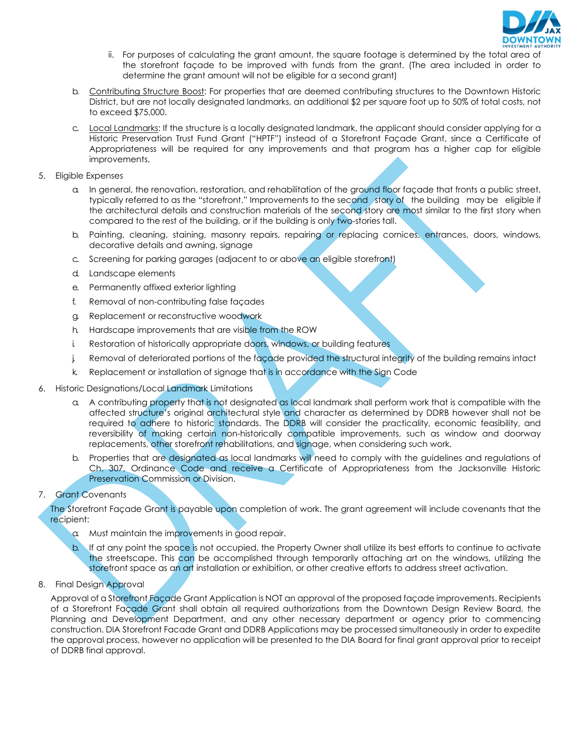ii. For purposes of calculating the grant amount, the square footage is determined by the total area of the storefront façade to be improved with funds from the grant. (The area included in order to determine the grant amount will not be eligible for a second grant)

b. <u>Contributing Structure Boost</u>: For properties that are deemed contributing structures to the Downtown Historic District, but are not locally designated landmarks, an additional $2 per square foot up to 50% of total costs, not to exceed $75,000.

c. <u>Local Landmarks</u>: If the structure is a locally designated landmark, the applicant should consider applying for a Historic Preservation Trust Fund Grant ("HPTF") instead of a Storefront Façade Grant, since a Certificate of Appropriateness will be required for any improvements and that program has a higher cap for eligible improvements.

5. Eligible Expenses

   a. In general, the renovation, restoration, and rehabilitation of the ground floor façade that fronts a public street, typically referred to as the "storefront." Improvements to the second story of the building may be eligible if the architectural details and construction materials of the second story are most similar to the first story when compared to the rest of the building, or if the building is only two-stories tall.

   b. Painting, cleaning, staining, masonry repairs, repairing or replacing cornices, entrances, doors, windows, decorative details and awning, signage

   c. Screening for parking garages (adjacent to or above an eligible storefront)

   d. Landscape elements

   e. Permanently affixed exterior lighting

   f. Removal of non-contributing false façades

   g. Replacement or reconstructive woodwork

   h. Hardscape improvements that are visible from the ROW

   i. Restoration of historically appropriate doors, windows, or building features

   j. Removal of deteriorated portions of the façade provided the structural integrity of the building remains intact

   k. Replacement or installation of signage that is in accordance with the Sign Code

6. Historic Designations/Local Landmark Limitations

   a. A contributing property that is not designated as local landmark shall perform work that is compatible with the affected structure's original architectural style and character as determined by DDRB however shall not be required to adhere to historic standards. The DDRB will consider the practicality, economic feasibility, and reversibility of making certain non-historically compatible improvements, such as window and doorway replacements, other storefront rehabilitations, and signage, when considering such work.

   b. Properties that are designated as local landmarks will need to comply with the guidelines and regulations of Ch. 307, Ordinance Code and receive a Certificate of Appropriateness from the Jacksonville Historic Preservation Commission or Division.

7. Grant Covenants

The Storefront Façade Grant is payable upon completion of work. The grant agreement will include covenants that the recipient:

   a. Must maintain the improvements in good repair.

   b. If at any point the space is not occupied, the Property Owner shall utilize its best efforts to continue to activate the streetscape. This can be accomplished through temporarily attaching art on the windows, utilizing the storefront space as an art installation or exhibition, or other creative efforts to address street activation.

8. Final Design Approval

Approval of a Storefront Façade Grant Application is NOT an approval of the proposed façade improvements. Recipients of a Storefront Façade Grant shall obtain all required authorizations from the Downtown Design Review Board, the Planning and Development Department, and any other necessary department or agency prior to commencing construction. DIA Storefront Facade Grant and DDRB Applications may be processed simultaneously in order to expedite the approval process, however no application will be presented to the DIA Board for final grant approval prior to receipt of DDRB final approval.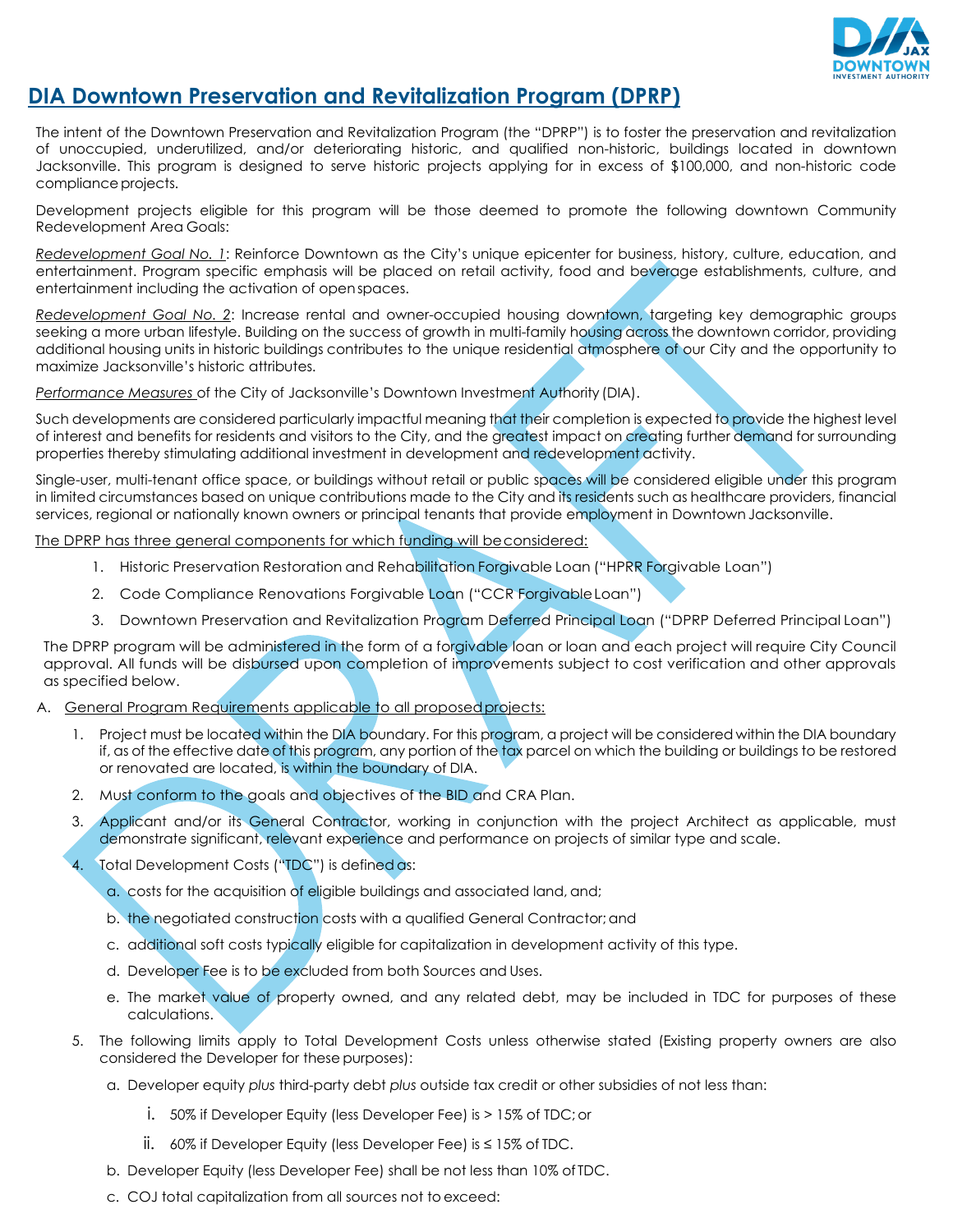# DIA Downtown Preservation and Revitalization Program (DPRP)

The intent of the Downtown Preservation and Revitalization Program (the "DPRP") is to foster the preservation and revitalization of unoccupied, underutilized, and/or deteriorating historic, and qualified non-historic, buildings located in downtown Jacksonville. This program is designed to serve historic projects applying for in excess of $100,000, and non-historic code compliance projects.

Development projects eligible for this program will be those deemed to promote the following downtown Community Redevelopment Area Goals:

*Redevelopment Goal No. 1*: Reinforce Downtown as the City's unique epicenter for business, history, culture, education, and entertainment. Program specific emphasis will be placed on retail activity, food and beverage establishments, culture, and entertainment including the activation of open spaces.

*Redevelopment Goal No. 2*: Increase rental and owner-occupied housing downtown, targeting key demographic groups seeking a more urban lifestyle. Building on the success of growth in multi-family housing across the downtown corridor, providing additional housing units in historic buildings contributes to the unique residential atmosphere of our City and the opportunity to maximize Jacksonville's historic attributes.

*Performance Measures* of the City of Jacksonville's Downtown Investment Authority (DIA).

Such developments are considered particularly impactful meaning that their completion is expected to provide the highest level of interest and benefits for residents and visitors to the City, and the greatest impact on creating further demand for surrounding properties thereby stimulating additional investment in development and redevelopment activity.

Single-user, multi-tenant office space, or buildings without retail or public spaces will be considered eligible under this program in limited circumstances based on unique contributions made to the City and its residents such as healthcare providers, financial services, regional or nationally known owners or principal tenants that provide employment in Downtown Jacksonville.

The DPRP has three general components for which funding will be considered:

1. Historic Preservation Restoration and Rehabilitation Forgivable Loan ("HPRR Forgivable Loan")
2. Code Compliance Renovations Forgivable Loan ("CCR Forgivable Loan")
3. Downtown Preservation and Revitalization Program Deferred Principal Loan ("DPRP Deferred Principal Loan")

The DPRP program will be administered in the form of a forgivable loan or loan and each project will require City Council approval. All funds will be disbursed upon completion of improvements subject to cost verification and other approvals as specified below.

A. General Program Requirements applicable to all proposed projects:

   1. Project must be located within the DIA boundary. For this program, a project will be considered within the DIA boundary if, as of the effective date of this program, any portion of the tax parcel on which the building or buildings to be restored or renovated are located, is within the boundary of DIA.
   2. Must conform to the goals and objectives of the BID and CRA Plan.
   3. Applicant and/or its General Contractor, working in conjunction with the project Architect as applicable, must demonstrate significant, relevant experience and performance on projects of similar type and scale.
   4. Total Development Costs ("TDC") is defined as:
      a. costs for the acquisition of eligible buildings and associated land, and;
      b. the negotiated construction costs with a qualified General Contractor; and
      c. additional soft costs typically eligible for capitalization in development activity of this type.
      d. Developer Fee is to be excluded from both Sources and Uses.
      e. The market value of property owned, and any related debt, may be included in TDC for purposes of these calculations.
   5. The following limits apply to Total Development Costs unless otherwise stated (Existing property owners are also considered the Developer for these purposes):
      a. Developer equity *plus* third-party debt *plus* outside tax credit or other subsidies of not less than:
         i. 50% if Developer Equity (less Developer Fee) is > 15% of TDC; or
         ii. 60% if Developer Equity (less Developer Fee) is ≤ 15% of TDC.
      b. Developer Equity (less Developer Fee) shall be not less than 10% of TDC.
      c. COJ total capitalization from all sources not to exceed: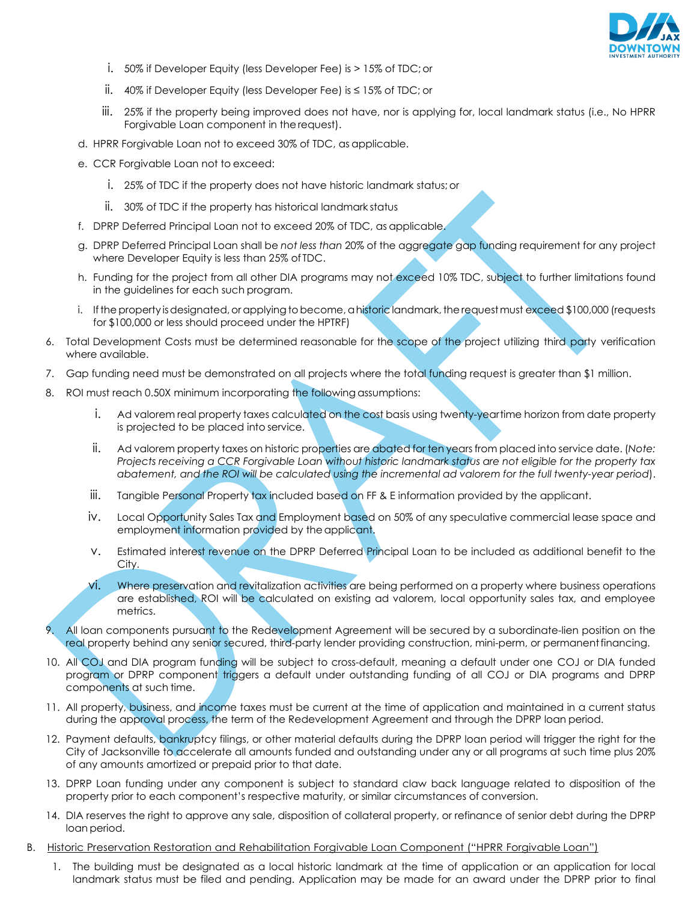i. 50% if Developer Equity (less Developer Fee) is > 15% of TDC; or

   ii. 40% if Developer Equity (less Developer Fee) is ≤ 15% of TDC; or

   iii. 25% if the property being improved does not have, nor is applying for, local landmark status (i.e., No HPRR Forgivable Loan component in the request).

d. HPRR Forgivable Loan not to exceed 30% of TDC, as applicable.

e. CCR Forgivable Loan not to exceed:

   i. 25% of TDC if the property does not have historic landmark status; or

   ii. 30% of TDC if the property has historical landmark status

f. DPRP Deferred Principal Loan not to exceed 20% of TDC, as applicable.

g. DPRP Deferred Principal Loan shall be *not less than* 20% of the aggregate gap funding requirement for any project where Developer Equity is less than 25% of TDC.

h. Funding for the project from all other DIA programs may not exceed 10% TDC, subject to further limitations found in the guidelines for each such program.

i. If the property is designated, or applying to become, a historic landmark, the request must exceed $100,000 (requests for $100,000 or less should proceed under the HPTRF)

6. Total Development Costs must be determined reasonable for the scope of the project utilizing third party verification where available.

7. Gap funding need must be demonstrated on all projects where the total funding request is greater than $1 million.

8. ROI must reach 0.50X minimum incorporating the following assumptions:

   i. Ad valorem real property taxes calculated on the cost basis using twenty-year time horizon from date property is projected to be placed into service.

   ii. Ad valorem property taxes on historic properties are abated for ten years from placed into service date. (*Note: Projects receiving a CCR Forgivable Loan without historic landmark status are not eligible for the property tax abatement, and the ROI will be calculated using the incremental ad valorem for the full twenty-year period*).

   iii. Tangible Personal Property tax included based on FF & E information provided by the applicant.

   iv. Local Opportunity Sales Tax and Employment based on 50% of any speculative commercial lease space and employment information provided by the applicant.

   v. Estimated interest revenue on the DPRP Deferred Principal Loan to be included as additional benefit to the City.

   vi. Where preservation and revitalization activities are being performed on a property where business operations are established, ROI will be calculated on existing ad valorem, local opportunity sales tax, and employee metrics.

9. All loan components pursuant to the Redevelopment Agreement will be secured by a subordinate-lien position on the real property behind any senior secured, third-party lender providing construction, mini-perm, or permanent financing.

10. All COJ and DIA program funding will be subject to cross-default, meaning a default under one COJ or DIA funded program or DPRP component triggers a default under outstanding funding of all COJ or DIA programs and DPRP components at such time.

11. All property, business, and income taxes must be current at the time of application and maintained in a current status during the approval process, the term of the Redevelopment Agreement and through the DPRP loan period.

12. Payment defaults, bankruptcy filings, or other material defaults during the DPRP loan period will trigger the right for the City of Jacksonville to accelerate all amounts funded and outstanding under any or all programs at such time plus 20% of any amounts amortized or prepaid prior to that date.

13. DPRP Loan funding under any component is subject to standard claw back language related to disposition of the property prior to each component's respective maturity, or similar circumstances of conversion.

14. DIA reserves the right to approve any sale, disposition of collateral property, or refinance of senior debt during the DPRP loan period.

B. Historic Preservation Restoration and Rehabilitation Forgivable Loan Component ("HPRR Forgivable Loan")

1. The building must be designated as a local historic landmark at the time of application or an application for local landmark status must be filed and pending. Application may be made for an award under the DPRP prior to final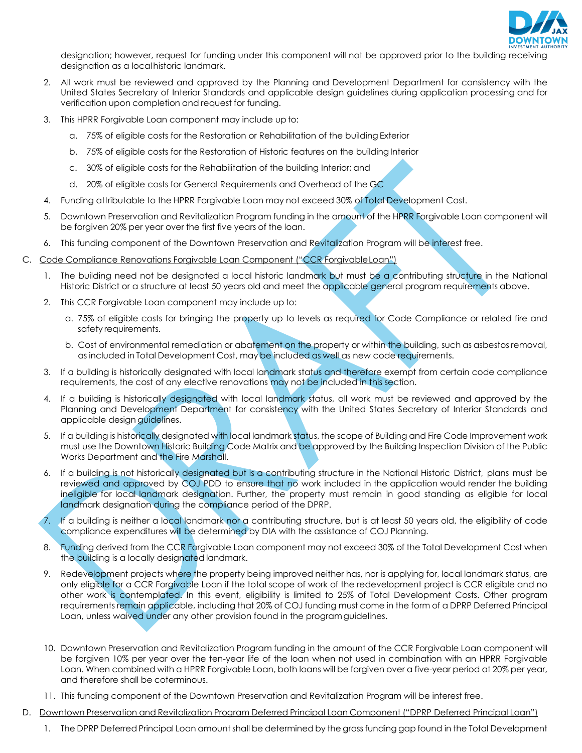designation; however, request for funding under this component will not be approved prior to the building receiving designation as a local historic landmark.

2. All work must be reviewed and approved by the Planning and Development Department for consistency with the United States Secretary of Interior Standards and applicable design guidelines during application processing and for verification upon completion and request for funding.
3. This HPRR Forgivable Loan component may include up to:
   a. 75% of eligible costs for the Restoration or Rehabilitation of the building Exterior
   b. 75% of eligible costs for the Restoration of Historic features on the building Interior
   c. 30% of eligible costs for the Rehabilitation of the building Interior; and
   d. 20% of eligible costs for General Requirements and Overhead of the GC
4. Funding attributable to the HPRR Forgivable Loan may not exceed 30% of Total Development Cost.
5. Downtown Preservation and Revitalization Program funding in the amount of the HPRR Forgivable Loan component will be forgiven 20% per year over the first five years of the loan.
6. This funding component of the Downtown Preservation and Revitalization Program will be interest free.

C. <u>Code Compliance Renovations Forgivable Loan Component ("CCR Forgivable Loan")</u>

1. The building need not be designated a local historic landmark but must be a contributing structure in the National Historic District or a structure at least 50 years old and meet the applicable general program requirements above.
2. This CCR Forgivable Loan component may include up to:
   a. 75% of eligible costs for bringing the property up to levels as required for Code Compliance or related fire and safety requirements.
   b. Cost of environmental remediation or abatement on the property or within the building, such as asbestos removal, as included in Total Development Cost, may be included as well as new code requirements.
3. If a building is historically designated with local landmark status and therefore exempt from certain code compliance requirements, the cost of any elective renovations may not be included in this section.
4. If a building is historically designated with local landmark status, all work must be reviewed and approved by the Planning and Development Department for consistency with the United States Secretary of Interior Standards and applicable design guidelines.
5. If a building is historically designated with local landmark status, the scope of Building and Fire Code Improvement work must use the Downtown Historic Building Code Matrix and be approved by the Building Inspection Division of the Public Works Department and the Fire Marshall.
6. If a building is not historically designated but is a contributing structure in the National Historic District, plans must be reviewed and approved by COJ PDD to ensure that no work included in the application would render the building ineligible for local landmark designation. Further, the property must remain in good standing as eligible for local landmark designation during the compliance period of the DPRP.
7. If a building is neither a local landmark nor a contributing structure, but is at least 50 years old, the eligibility of code compliance expenditures will be determined by DIA with the assistance of COJ Planning.
8. Funding derived from the CCR Forgivable Loan component may not exceed 30% of the Total Development Cost when the building is a locally designated landmark.
9. Redevelopment projects where the property being improved neither has, nor is applying for, local landmark status, are only eligible for a CCR Forgivable Loan if the total scope of work of the redevelopment project is CCR eligible and no other work is contemplated. In this event, eligibility is limited to 25% of Total Development Costs. Other program requirements remain applicable, including that 20% of COJ funding must come in the form of a DPRP Deferred Principal Loan, unless waived under any other provision found in the program guidelines.
10. Downtown Preservation and Revitalization Program funding in the amount of the CCR Forgivable Loan component will be forgiven 10% per year over the ten-year life of the loan when not used in combination with an HPRR Forgivable Loan. When combined with a HPRR Forgivable Loan, both loans will be forgiven over a five-year period at 20% per year, and therefore shall be coterminous.
11. This funding component of the Downtown Preservation and Revitalization Program will be interest free.

D. <u>Downtown Preservation and Revitalization Program Deferred Principal Loan Component ("DPRP Deferred Principal Loan")</u>

1. The DPRP Deferred Principal Loan amount shall be determined by the gross funding gap found in the Total Development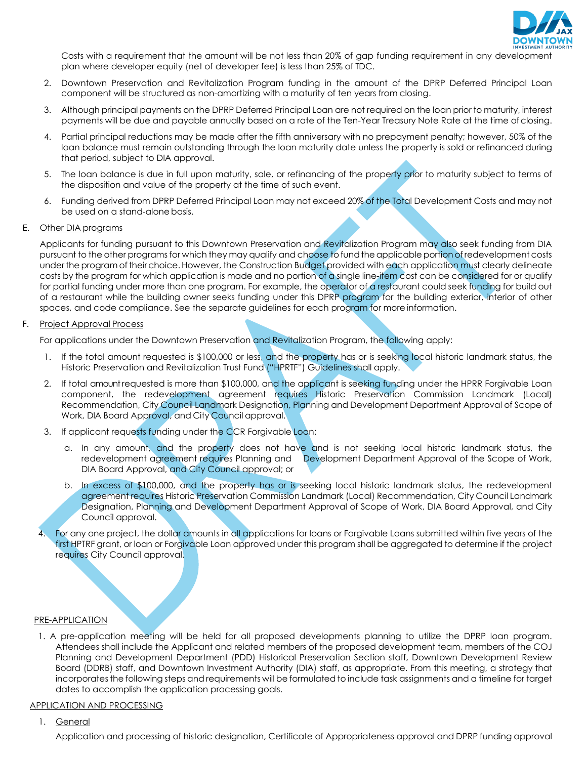Costs with a requirement that the amount will be not less than 20% of gap funding requirement in any development plan where developer equity (net of developer fee) is less than 25% of TDC.

2. Downtown Preservation and Revitalization Program funding in the amount of the DPRP Deferred Principal Loan component will be structured as non-amortizing with a maturity of ten years from closing.
3. Although principal payments on the DPRP Deferred Principal Loan are not required on the loan prior to maturity, interest payments will be due and payable annually based on a rate of the Ten-Year Treasury Note Rate at the time of closing.
4. Partial principal reductions may be made after the fifth anniversary with no prepayment penalty; however, 50% of the loan balance must remain outstanding through the loan maturity date unless the property is sold or refinanced during that period, subject to DIA approval.
5. The loan balance is due in full upon maturity, sale, or refinancing of the property prior to maturity subject to terms of the disposition and value of the property at the time of such event.
6. Funding derived from DPRP Deferred Principal Loan may not exceed 20% of the Total Development Costs and may not be used on a stand-alone basis.

E. Other DIA programs

Applicants for funding pursuant to this Downtown Preservation and Revitalization Program may also seek funding from DIA pursuant to the other programs for which they may qualify and choose to fund the applicable portion of redevelopment costs under the program of their choice. However, the Construction Budget provided with each application must clearly delineate costs by the program for which application is made and no portion of a single line-item cost can be considered for or qualify for partial funding under more than one program. For example, the operator of a restaurant could seek funding for build out of a restaurant while the building owner seeks funding under this DPRP program for the building exterior, interior of other spaces, and code compliance. See the separate guidelines for each program for more information.

F. Project Approval Process

For applications under the Downtown Preservation and Revitalization Program, the following apply:

1. If the total amount requested is $100,000 or less, and the property has or is seeking local historic landmark status, the Historic Preservation and Revitalization Trust Fund ("HPRTF") Guidelines shall apply.
2. If total amount requested is more than $100,000, and the applicant is seeking funding under the HPRR Forgivable Loan component, the redevelopment agreement requires Historic Preservation Commission Landmark (Local) Recommendation, City Council Landmark Designation, Planning and Development Department Approval of Scope of Work, DIA Board Approval, and City Council approval.
3. If applicant requests funding under the CCR Forgivable Loan:
   a. In any amount, and the property does not have and is not seeking local historic landmark status, the redevelopment agreement requires Planning and Development Department Approval of the Scope of Work, DIA Board Approval, and City Council approval; or
   b. In excess of $100,000, and the property has or is seeking local historic landmark status, the redevelopment agreement requires Historic Preservation Commission Landmark (Local) Recommendation, City Council Landmark Designation, Planning and Development Department Approval of Scope of Work, DIA Board Approval, and City Council approval.
4. For any one project, the dollar amounts in all applications for loans or Forgivable Loans submitted within five years of the first HPTRF grant, or loan or Forgivable Loan approved under this program shall be aggregated to determine if the project requires City Council approval.

PRE-APPLICATION

1. A pre-application meeting will be held for all proposed developments planning to utilize the DPRP loan program. Attendees shall include the Applicant and related members of the proposed development team, members of the COJ Planning and Development Department (PDD) Historical Preservation Section staff, Downtown Development Review Board (DDRB) staff, and Downtown Investment Authority (DIA) staff, as appropriate. From this meeting, a strategy that incorporates the following steps and requirements will be formulated to include task assignments and a timeline for target dates to accomplish the application processing goals.

APPLICATION AND PROCESSING

1. General

Application and processing of historic designation, Certificate of Appropriateness approval and DPRP funding approval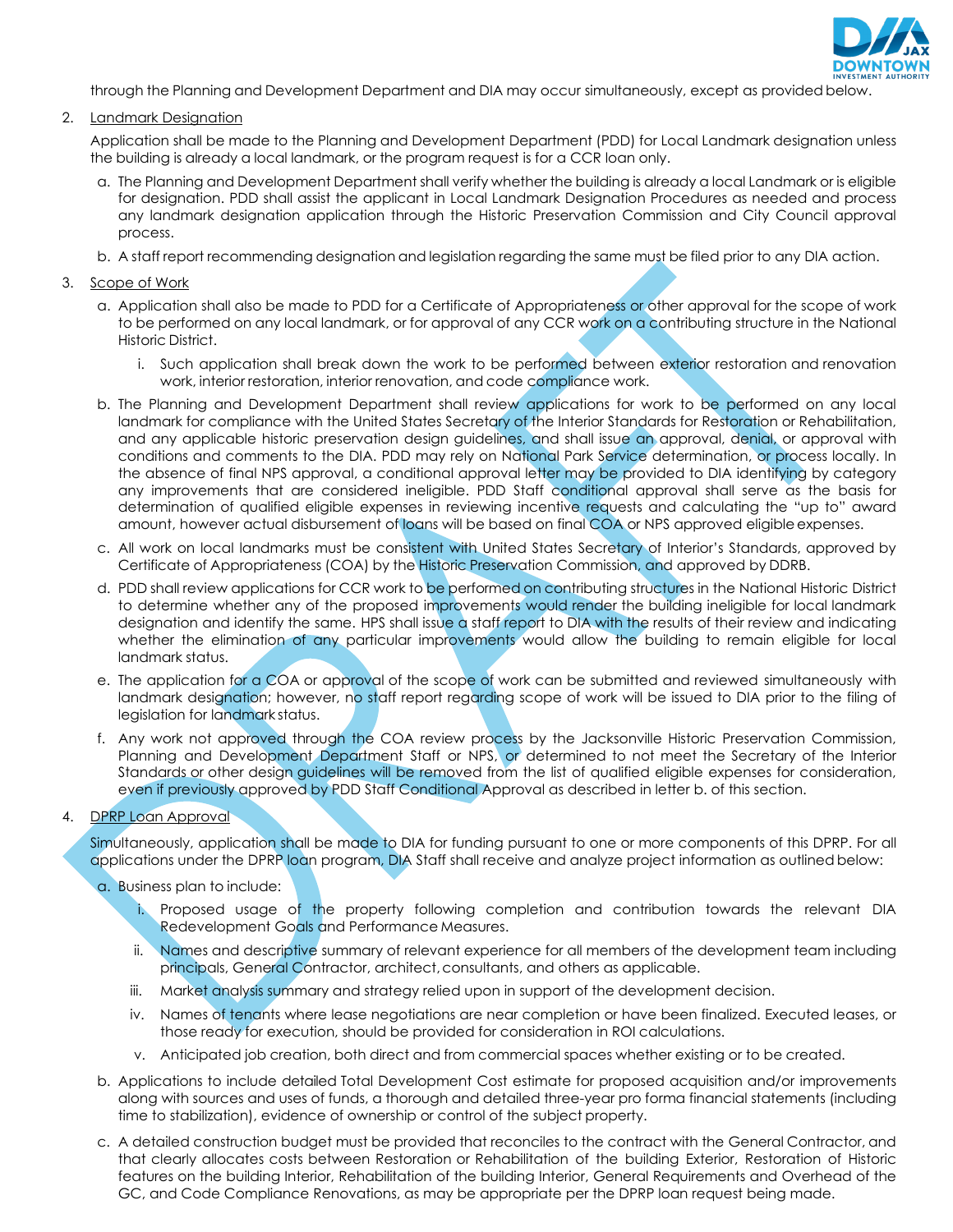through the Planning and Development Department and DIA may occur simultaneously, except as provided below.

2. Landmark Designation

   Application shall be made to the Planning and Development Department (PDD) for Local Landmark designation unless the building is already a local landmark, or the program request is for a CCR loan only.

   a. The Planning and Development Department shall verify whether the building is already a local Landmark or is eligible for designation. PDD shall assist the applicant in Local Landmark Designation Procedures as needed and process any landmark designation application through the Historic Preservation Commission and City Council approval process.

   b. A staff report recommending designation and legislation regarding the same must be filed prior to any DIA action.

3. Scope of Work

   a. Application shall also be made to PDD for a Certificate of Appropriateness or other approval for the scope of work to be performed on any local landmark, or for approval of any CCR work on a contributing structure in the National Historic District.

      i. Such application shall break down the work to be performed between exterior restoration and renovation work, interior restoration, interior renovation, and code compliance work.

   b. The Planning and Development Department shall review applications for work to be performed on any local landmark for compliance with the United States Secretary of the Interior Standards for Restoration or Rehabilitation, and any applicable historic preservation design guidelines, and shall issue an approval, denial, or approval with conditions and comments to the DIA. PDD may rely on National Park Service determination, or process locally. In the absence of final NPS approval, a conditional approval letter may be provided to DIA identifying by category any improvements that are considered ineligible. PDD Staff conditional approval shall serve as the basis for determination of qualified eligible expenses in reviewing incentive requests and calculating the "up to" award amount, however actual disbursement of loans will be based on final COA or NPS approved eligible expenses.

   c. All work on local landmarks must be consistent with United States Secretary of Interior's Standards, approved by Certificate of Appropriateness (COA) by the Historic Preservation Commission, and approved by DDRB.

   d. PDD shall review applications for CCR work to be performed on contributing structures in the National Historic District to determine whether any of the proposed improvements would render the building ineligible for local landmark designation and identify the same. HPS shall issue a staff report to DIA with the results of their review and indicating whether the elimination of any particular improvements would allow the building to remain eligible for local landmark status.

   e. The application for a COA or approval of the scope of work can be submitted and reviewed simultaneously with landmark designation; however, no staff report regarding scope of work will be issued to DIA prior to the filing of legislation for landmark status.

   f. Any work not approved through the COA review process by the Jacksonville Historic Preservation Commission, Planning and Development Department Staff or NPS, or determined to not meet the Secretary of the Interior Standards or other design guidelines will be removed from the list of qualified eligible expenses for consideration, even if previously approved by PDD Staff Conditional Approval as described in letter b. of this section.

4. DPRP Loan Approval

   Simultaneously, application shall be made to DIA for funding pursuant to one or more components of this DPRP. For all applications under the DPRP loan program, DIA Staff shall receive and analyze project information as outlined below:

   a. Business plan to include:

      i. Proposed usage of the property following completion and contribution towards the relevant DIA Redevelopment Goals and Performance Measures.

      ii. Names and descriptive summary of relevant experience for all members of the development team including principals, General Contractor, architect, consultants, and others as applicable.

      iii. Market analysis summary and strategy relied upon in support of the development decision.

      iv. Names of tenants where lease negotiations are near completion or have been finalized. Executed leases, or those ready for execution, should be provided for consideration in ROI calculations.

      v. Anticipated job creation, both direct and from commercial spaces whether existing or to be created.

   b. Applications to include detailed Total Development Cost estimate for proposed acquisition and/or improvements along with sources and uses of funds, a thorough and detailed three-year pro forma financial statements (including time to stabilization), evidence of ownership or control of the subject property.

   c. A detailed construction budget must be provided that reconciles to the contract with the General Contractor, and that clearly allocates costs between Restoration or Rehabilitation of the building Exterior, Restoration of Historic features on the building Interior, Rehabilitation of the building Interior, General Requirements and Overhead of the GC, and Code Compliance Renovations, as may be appropriate per the DPRP loan request being made.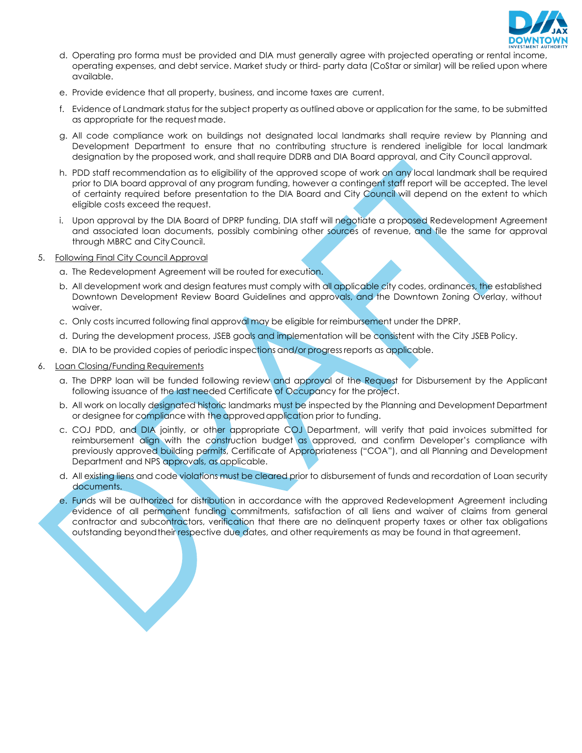d. Operating pro forma must be provided and DIA must generally agree with projected operating or rental income, operating expenses, and debt service. Market study or third- party data (CoStar or similar) will be relied upon where available.

e. Provide evidence that all property, business, and income taxes are current.

f. Evidence of Landmark status for the subject property as outlined above or application for the same, to be submitted as appropriate for the request made.

g. All code compliance work on buildings not designated local landmarks shall require review by Planning and Development Department to ensure that no contributing structure is rendered ineligible for local landmark designation by the proposed work, and shall require DDRB and DIA Board approval, and City Council approval.

h. PDD staff recommendation as to eligibility of the approved scope of work on any local landmark shall be required prior to DIA board approval of any program funding, however a contingent staff report will be accepted. The level of certainty required before presentation to the DIA Board and City Council will depend on the extent to which eligible costs exceed the request.

i. Upon approval by the DIA Board of DPRP funding, DIA staff will negotiate a proposed Redevelopment Agreement and associated loan documents, possibly combining other sources of revenue, and file the same for approval through MBRC and City Council.

5. Following Final City Council Approval

   a. The Redevelopment Agreement will be routed for execution.

   b. All development work and design features must comply with all applicable city codes, ordinances, the established Downtown Development Review Board Guidelines and approvals, and the Downtown Zoning Overlay, without waiver.

   c. Only costs incurred following final approval may be eligible for reimbursement under the DPRP.

   d. During the development process, JSEB goals and implementation will be consistent with the City JSEB Policy.

   e. DIA to be provided copies of periodic inspections and/or progress reports as applicable.

6. Loan Closing/Funding Requirements

   a. The DPRP loan will be funded following review and approval of the Request for Disbursement by the Applicant following issuance of the last needed Certificate of Occupancy for the project.

   b. All work on locally designated historic landmarks must be inspected by the Planning and Development Department or designee for compliance with the approved application prior to funding.

   c. COJ PDD, and DIA jointly, or other appropriate COJ Department, will verify that paid invoices submitted for reimbursement align with the construction budget as approved, and confirm Developer's compliance with previously approved building permits, Certificate of Appropriateness ("COA"), and all Planning and Development Department and NPS approvals, as applicable.

   d. All existing liens and code violations must be cleared prior to disbursement of funds and recordation of Loan security documents.

   e. Funds will be authorized for distribution in accordance with the approved Redevelopment Agreement including evidence of all permanent funding commitments, satisfaction of all liens and waiver of claims from general contractor and subcontractors, verification that there are no delinquent property taxes or other tax obligations outstanding beyond their respective due dates, and other requirements as may be found in that agreement.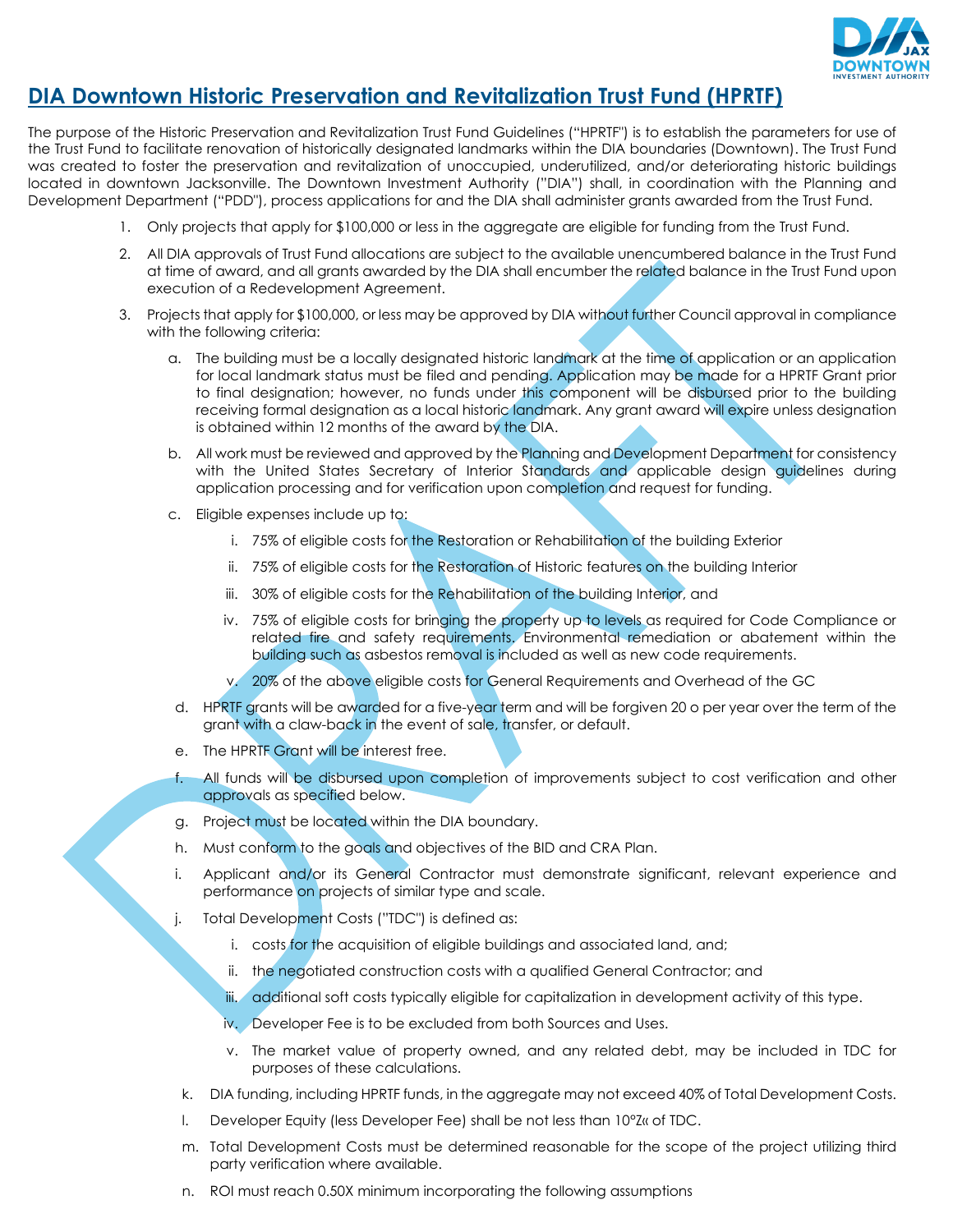## DIA Downtown Historic Preservation and Revitalization Trust Fund (HPRTF)

The purpose of the Historic Preservation and Revitalization Trust Fund Guidelines ("HPRTF") is to establish the parameters for use of the Trust Fund to facilitate renovation of historically designated landmarks within the DIA boundaries (Downtown). The Trust Fund was created to foster the preservation and revitalization of unoccupied, underutilized, and/or deteriorating historic buildings located in downtown Jacksonville. The Downtown Investment Authority ("DIA") shall, in coordination with the Planning and Development Department ("PDD"), process applications for and the DIA shall administer grants awarded from the Trust Fund.

1. Only projects that apply for $100,000 or less in the aggregate are eligible for funding from the Trust Fund.
2. All DIA approvals of Trust Fund allocations are subject to the available unencumbered balance in the Trust Fund at time of award, and all grants awarded by the DIA shall encumber the related balance in the Trust Fund upon execution of a Redevelopment Agreement.
3. Projects that apply for $100,000, or less may be approved by DIA without further Council approval in compliance with the following criteria:
   a. The building must be a locally designated historic landmark at the time of application or an application for local landmark status must be filed and pending. Application may be made for a HPRTF Grant prior to final designation; however, no funds under this component will be disbursed prior to the building receiving formal designation as a local historic landmark. Any grant award will expire unless designation is obtained within 12 months of the award by the DIA.
   b. All work must be reviewed and approved by the Planning and Development Department for consistency with the United States Secretary of Interior Standards and applicable design guidelines during application processing and for verification upon completion and request for funding.
   c. Eligible expenses include up to:
      i. 75% of eligible costs for the Restoration or Rehabilitation of the building Exterior
      ii. 75% of eligible costs for the Restoration of Historic features on the building Interior
      iii. 30% of eligible costs for the Rehabilitation of the building Interior, and
      iv. 75% of eligible costs for bringing the property up to levels as required for Code Compliance or related fire and safety requirements. Environmental remediation or abatement within the building such as asbestos removal is included as well as new code requirements.
      v. 20% of the above eligible costs for General Requirements and Overhead of the GC
   d. HPRTF grants will be awarded for a five-year term and will be forgiven 20 o per year over the term of the grant with a claw-back in the event of sale, transfer, or default.
   e. The HPRTF Grant will be interest free.
   f. All funds will be disbursed upon completion of improvements subject to cost verification and other approvals as specified below.
   g. Project must be located within the DIA boundary.
   h. Must conform to the goals and objectives of the BID and CRA Plan.
   i. Applicant and/or its General Contractor must demonstrate significant, relevant experience and performance on projects of similar type and scale.
   j. Total Development Costs ("TDC") is defined as:
      i. costs for the acquisition of eligible buildings and associated land, and;
      ii. the negotiated construction costs with a qualified General Contractor; and
      iii. additional soft costs typically eligible for capitalization in development activity of this type.
      iv. Developer Fee is to be excluded from both Sources and Uses.
      v. The market value of property owned, and any related debt, may be included in TDC for purposes of these calculations.
   k. DIA funding, including HPRTF funds, in the aggregate may not exceed 40% of Total Development Costs.
   l. Developer Equity (less Developer Fee) shall be not less than 10°Z« of TDC.
   m. Total Development Costs must be determined reasonable for the scope of the project utilizing third party verification where available.
   n. ROI must reach 0.50X minimum incorporating the following assumptions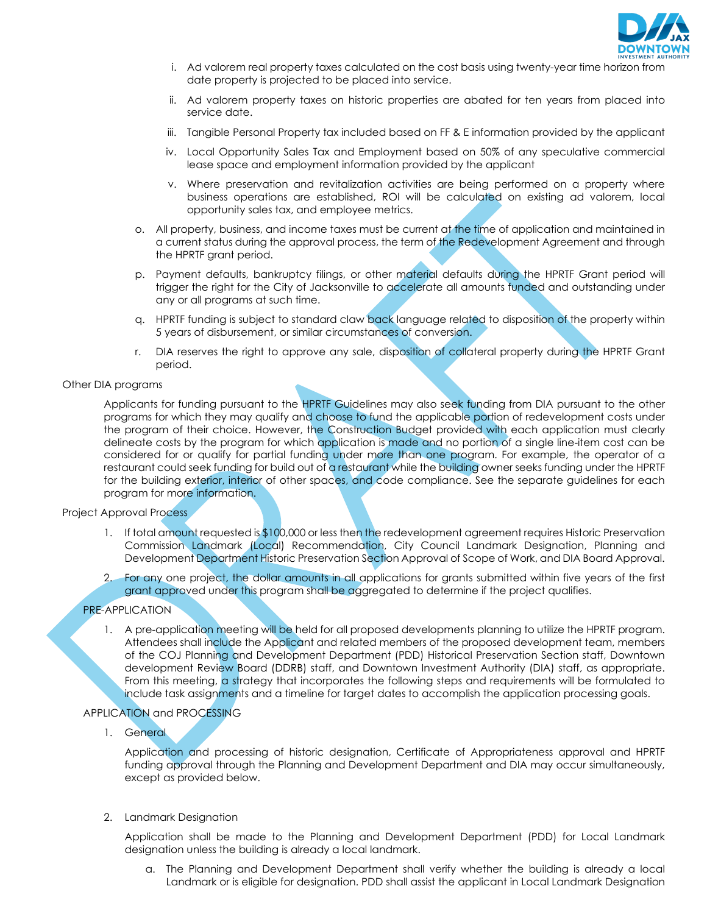i. Ad valorem real property taxes calculated on the cost basis using twenty-year time horizon from date property is projected to be placed into service.

ii. Ad valorem property taxes on historic properties are abated for ten years from placed into service date.

iii. Tangible Personal Property tax included based on FF & E information provided by the applicant

iv. Local Opportunity Sales Tax and Employment based on 50% of any speculative commercial lease space and employment information provided by the applicant

v. Where preservation and revitalization activities are being performed on a property where business operations are established, ROI will be calculated on existing ad valorem, local opportunity sales tax, and employee metrics.

o. All property, business, and income taxes must be current at the time of application and maintained in a current status during the approval process, the term of the Redevelopment Agreement and through the HPRTF grant period.

p. Payment defaults, bankruptcy filings, or other material defaults during the HPRTF Grant period will trigger the right for the City of Jacksonville to accelerate all amounts funded and outstanding under any or all programs at such time.

q. HPRTF funding is subject to standard claw back language related to disposition of the property within 5 years of disbursement, or similar circumstances of conversion.

r. DIA reserves the right to approve any sale, disposition of collateral property during the HPRTF Grant period.

Other DIA programs

Applicants for funding pursuant to the HPRTF Guidelines may also seek funding from DIA pursuant to the other programs for which they may qualify and choose to fund the applicable portion of redevelopment costs under the program of their choice. However, the Construction Budget provided with each application must clearly delineate costs by the program for which application is made and no portion of a single line-item cost can be considered for or qualify for partial funding under more than one program. For example, the operator of a restaurant could seek funding for build out of a restaurant while the building owner seeks funding under the HPRTF for the building exterior, interior of other spaces, and code compliance. See the separate guidelines for each program for more information.

Project Approval Process

1. If total amount requested is $100,000 or less then the redevelopment agreement requires Historic Preservation Commission Landmark (Local) Recommendation, City Council Landmark Designation, Planning and Development Department Historic Preservation Section Approval of Scope of Work, and DIA Board Approval.

2. For any one project, the dollar amounts in all applications for grants submitted within five years of the first grant approved under this program shall be aggregated to determine if the project qualifies.

PRE-APPLICATION

1. A pre-application meeting will be held for all proposed developments planning to utilize the HPRTF program. Attendees shall include the Applicant and related members of the proposed development team, members of the COJ Planning and Development Department (PDD) Historical Preservation Section staff, Downtown development Review Board (DDRB) staff, and Downtown Investment Authority (DIA) staff, as appropriate. From this meeting, a strategy that incorporates the following steps and requirements will be formulated to include task assignments and a timeline for target dates to accomplish the application processing goals.

APPLICATION and PROCESSING

1. General

Application and processing of historic designation, Certificate of Appropriateness approval and HPRTF funding approval through the Planning and Development Department and DIA may occur simultaneously, except as provided below.

2. Landmark Designation

Application shall be made to the Planning and Development Department (PDD) for Local Landmark designation unless the building is already a local landmark.

a. The Planning and Development Department shall verify whether the building is already a local Landmark or is eligible for designation. PDD shall assist the applicant in Local Landmark Designation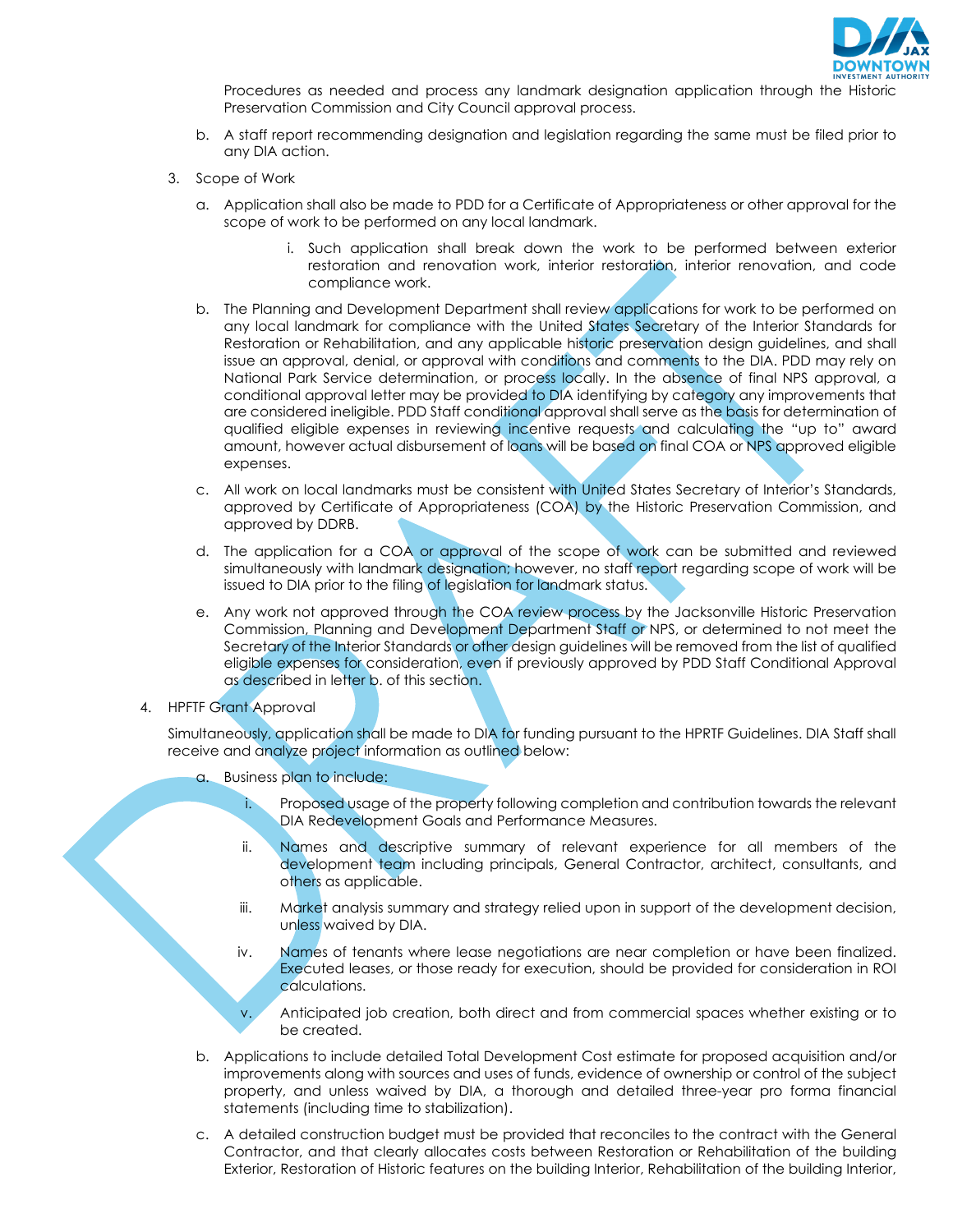Procedures as needed and process any landmark designation application through the Historic Preservation Commission and City Council approval process.

b. A staff report recommending designation and legislation regarding the same must be filed prior to any DIA action.

3. Scope of Work

   a. Application shall also be made to PDD for a Certificate of Appropriateness or other approval for the scope of work to be performed on any local landmark.

      i. Such application shall break down the work to be performed between exterior restoration and renovation work, interior restoration, interior renovation, and code compliance work.

   b. The Planning and Development Department shall review applications for work to be performed on any local landmark for compliance with the United States Secretary of the Interior Standards for Restoration or Rehabilitation, and any applicable historic preservation design guidelines, and shall issue an approval, denial, or approval with conditions and comments to the DIA. PDD may rely on National Park Service determination, or process locally. In the absence of final NPS approval, a conditional approval letter may be provided to DIA identifying by category any improvements that are considered ineligible. PDD Staff conditional approval shall serve as the basis for determination of qualified eligible expenses in reviewing incentive requests and calculating the "up to" award amount, however actual disbursement of loans will be based on final COA or NPS approved eligible expenses.

   c. All work on local landmarks must be consistent with United States Secretary of Interior's Standards, approved by Certificate of Appropriateness (COA) by the Historic Preservation Commission, and approved by DDRB.

   d. The application for a COA or approval of the scope of work can be submitted and reviewed simultaneously with landmark designation; however, no staff report regarding scope of work will be issued to DIA prior to the filing of legislation for landmark status.

   e. Any work not approved through the COA review process by the Jacksonville Historic Preservation Commission, Planning and Development Department Staff or NPS, or determined to not meet the Secretary of the Interior Standards or other design guidelines will be removed from the list of qualified eligible expenses for consideration, even if previously approved by PDD Staff Conditional Approval as described in letter b. of this section.

4. HPFTF Grant Approval

   Simultaneously, application shall be made to DIA for funding pursuant to the HPRTF Guidelines. DIA Staff shall receive and analyze project information as outlined below:

   a. Business plan to include:

      i. Proposed usage of the property following completion and contribution towards the relevant DIA Redevelopment Goals and Performance Measures.

      ii. Names and descriptive summary of relevant experience for all members of the development team including principals, General Contractor, architect, consultants, and others as applicable.

      iii. Market analysis summary and strategy relied upon in support of the development decision, unless waived by DIA.

      iv. Names of tenants where lease negotiations are near completion or have been finalized. Executed leases, or those ready for execution, should be provided for consideration in ROI calculations.

      v. Anticipated job creation, both direct and from commercial spaces whether existing or to be created.

   b. Applications to include detailed Total Development Cost estimate for proposed acquisition and/or improvements along with sources and uses of funds, evidence of ownership or control of the subject property, and unless waived by DIA, a thorough and detailed three-year pro forma financial statements (including time to stabilization).

   c. A detailed construction budget must be provided that reconciles to the contract with the General Contractor, and that clearly allocates costs between Restoration or Rehabilitation of the building Exterior, Restoration of Historic features on the building Interior, Rehabilitation of the building Interior,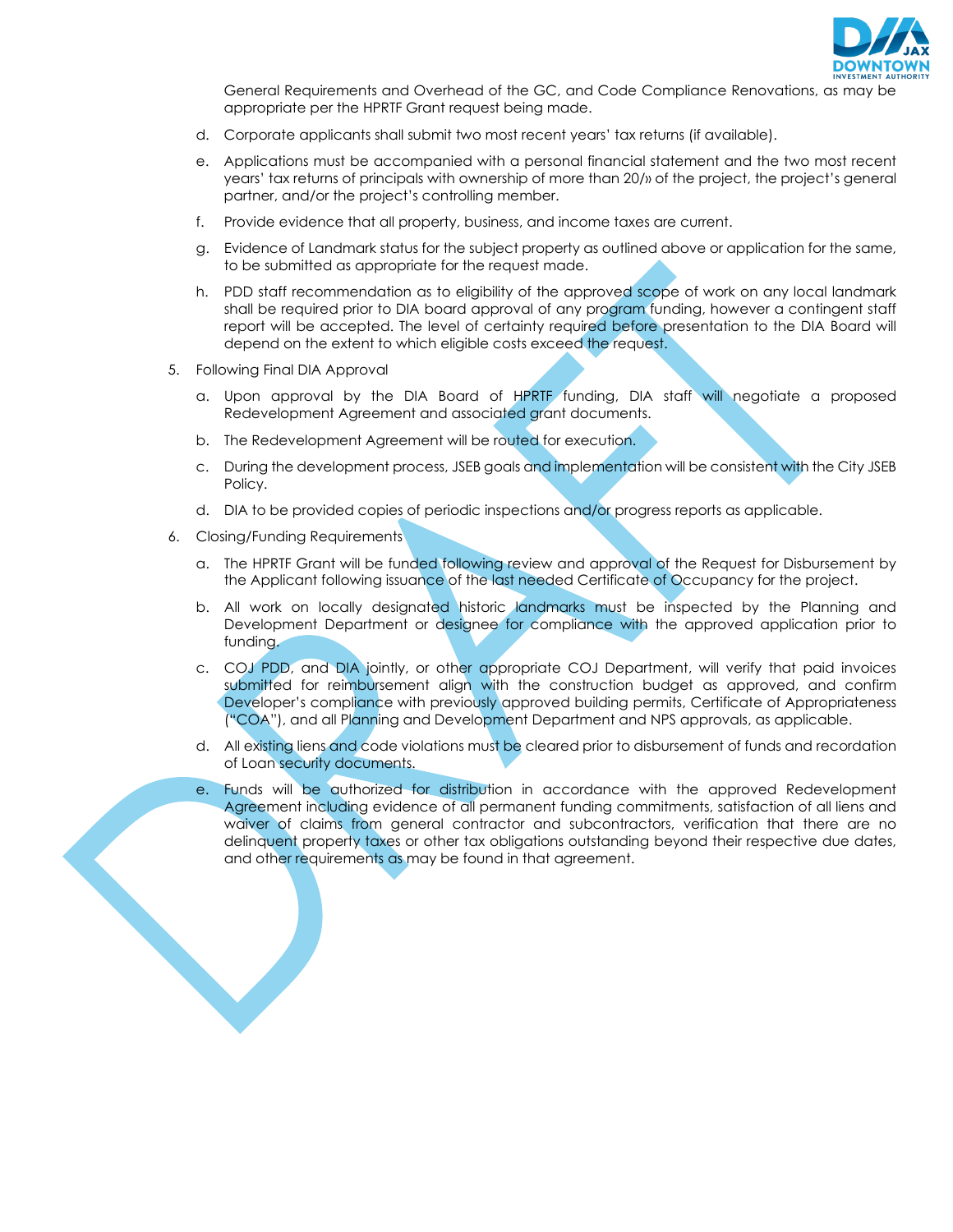General Requirements and Overhead of the GC, and Code Compliance Renovations, as may be appropriate per the HPRTF Grant request being made.

d. Corporate applicants shall submit two most recent years' tax returns (if available).

e. Applications must be accompanied with a personal financial statement and the two most recent years' tax returns of principals with ownership of more than 20/» of the project, the project's general partner, and/or the project's controlling member.

f. Provide evidence that all property, business, and income taxes are current.

g. Evidence of Landmark status for the subject property as outlined above or application for the same, to be submitted as appropriate for the request made.

h. PDD staff recommendation as to eligibility of the approved scope of work on any local landmark shall be required prior to DIA board approval of any program funding, however a contingent staff report will be accepted. The level of certainty required before presentation to the DIA Board will depend on the extent to which eligible costs exceed the request.

5. Following Final DIA Approval

   a. Upon approval by the DIA Board of HPRTF funding, DIA staff will negotiate a proposed Redevelopment Agreement and associated grant documents.

   b. The Redevelopment Agreement will be routed for execution.

   c. During the development process, JSEB goals and implementation will be consistent with the City JSEB Policy.

   d. DIA to be provided copies of periodic inspections and/or progress reports as applicable.

6. Closing/Funding Requirements

   a. The HPRTF Grant will be funded following review and approval of the Request for Disbursement by the Applicant following issuance of the last needed Certificate of Occupancy for the project.

   b. All work on locally designated historic landmarks must be inspected by the Planning and Development Department or designee for compliance with the approved application prior to funding.

   c. COJ PDD, and DIA jointly, or other appropriate COJ Department, will verify that paid invoices submitted for reimbursement align with the construction budget as approved, and confirm Developer's compliance with previously approved building permits, Certificate of Appropriateness ("COA"), and all Planning and Development Department and NPS approvals, as applicable.

   d. All existing liens and code violations must be cleared prior to disbursement of funds and recordation of Loan security documents.

   e. Funds will be authorized for distribution in accordance with the approved Redevelopment Agreement including evidence of all permanent funding commitments, satisfaction of all liens and waiver of claims from general contractor and subcontractors, verification that there are no delinquent property taxes or other tax obligations outstanding beyond their respective due dates, and other requirements as may be found in that agreement.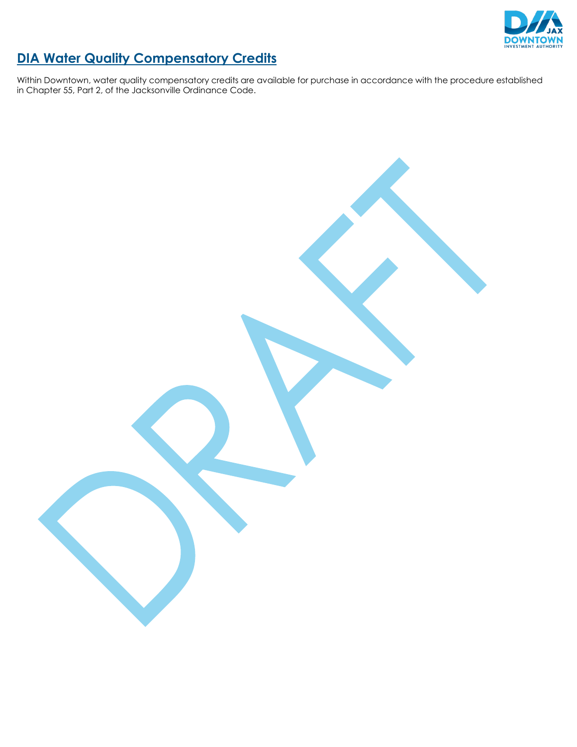## DIA Water Quality Compensatory Credits

Within Downtown, water quality compensatory credits are available for purchase in accordance with the procedure established in Chapter 55, Part 2, of the Jacksonville Ordinance Code.